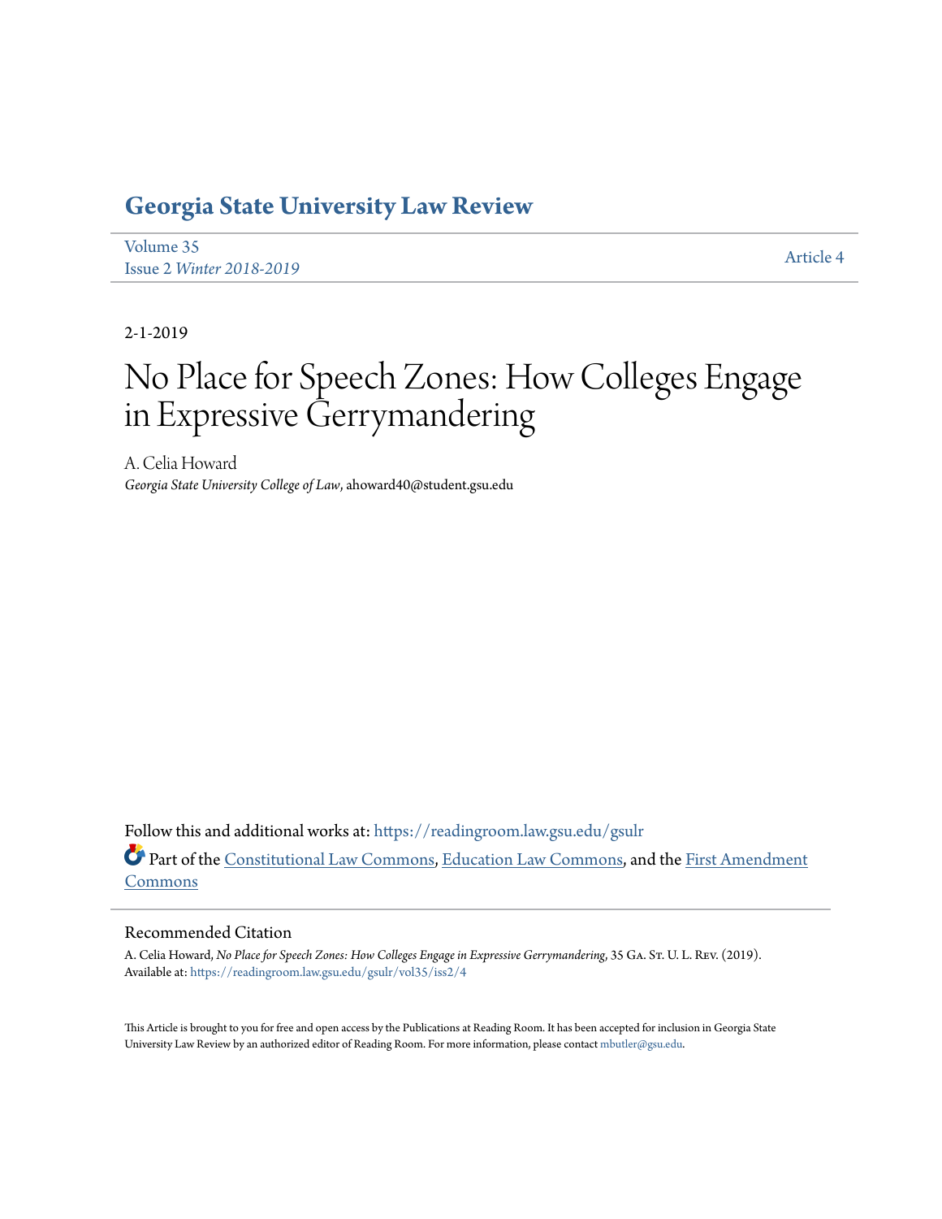# Georgia State University Law Review

Volume 35
Issue 2 *Winter 2018-2019*

Article 4

2-1-2019

# No Place for Speech Zones: How Colleges Engage in Expressive Gerrymandering

A. Celia Howard
*Georgia State University College of Law*, ahoward40@student.gsu.edu

Follow this and additional works at: https://readingroom.law.gsu.edu/gsulr

Part of the Constitutional Law Commons, Education Law Commons, and the First Amendment Commons

## Recommended Citation

A. Celia Howard, *No Place for Speech Zones: How Colleges Engage in Expressive Gerrymandering*, 35 Ga. St. U. L. Rev. (2019).
Available at: https://readingroom.law.gsu.edu/gsulr/vol35/iss2/4

This Article is brought to you for free and open access by the Publications at Reading Room. It has been accepted for inclusion in Georgia State University Law Review by an authorized editor of Reading Room. For more information, please contact mbutler@gsu.edu.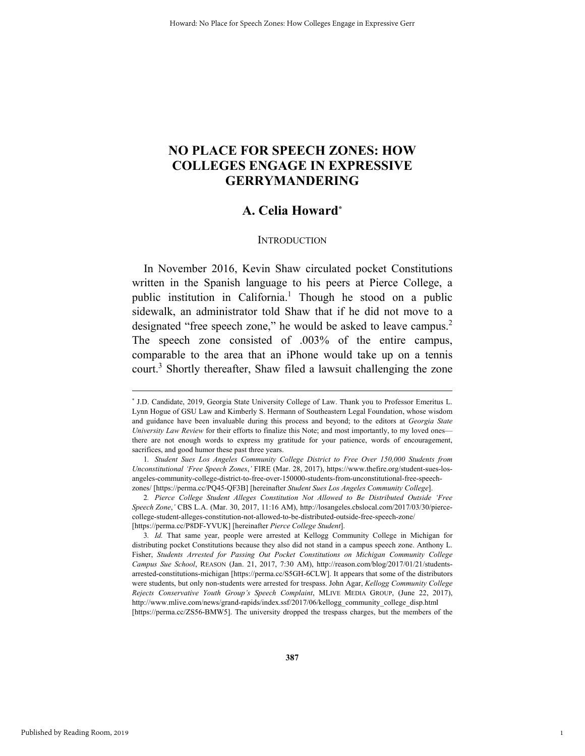# NO PLACE FOR SPEECH ZONES: HOW COLLEGES ENGAGE IN EXPRESSIVE GERRYMANDERING

## A. Celia Howard*

### INTRODUCTION

In November 2016, Kevin Shaw circulated pocket Constitutions written in the Spanish language to his peers at Pierce College, a public institution in California.[1] Though he stood on a public sidewalk, an administrator told Shaw that if he did not move to a designated "free speech zone," he would be asked to leave campus.[2] The speech zone consisted of .003% of the entire campus, comparable to the area that an iPhone would take up on a tennis court.[3] Shortly thereafter, Shaw filed a lawsuit challenging the zone

---

\* J.D. Candidate, 2019, Georgia State University College of Law. Thank you to Professor Emeritus L. Lynn Hogue of GSU Law and Kimberly S. Hermann of Southeastern Legal Foundation, whose wisdom and guidance have been invaluable during this process and beyond; to the editors at *Georgia State University Law Review* for their efforts to finalize this Note; and most importantly, to my loved ones—there are not enough words to express my gratitude for your patience, words of encouragement, sacrifices, and good humor these past three years.

1. *Student Sues Los Angeles Community College District to Free Over 150,000 Students from Unconstitutional 'Free Speech Zones*,*'* FIRE (Mar. 28, 2017), https://www.thefire.org/student-sues-los-angeles-community-college-district-to-free-over-150000-students-from-unconstitutional-free-speech-zones/ [https://perma.cc/PQ45-QF3B] [hereinafter *Student Sues Los Angeles Community College*].

2. *Pierce College Student Alleges Constitution Not Allowed to Be Distributed Outside 'Free Speech Zone*,*'* CBS L.A. (Mar. 30, 2017, 11:16 AM), http://losangeles.cbslocal.com/2017/03/30/pierce-college-student-alleges-constitution-not-allowed-to-be-distributed-outside-free-speech-zone/ [https://perma.cc/P8DF-YVUK] [hereinafter *Pierce College Student*].

3. *Id.* That same year, people were arrested at Kellogg Community College in Michigan for distributing pocket Constitutions because they also did not stand in a campus speech zone. Anthony L. Fisher, *Students Arrested for Passing Out Pocket Constitutions on Michigan Community College Campus Sue School*, REASON (Jan. 21, 2017, 7:30 AM), http://reason.com/blog/2017/01/21/students-arrested-constitutions-michigan [https://perma.cc/S5GH-6CLW]. It appears that some of the distributors were students, but only non-students were arrested for trespass. John Agar, *Kellogg Community College Rejects Conservative Youth Group's Speech Complaint*, MLIVE MEDIA GROUP, (June 22, 2017), http://www.mlive.com/news/grand-rapids/index.ssf/2017/06/kellogg_community_college_disp.html [https://perma.cc/ZS56-BMW5]. The university dropped the trespass charges, but the members of the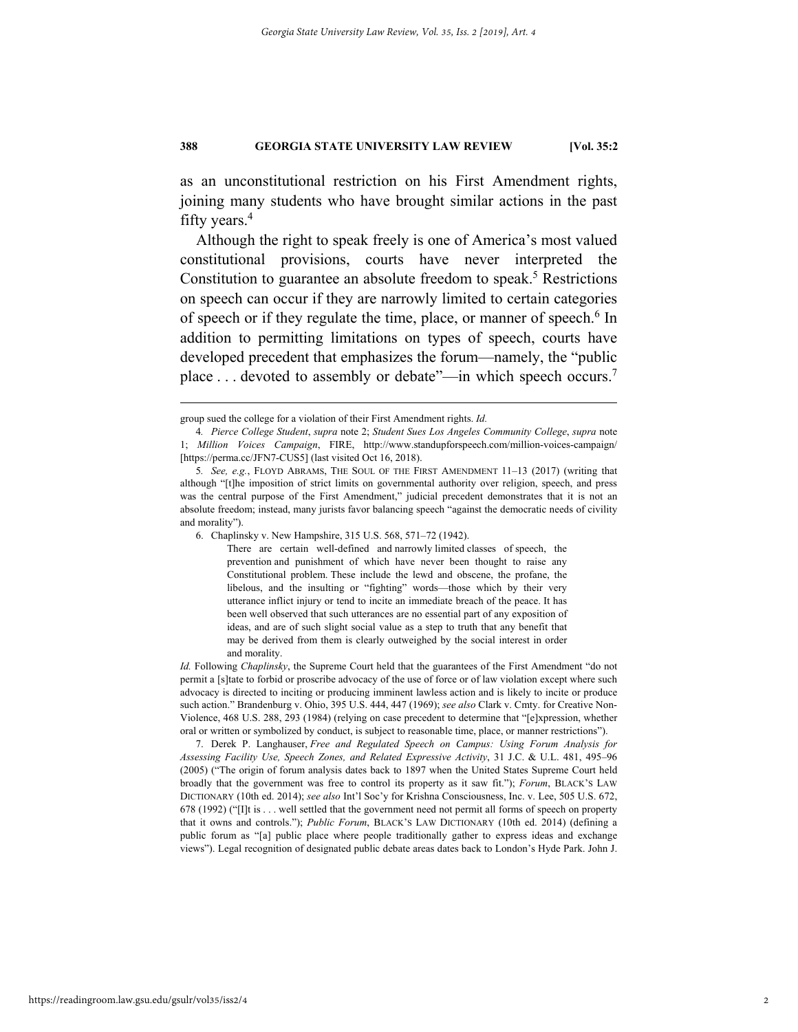as an unconstitutional restriction on his First Amendment rights, joining many students who have brought similar actions in the past fifty years.[4]

Although the right to speak freely is one of America's most valued constitutional provisions, courts have never interpreted the Constitution to guarantee an absolute freedom to speak.[5] Restrictions on speech can occur if they are narrowly limited to certain categories of speech or if they regulate the time, place, or manner of speech.[6] In addition to permitting limitations on types of speech, courts have developed precedent that emphasizes the forum—namely, the "public place . . . devoted to assembly or debate"—in which speech occurs.[7]

---

group sued the college for a violation of their First Amendment rights. *Id.*

4. *Pierce College Student*, *supra* note 2; *Student Sues Los Angeles Community College*, *supra* note 1; *Million Voices Campaign*, FIRE, http://www.standupforspeech.com/million-voices-campaign/ [https://perma.cc/JFN7-CUS5] (last visited Oct 16, 2018).

5. *See, e.g.*, FLOYD ABRAMS, THE SOUL OF THE FIRST AMENDMENT 11–13 (2017) (writing that although "[t]he imposition of strict limits on governmental authority over religion, speech, and press was the central purpose of the First Amendment," judicial precedent demonstrates that it is not an absolute freedom; instead, many jurists favor balancing speech "against the democratic needs of civility and morality").

6. Chaplinsky v. New Hampshire, 315 U.S. 568, 571–72 (1942).

> There are certain well-defined and narrowly limited classes of speech, the prevention and punishment of which have never been thought to raise any Constitutional problem. These include the lewd and obscene, the profane, the libelous, and the insulting or "fighting" words—those which by their very utterance inflict injury or tend to incite an immediate breach of the peace. It has been well observed that such utterances are no essential part of any exposition of ideas, and are of such slight social value as a step to truth that any benefit that may be derived from them is clearly outweighed by the social interest in order and morality.

*Id.* Following *Chaplinsky*, the Supreme Court held that the guarantees of the First Amendment "do not permit a [s]tate to forbid or proscribe advocacy of the use of force or of law violation except where such advocacy is directed to inciting or producing imminent lawless action and is likely to incite or produce such action." Brandenburg v. Ohio, 395 U.S. 444, 447 (1969); *see also* Clark v. Cmty. for Creative Non-Violence, 468 U.S. 288, 293 (1984) (relying on case precedent to determine that "[e]xpression, whether oral or written or symbolized by conduct, is subject to reasonable time, place, or manner restrictions").

7. Derek P. Langhauser, *Free and Regulated Speech on Campus: Using Forum Analysis for Assessing Facility Use, Speech Zones, and Related Expressive Activity*, 31 J.C. & U.L. 481, 495–96 (2005) ("The origin of forum analysis dates back to 1897 when the United States Supreme Court held broadly that the government was free to control its property as it saw fit."); *Forum*, BLACK'S LAW DICTIONARY (10th ed. 2014); *see also* Int'l Soc'y for Krishna Consciousness, Inc. v. Lee, 505 U.S. 672, 678 (1992) ("[I]t is . . . well settled that the government need not permit all forms of speech on property that it owns and controls."); *Public Forum*, BLACK'S LAW DICTIONARY (10th ed. 2014) (defining a public forum as "[a] public place where people traditionally gather to express ideas and exchange views"). Legal recognition of designated public debate areas dates back to London's Hyde Park. John J.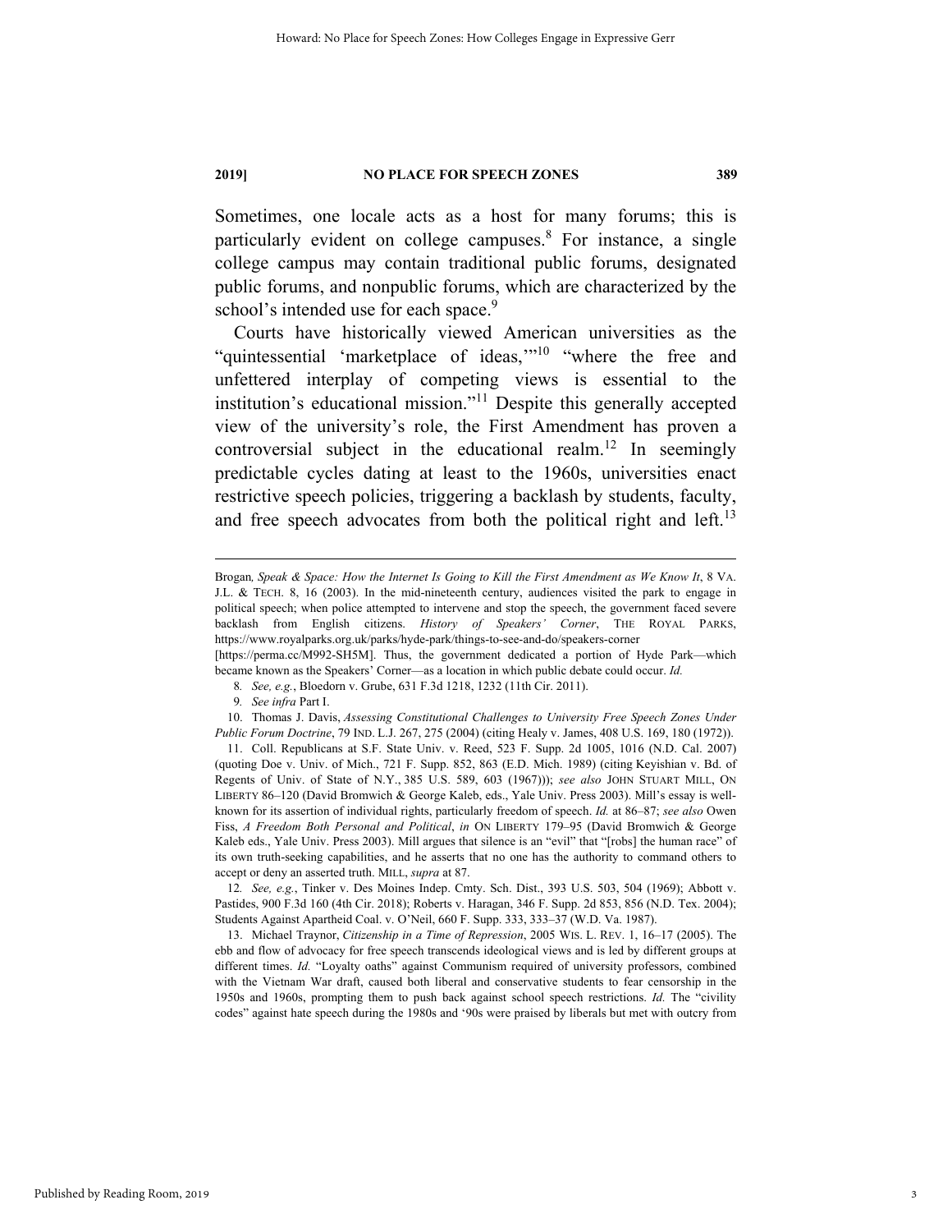Sometimes, one locale acts as a host for many forums; this is particularly evident on college campuses.[8] For instance, a single college campus may contain traditional public forums, designated public forums, and nonpublic forums, which are characterized by the school's intended use for each space.[9]

Courts have historically viewed American universities as the "quintessential 'marketplace of ideas,'"[10] "where the free and unfettered interplay of competing views is essential to the institution's educational mission."[11] Despite this generally accepted view of the university's role, the First Amendment has proven a controversial subject in the educational realm.[12] In seemingly predictable cycles dating at least to the 1960s, universities enact restrictive speech policies, triggering a backlash by students, faculty, and free speech advocates from both the political right and left.[13]

---

Brogan, *Speak & Space: How the Internet Is Going to Kill the First Amendment as We Know It*, 8 VA. J.L. & TECH. 8, 16 (2003). In the mid-nineteenth century, audiences visited the park to engage in political speech; when police attempted to intervene and stop the speech, the government faced severe backlash from English citizens. *History of Speakers' Corner*, THE ROYAL PARKS, https://www.royalparks.org.uk/parks/hyde-park/things-to-see-and-do/speakers-corner [https://perma.cc/M992-SH5M]. Thus, the government dedicated a portion of Hyde Park—which became known as the Speakers' Corner—as a location in which public debate could occur. *Id.*

8. *See, e.g.*, Bloedorn v. Grube, 631 F.3d 1218, 1232 (11th Cir. 2011).

9. *See infra* Part I.

10. Thomas J. Davis, *Assessing Constitutional Challenges to University Free Speech Zones Under Public Forum Doctrine*, 79 IND. L.J. 267, 275 (2004) (citing Healy v. James, 408 U.S. 169, 180 (1972)).

11. Coll. Republicans at S.F. State Univ. v. Reed, 523 F. Supp. 2d 1005, 1016 (N.D. Cal. 2007) (quoting Doe v. Univ. of Mich., 721 F. Supp. 852, 863 (E.D. Mich. 1989) (citing Keyishian v. Bd. of Regents of Univ. of State of N.Y., 385 U.S. 589, 603 (1967))); *see also* JOHN STUART MILL, ON LIBERTY 86–120 (David Bromwich & George Kaleb, eds., Yale Univ. Press 2003). Mill's essay is well-known for its assertion of individual rights, particularly freedom of speech. *Id.* at 86–87; *see also* Owen Fiss, *A Freedom Both Personal and Political*, *in* ON LIBERTY 179–95 (David Bromwich & George Kaleb eds., Yale Univ. Press 2003). Mill argues that silence is an "evil" that "[robs] the human race" of its own truth-seeking capabilities, and he asserts that no one has the authority to command others to accept or deny an asserted truth. MILL, *supra* at 87.

12. *See, e.g.*, Tinker v. Des Moines Indep. Cmty. Sch. Dist., 393 U.S. 503, 504 (1969); Abbott v. Pastides, 900 F.3d 160 (4th Cir. 2018); Roberts v. Haragan, 346 F. Supp. 2d 853, 856 (N.D. Tex. 2004); Students Against Apartheid Coal. v. O'Neil, 660 F. Supp. 333, 333–37 (W.D. Va. 1987).

13. Michael Traynor, *Citizenship in a Time of Repression*, 2005 WIS. L. REV. 1, 16–17 (2005). The ebb and flow of advocacy for free speech transcends ideological views and is led by different groups at different times. *Id.* "Loyalty oaths" against Communism required of university professors, combined with the Vietnam War draft, caused both liberal and conservative students to fear censorship in the 1950s and 1960s, prompting them to push back against school speech restrictions. *Id.* The "civility codes" against hate speech during the 1980s and '90s were praised by liberals but met with outcry from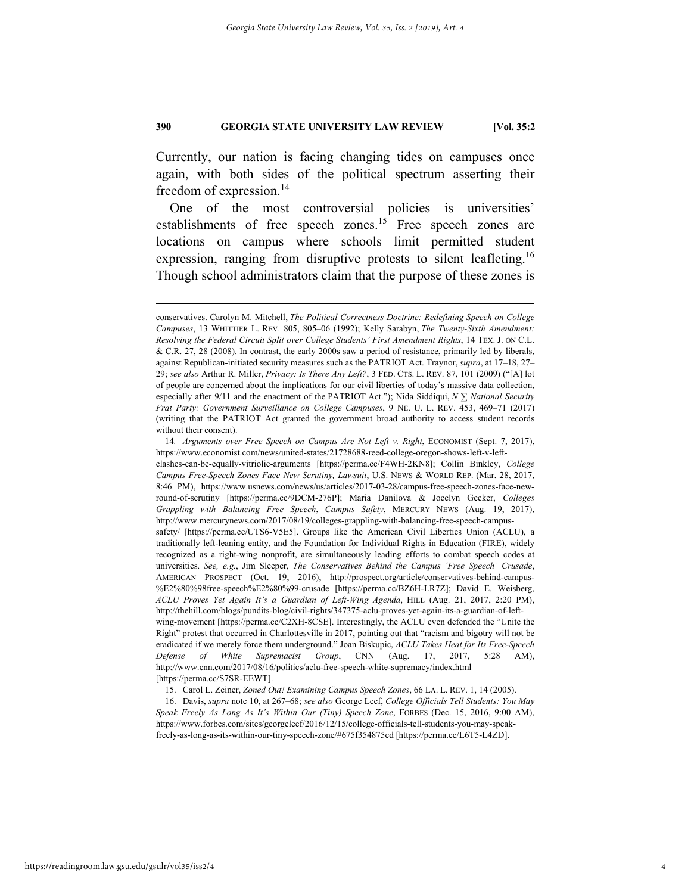Currently, our nation is facing changing tides on campuses once again, with both sides of the political spectrum asserting their freedom of expression.[14]

One of the most controversial policies is universities' establishments of free speech zones.[15] Free speech zones are locations on campus where schools limit permitted student expression, ranging from disruptive protests to silent leafleting.[16] Though school administrators claim that the purpose of these zones is

---

conservatives. Carolyn M. Mitchell, *The Political Correctness Doctrine: Redefining Speech on College Campuses*, 13 WHITTIER L. REV. 805, 805–06 (1992); Kelly Sarabyn, *The Twenty-Sixth Amendment: Resolving the Federal Circuit Split over College Students' First Amendment Rights*, 14 TEX. J. ON C.L. & C.R. 27, 28 (2008). In contrast, the early 2000s saw a period of resistance, primarily led by liberals, against Republican-initiated security measures such as the PATRIOT Act. Traynor, *supra*, at 17–18, 27–29; *see also* Arthur R. Miller, *Privacy: Is There Any Left?*, 3 FED. CTS. L. REV. 87, 101 (2009) ("[A] lot of people are concerned about the implications for our civil liberties of today's massive data collection, especially after 9/11 and the enactment of the PATRIOT Act."); Nida Siddiqui, *N ∑ National Security Frat Party: Government Surveillance on College Campuses*, 9 NE. U. L. REV. 453, 469–71 (2017) (writing that the PATRIOT Act granted the government broad authority to access student records without their consent).

14. *Arguments over Free Speech on Campus Are Not Left v. Right*, ECONOMIST (Sept. 7, 2017), https://www.economist.com/news/united-states/21728688-reed-college-oregon-shows-left-v-left-clashes-can-be-equally-vitriolic-arguments [https://perma.cc/F4WH-2KN8]; Collin Binkley, *College Campus Free-Speech Zones Face New Scrutiny, Lawsuit*, U.S. NEWS & WORLD REP. (Mar. 28, 2017, 8:46 PM), https://www.usnews.com/news/us/articles/2017-03-28/campus-free-speech-zones-face-new-round-of-scrutiny [https://perma.cc/9DCM-276P]; Maria Danilova & Jocelyn Gecker, *Colleges Grappling with Balancing Free Speech, Campus Safety*, MERCURY NEWS (Aug. 19, 2017), http://www.mercurynews.com/2017/08/19/colleges-grappling-with-balancing-free-speech-campus-safety/ [https://perma.cc/UTS6-V5E5]. Groups like the American Civil Liberties Union (ACLU), a traditionally left-leaning entity, and the Foundation for Individual Rights in Education (FIRE), widely recognized as a right-wing nonprofit, are simultaneously leading efforts to combat speech codes at universities. *See, e.g.*, Jim Sleeper, *The Conservatives Behind the Campus 'Free Speech' Crusade*, AMERICAN PROSPECT (Oct. 19, 2016), http://prospect.org/article/conservatives-behind-campus-%E2%80%98free-speech%E2%80%99-crusade [https://perma.cc/BZ6H-LR7Z]; David E. Weisberg, *ACLU Proves Yet Again It's a Guardian of Left-Wing Agenda*, HILL (Aug. 21, 2017, 2:20 PM), http://thehill.com/blogs/pundits-blog/civil-rights/347375-aclu-proves-yet-again-its-a-guardian-of-left-wing-movement [https://perma.cc/C2XH-8CSE]. Interestingly, the ACLU even defended the "Unite the Right" protest that occurred in Charlottesville in 2017, pointing out that "racism and bigotry will not be eradicated if we merely force them underground." Joan Biskupic, *ACLU Takes Heat for Its Free-Speech Defense of White Supremacist Group*, CNN (Aug. 17, 2017, 5:28 AM), http://www.cnn.com/2017/08/16/politics/aclu-free-speech-white-supremacy/index.html [https://perma.cc/S7SR-EEWT].

15. Carol L. Zeiner, *Zoned Out! Examining Campus Speech Zones*, 66 LA. L. REV. 1, 14 (2005).

16. Davis, *supra* note 10, at 267–68; *see also* George Leef, *College Officials Tell Students: You May Speak Freely As Long As It's Within Our (Tiny) Speech Zone*, FORBES (Dec. 15, 2016, 9:00 AM), https://www.forbes.com/sites/georgeleef/2016/12/15/college-officials-tell-students-you-may-speak-freely-as-long-as-its-within-our-tiny-speech-zone/#675f354875cd [https://perma.cc/L6T5-L4ZD].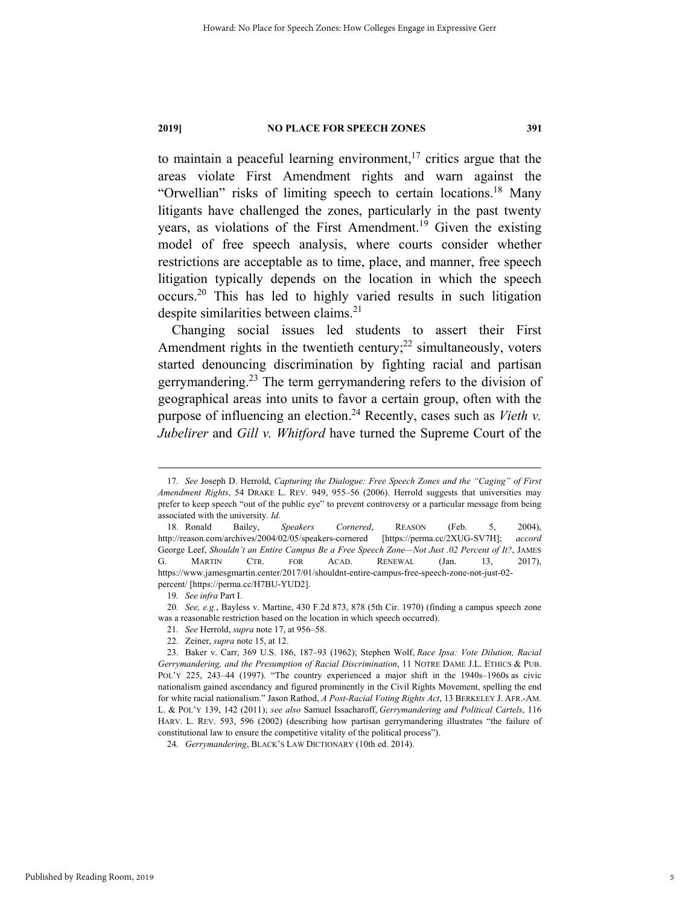to maintain a peaceful learning environment,[17] critics argue that the areas violate First Amendment rights and warn against the "Orwellian" risks of limiting speech to certain locations.[18] Many litigants have challenged the zones, particularly in the past twenty years, as violations of the First Amendment.[19] Given the existing model of free speech analysis, where courts consider whether restrictions are acceptable as to time, place, and manner, free speech litigation typically depends on the location in which the speech occurs.[20] This has led to highly varied results in such litigation despite similarities between claims.[21]

Changing social issues led students to assert their First Amendment rights in the twentieth century;[22] simultaneously, voters started denouncing discrimination by fighting racial and partisan gerrymandering.[23] The term gerrymandering refers to the division of geographical areas into units to favor a certain group, often with the purpose of influencing an election.[24] Recently, cases such as *Vieth v. Jubelirer* and *Gill v. Whitford* have turned the Supreme Court of the

---

17. *See* Joseph D. Herrold, *Capturing the Dialogue: Free Speech Zones and the "Caging" of First Amendment Rights*, 54 DRAKE L. REV. 949, 955–56 (2006). Herrold suggests that universities may prefer to keep speech "out of the public eye" to prevent controversy or a particular message from being associated with the university. *Id.*

18. Ronald Bailey, *Speakers Cornered*, REASON (Feb. 5, 2004), http://reason.com/archives/2004/02/05/speakers-cornered [https://perma.cc/2XUG-SV7H]; *accord* George Leef, *Shouldn't an Entire Campus Be a Free Speech Zone—Not Just .02 Percent of It?*, JAMES G. MARTIN CTR. FOR ACAD. RENEWAL (Jan. 13, 2017), https://www.jamesgmartin.center/2017/01/shouldnt-entire-campus-free-speech-zone-not-just-02-percent/ [https://perma.cc/H7BU-YUD2].

19. *See infra* Part I.

20. *See, e.g.*, Bayless v. Martine, 430 F.2d 873, 878 (5th Cir. 1970) (finding a campus speech zone was a reasonable restriction based on the location in which speech occurred).

21. *See* Herrold, *supra* note 17, at 956–58.

22. Zeiner, *supra* note 15, at 12.

23. Baker v. Carr, 369 U.S. 186, 187–93 (1962); Stephen Wolf, *Race Ipsa: Vote Dilution, Racial Gerrymandering, and the Presumption of Racial Discrimination*, 11 NOTRE DAME J.L. ETHICS & PUB. POL'Y 225, 243–44 (1997). "The country experienced a major shift in the 1940s–1960s as civic nationalism gained ascendancy and figured prominently in the Civil Rights Movement, spelling the end for white racial nationalism." Jason Rathod, *A Post-Racial Voting Rights Act*, 13 BERKELEY J. AFR.-AM. L. & POL'Y 139, 142 (2011); *see also* Samuel Issacharoff, *Gerrymandering and Political Cartels*, 116 HARV. L. REV. 593, 596 (2002) (describing how partisan gerrymandering illustrates "the failure of constitutional law to ensure the competitive vitality of the political process").

24. *Gerrymandering*, BLACK'S LAW DICTIONARY (10th ed. 2014).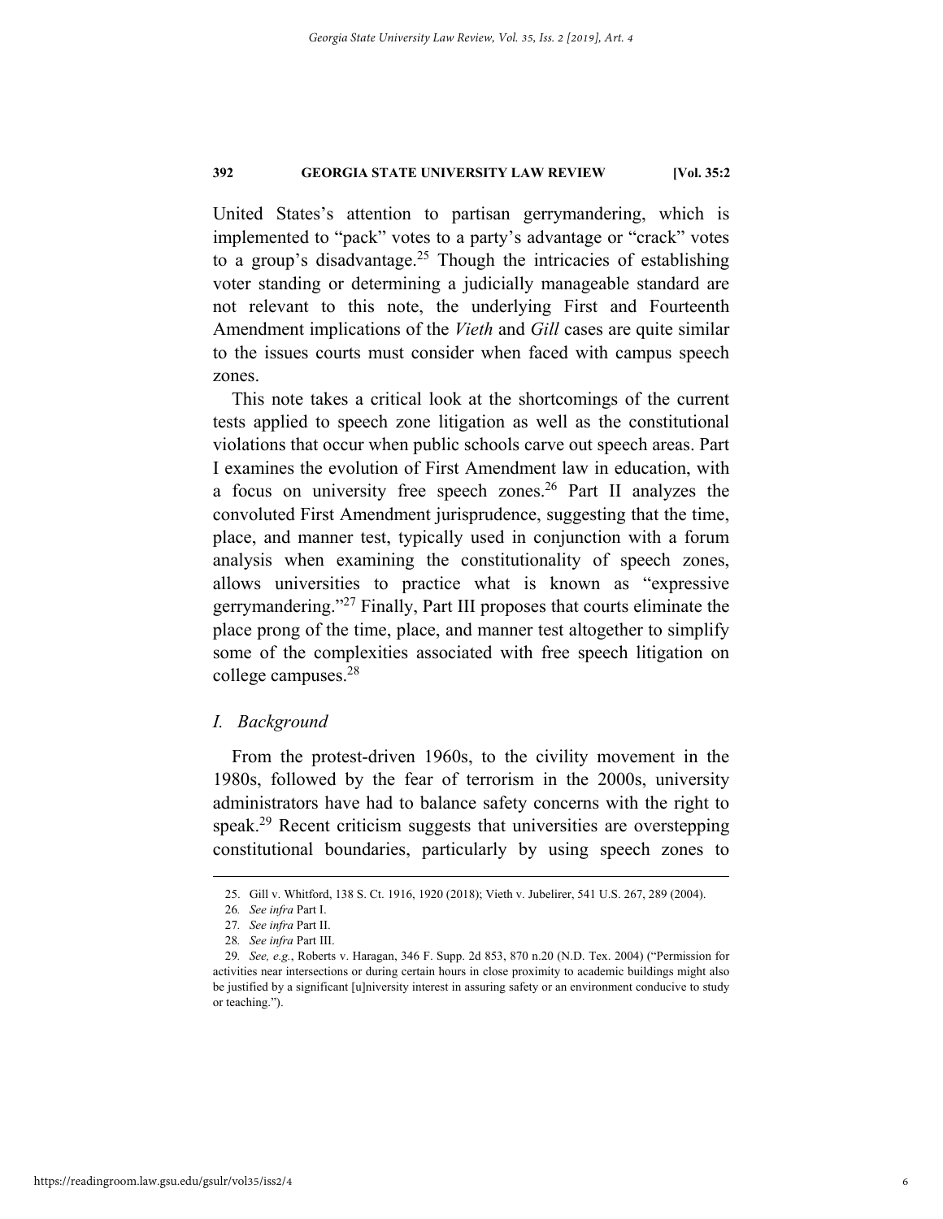United States's attention to partisan gerrymandering, which is implemented to "pack" votes to a party's advantage or "crack" votes to a group's disadvantage.[25] Though the intricacies of establishing voter standing or determining a judicially manageable standard are not relevant to this note, the underlying First and Fourteenth Amendment implications of the *Vieth* and *Gill* cases are quite similar to the issues courts must consider when faced with campus speech zones.

This note takes a critical look at the shortcomings of the current tests applied to speech zone litigation as well as the constitutional violations that occur when public schools carve out speech areas. Part I examines the evolution of First Amendment law in education, with a focus on university free speech zones.[26] Part II analyzes the convoluted First Amendment jurisprudence, suggesting that the time, place, and manner test, typically used in conjunction with a forum analysis when examining the constitutionality of speech zones, allows universities to practice what is known as "expressive gerrymandering."[27] Finally, Part III proposes that courts eliminate the place prong of the time, place, and manner test altogether to simplify some of the complexities associated with free speech litigation on college campuses.[28]

## *I. Background*

From the protest-driven 1960s, to the civility movement in the 1980s, followed by the fear of terrorism in the 2000s, university administrators have had to balance safety concerns with the right to speak.[29] Recent criticism suggests that universities are overstepping constitutional boundaries, particularly by using speech zones to

---

25. Gill v. Whitford, 138 S. Ct. 1916, 1920 (2018); Vieth v. Jubelirer, 541 U.S. 267, 289 (2004).

26. *See infra* Part I.

27. *See infra* Part II.

28. *See infra* Part III.

29. *See, e.g.*, Roberts v. Haragan, 346 F. Supp. 2d 853, 870 n.20 (N.D. Tex. 2004) ("Permission for activities near intersections or during certain hours in close proximity to academic buildings might also be justified by a significant [u]niversity interest in assuring safety or an environment conducive to study or teaching.").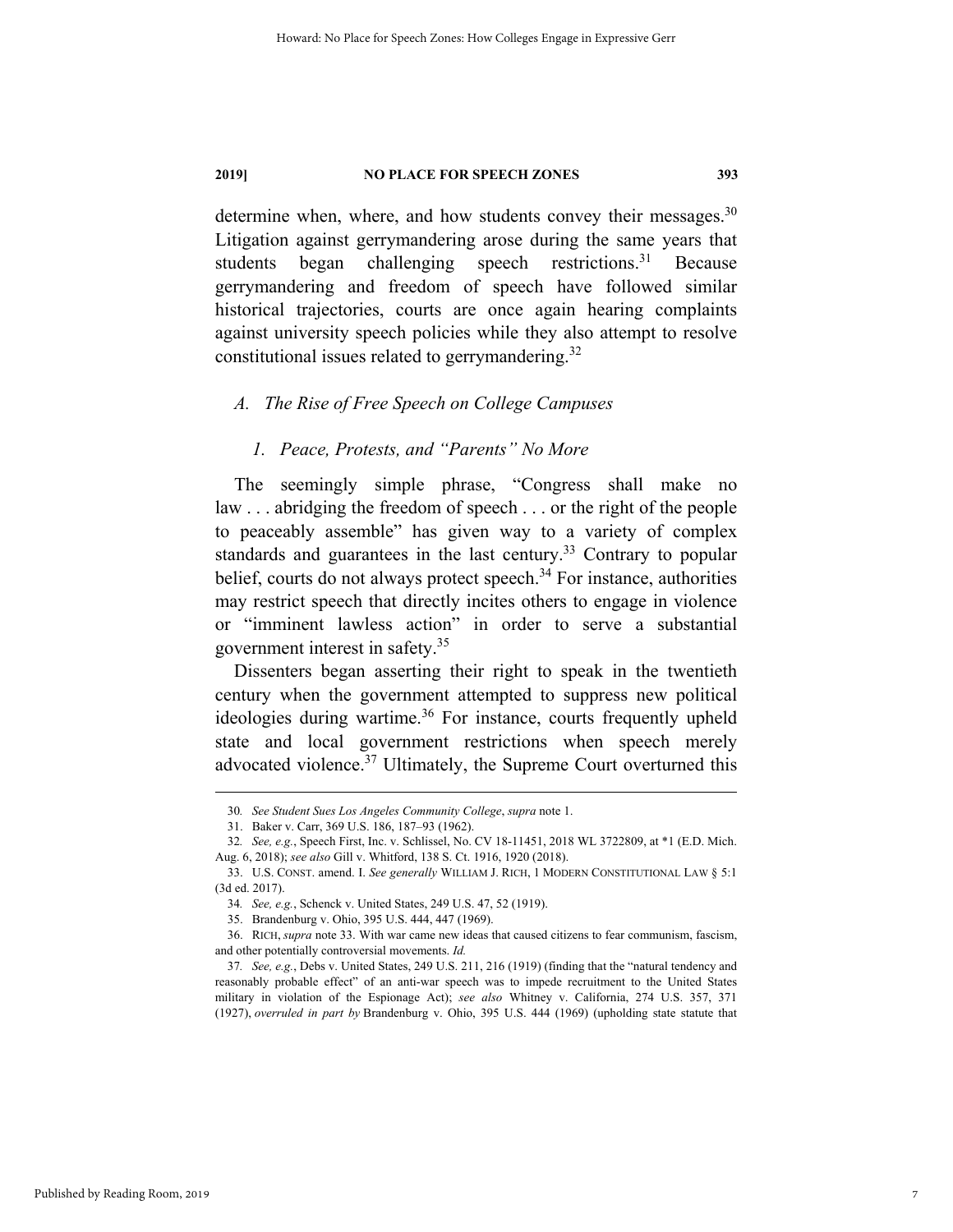determine when, where, and how students convey their messages.[30] Litigation against gerrymandering arose during the same years that students began challenging speech restrictions.[31] Because gerrymandering and freedom of speech have followed similar historical trajectories, courts are once again hearing complaints against university speech policies while they also attempt to resolve constitutional issues related to gerrymandering.[32]

### *A. The Rise of Free Speech on College Campuses*

#### *1. Peace, Protests, and "Parents" No More*

The seemingly simple phrase, "Congress shall make no law . . . abridging the freedom of speech . . . or the right of the people to peaceably assemble" has given way to a variety of complex standards and guarantees in the last century.[33] Contrary to popular belief, courts do not always protect speech.[34] For instance, authorities may restrict speech that directly incites others to engage in violence or "imminent lawless action" in order to serve a substantial government interest in safety.[35]

Dissenters began asserting their right to speak in the twentieth century when the government attempted to suppress new political ideologies during wartime.[36] For instance, courts frequently upheld state and local government restrictions when speech merely advocated violence.[37] Ultimately, the Supreme Court overturned this

---

30. *See Student Sues Los Angeles Community College*, *supra* note 1.

31. Baker v. Carr, 369 U.S. 186, 187–93 (1962).

32. *See, e.g.*, Speech First, Inc. v. Schlissel, No. CV 18-11451, 2018 WL 3722809, at *1 (E.D. Mich. Aug. 6, 2018); *see also* Gill v. Whitford, 138 S. Ct. 1916, 1920 (2018).

33. U.S. CONST. amend. I. *See generally* WILLIAM J. RICH, 1 MODERN CONSTITUTIONAL LAW § 5:1 (3d ed. 2017).

34. *See, e.g.*, Schenck v. United States, 249 U.S. 47, 52 (1919).

35. Brandenburg v. Ohio, 395 U.S. 444, 447 (1969).

36. RICH, *supra* note 33. With war came new ideas that caused citizens to fear communism, fascism, and other potentially controversial movements. *Id.*

37. *See, e.g.*, Debs v. United States, 249 U.S. 211, 216 (1919) (finding that the "natural tendency and reasonably probable effect" of an anti-war speech was to impede recruitment to the United States military in violation of the Espionage Act); *see also* Whitney v. California, 274 U.S. 357, 371 (1927), *overruled in part by* Brandenburg v. Ohio, 395 U.S. 444 (1969) (upholding state statute that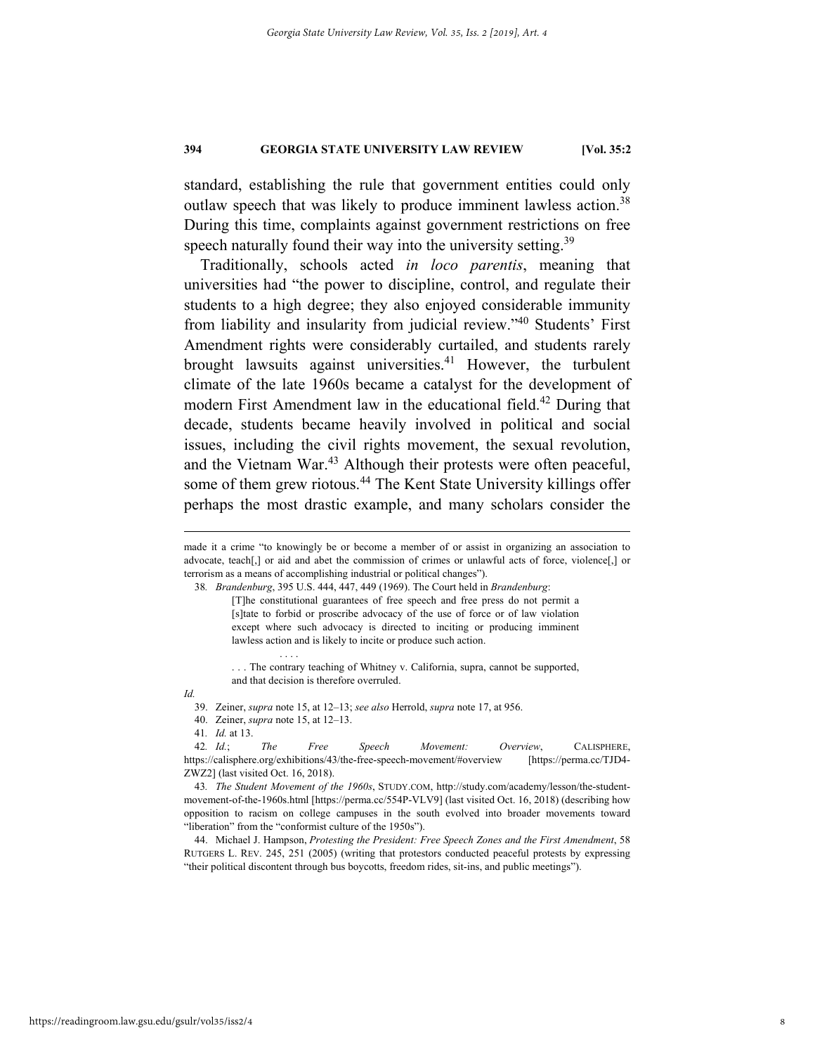standard, establishing the rule that government entities could only outlaw speech that was likely to produce imminent lawless action.[38] During this time, complaints against government restrictions on free speech naturally found their way into the university setting.[39]

Traditionally, schools acted *in loco parentis*, meaning that universities had "the power to discipline, control, and regulate their students to a high degree; they also enjoyed considerable immunity from liability and insularity from judicial review."[40] Students' First Amendment rights were considerably curtailed, and students rarely brought lawsuits against universities.[41] However, the turbulent climate of the late 1960s became a catalyst for the development of modern First Amendment law in the educational field.[42] During that decade, students became heavily involved in political and social issues, including the civil rights movement, the sexual revolution, and the Vietnam War.[43] Although their protests were often peaceful, some of them grew riotous.[44] The Kent State University killings offer perhaps the most drastic example, and many scholars consider the

---

made it a crime "to knowingly be or become a member of or assist in organizing an association to advocate, teach[,] or aid and abet the commission of crimes or unlawful acts of force, violence[,] or terrorism as a means of accomplishing industrial or political changes").

38. *Brandenburg*, 395 U.S. 444, 447, 449 (1969). The Court held in *Brandenburg*:

> [T]he constitutional guarantees of free speech and free press do not permit a [s]tate to forbid or proscribe advocacy of the use of force or of law violation except where such advocacy is directed to inciting or producing imminent lawless action and is likely to incite or produce such action.
>
> . . . .
>
> . . . The contrary teaching of Whitney v. California, supra, cannot be supported, and that decision is therefore overruled.

*Id.*

39. Zeiner, *supra* note 15, at 12–13; *see also* Herrold, *supra* note 17, at 956.

40. Zeiner, *supra* note 15, at 12–13.

41. *Id.* at 13.

42. *Id.*; *The Free Speech Movement: Overview*, CALISPHERE, https://calisphere.org/exhibitions/43/the-free-speech-movement/#overview [https://perma.cc/TJD4-ZWZ2] (last visited Oct. 16, 2018).

43. *The Student Movement of the 1960s*, STUDY.COM, http://study.com/academy/lesson/the-student-movement-of-the-1960s.html [https://perma.cc/554P-VLV9] (last visited Oct. 16, 2018) (describing how opposition to racism on college campuses in the south evolved into broader movements toward "liberation" from the "conformist culture of the 1950s").

44. Michael J. Hampson, *Protesting the President: Free Speech Zones and the First Amendment*, 58 RUTGERS L. REV. 245, 251 (2005) (writing that protestors conducted peaceful protests by expressing "their political discontent through bus boycotts, freedom rides, sit-ins, and public meetings").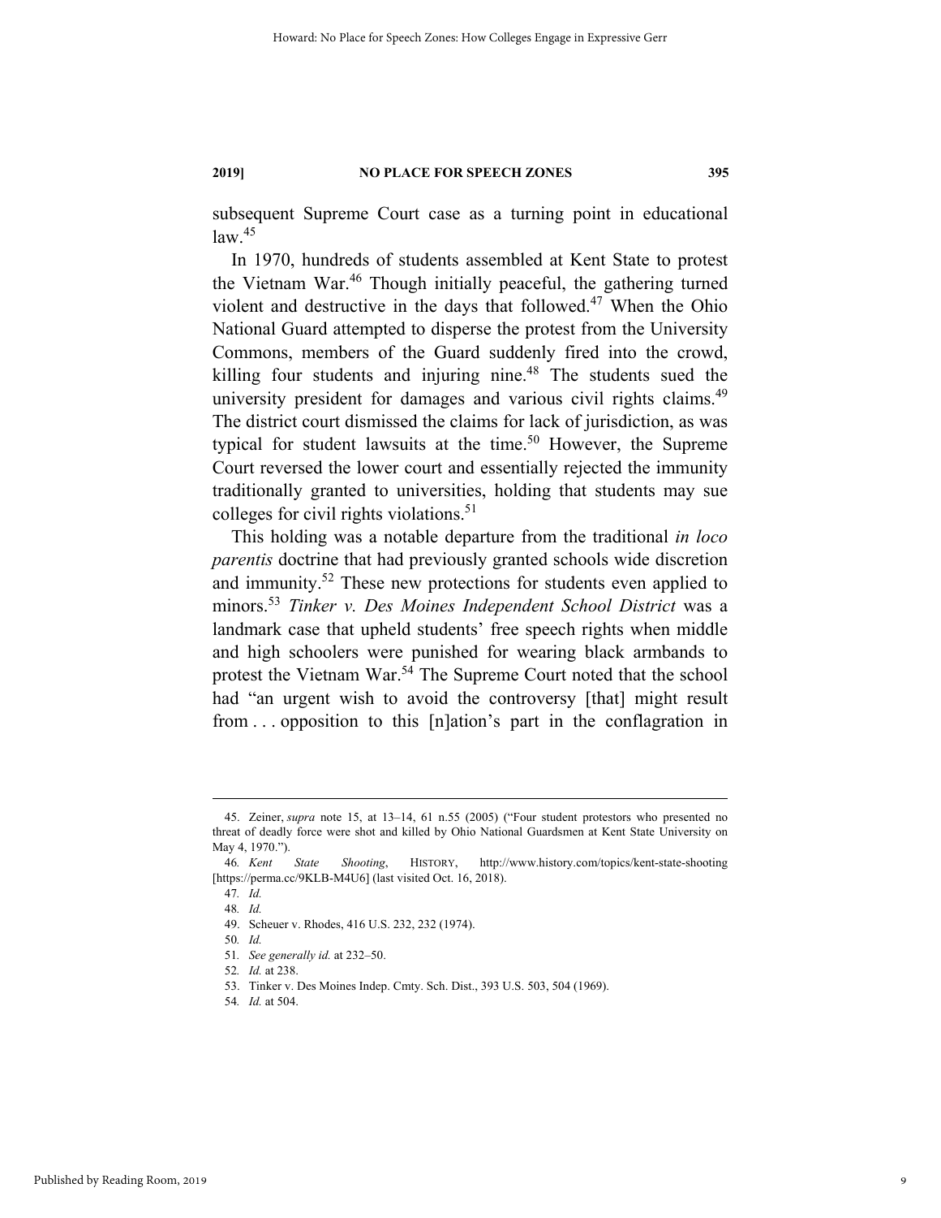subsequent Supreme Court case as a turning point in educational law.[45]

In 1970, hundreds of students assembled at Kent State to protest the Vietnam War.[46] Though initially peaceful, the gathering turned violent and destructive in the days that followed.[47] When the Ohio National Guard attempted to disperse the protest from the University Commons, members of the Guard suddenly fired into the crowd, killing four students and injuring nine.[48] The students sued the university president for damages and various civil rights claims.[49] The district court dismissed the claims for lack of jurisdiction, as was typical for student lawsuits at the time.[50] However, the Supreme Court reversed the lower court and essentially rejected the immunity traditionally granted to universities, holding that students may sue colleges for civil rights violations.[51]

This holding was a notable departure from the traditional *in loco parentis* doctrine that had previously granted schools wide discretion and immunity.[52] These new protections for students even applied to minors.[53] *Tinker v. Des Moines Independent School District* was a landmark case that upheld students' free speech rights when middle and high schoolers were punished for wearing black armbands to protest the Vietnam War.[54] The Supreme Court noted that the school had "an urgent wish to avoid the controversy [that] might result from . . . opposition to this [n]ation's part in the conflagration in

---

45. Zeiner, *supra* note 15, at 13–14, 61 n.55 (2005) ("Four student protestors who presented no threat of deadly force were shot and killed by Ohio National Guardsmen at Kent State University on May 4, 1970.").

46. *Kent State Shooting*, HISTORY, http://www.history.com/topics/kent-state-shooting [https://perma.cc/9KLB-M4U6] (last visited Oct. 16, 2018).

47. *Id.*

48. *Id.*

49. Scheuer v. Rhodes, 416 U.S. 232, 232 (1974).

50. *Id.*

51. *See generally id.* at 232–50.

52. *Id.* at 238.

53. Tinker v. Des Moines Indep. Cmty. Sch. Dist., 393 U.S. 503, 504 (1969).

54. *Id.* at 504.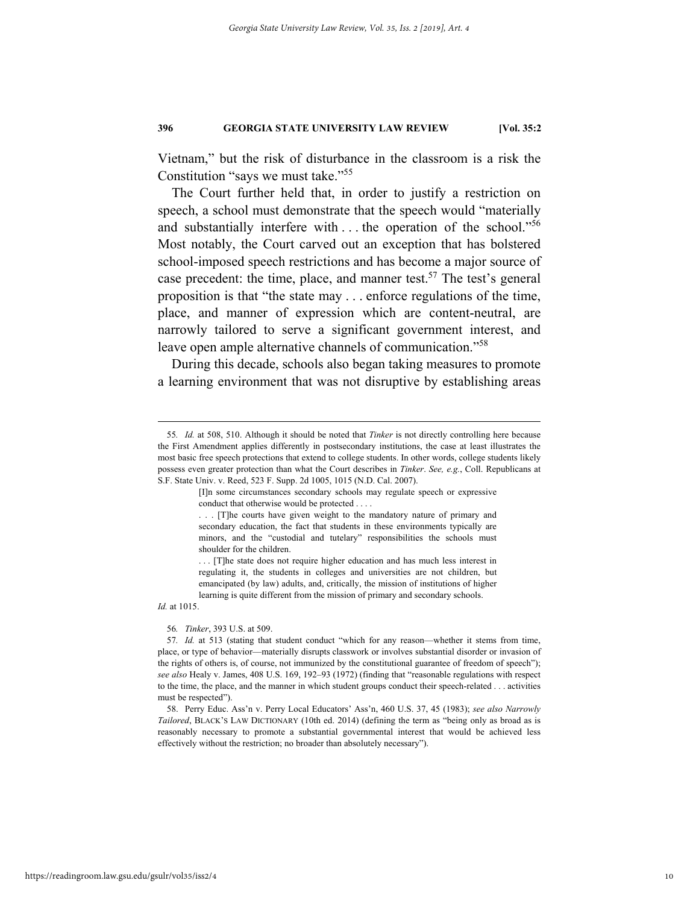Vietnam," but the risk of disturbance in the classroom is a risk the Constitution "says we must take."[55]

The Court further held that, in order to justify a restriction on speech, a school must demonstrate that the speech would "materially and substantially interfere with . . . the operation of the school."[56] Most notably, the Court carved out an exception that has bolstered school-imposed speech restrictions and has become a major source of case precedent: the time, place, and manner test.[57] The test's general proposition is that "the state may . . . enforce regulations of the time, place, and manner of expression which are content-neutral, are narrowly tailored to serve a significant government interest, and leave open ample alternative channels of communication."[58]

During this decade, schools also began taking measures to promote a learning environment that was not disruptive by establishing areas

---

55. *Id.* at 508, 510. Although it should be noted that *Tinker* is not directly controlling here because the First Amendment applies differently in postsecondary institutions, the case at least illustrates the most basic free speech protections that extend to college students. In other words, college students likely possess even greater protection than what the Court describes in *Tinker*. *See, e.g.*, Coll. Republicans at S.F. State Univ. v. Reed, 523 F. Supp. 2d 1005, 1015 (N.D. Cal. 2007).

> [I]n some circumstances secondary schools may regulate speech or expressive conduct that otherwise would be protected . . . .
>
> . . . [T]he courts have given weight to the mandatory nature of primary and secondary education, the fact that students in these environments typically are minors, and the "custodial and tutelary" responsibilities the schools must shoulder for the children.
>
> . . . [T]he state does not require higher education and has much less interest in regulating it, the students in colleges and universities are not children, but emancipated (by law) adults, and, critically, the mission of institutions of higher learning is quite different from the mission of primary and secondary schools.

*Id.* at 1015.

56. *Tinker*, 393 U.S. at 509.

57. *Id.* at 513 (stating that student conduct "which for any reason—whether it stems from time, place, or type of behavior—materially disrupts classwork or involves substantial disorder or invasion of the rights of others is, of course, not immunized by the constitutional guarantee of freedom of speech"); *see also* Healy v. James, 408 U.S. 169, 192–93 (1972) (finding that "reasonable regulations with respect to the time, the place, and the manner in which student groups conduct their speech-related . . . activities must be respected").

58. Perry Educ. Ass'n v. Perry Local Educators' Ass'n, 460 U.S. 37, 45 (1983); *see also Narrowly Tailored*, BLACK'S LAW DICTIONARY (10th ed. 2014) (defining the term as "being only as broad as is reasonably necessary to promote a substantial governmental interest that would be achieved less effectively without the restriction; no broader than absolutely necessary").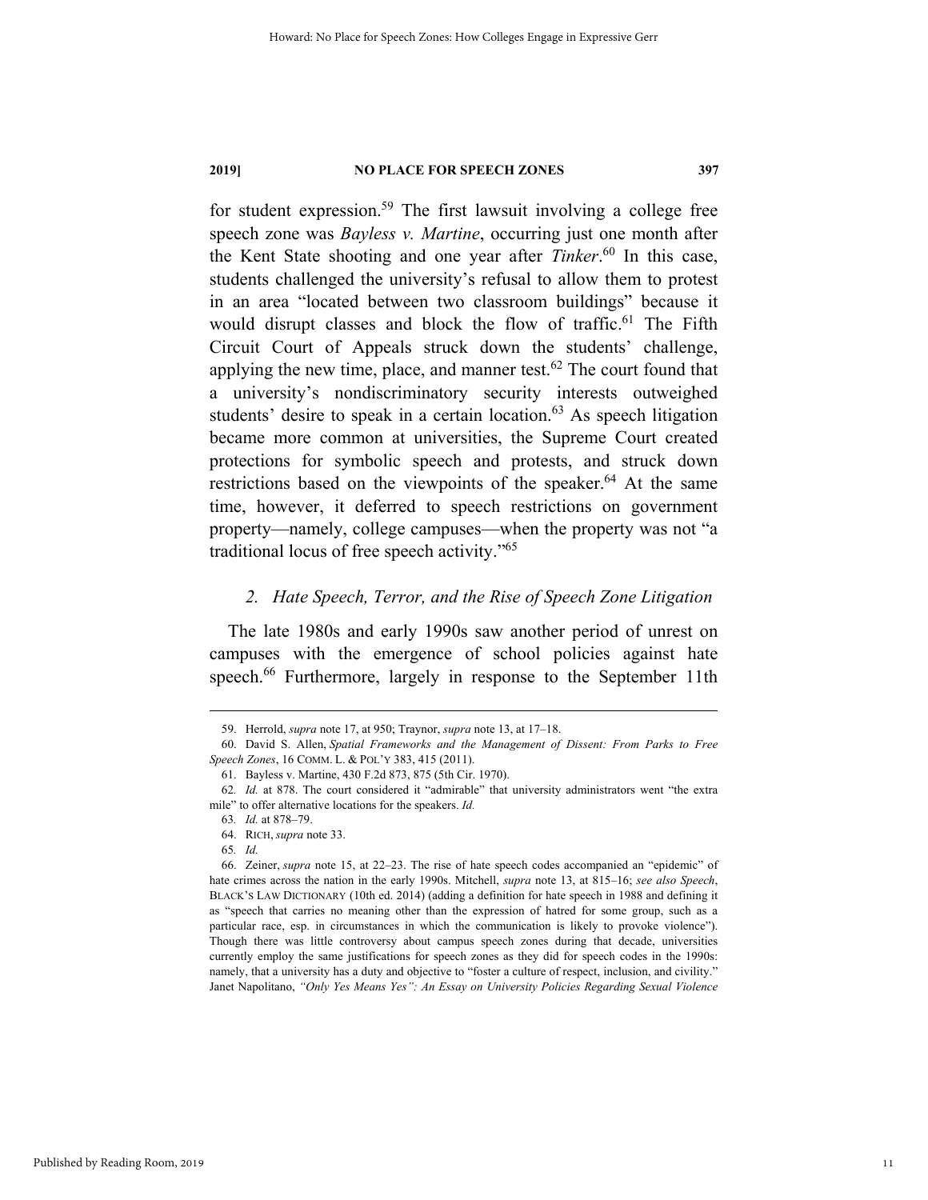for student expression.[59] The first lawsuit involving a college free speech zone was *Bayless v. Martine*, occurring just one month after the Kent State shooting and one year after *Tinker*.[60] In this case, students challenged the university's refusal to allow them to protest in an area "located between two classroom buildings" because it would disrupt classes and block the flow of traffic.[61] The Fifth Circuit Court of Appeals struck down the students' challenge, applying the new time, place, and manner test.[62] The court found that a university's nondiscriminatory security interests outweighed students' desire to speak in a certain location.[63] As speech litigation became more common at universities, the Supreme Court created protections for symbolic speech and protests, and struck down restrictions based on the viewpoints of the speaker.[64] At the same time, however, it deferred to speech restrictions on government property—namely, college campuses—when the property was not "a traditional locus of free speech activity."[65]

### *2. Hate Speech, Terror, and the Rise of Speech Zone Litigation*

The late 1980s and early 1990s saw another period of unrest on campuses with the emergence of school policies against hate speech.[66] Furthermore, largely in response to the September 11th

---

59. Herrold, *supra* note 17, at 950; Traynor, *supra* note 13, at 17–18.

60. David S. Allen, *Spatial Frameworks and the Management of Dissent: From Parks to Free Speech Zones*, 16 COMM. L. & POL'Y 383, 415 (2011).

61. Bayless v. Martine, 430 F.2d 873, 875 (5th Cir. 1970).

62. *Id.* at 878. The court considered it "admirable" that university administrators went "the extra mile" to offer alternative locations for the speakers. *Id.*

63. *Id.* at 878–79.

64. RICH, *supra* note 33.

65. *Id.*

66. Zeiner, *supra* note 15, at 22–23. The rise of hate speech codes accompanied an "epidemic" of hate crimes across the nation in the early 1990s. Mitchell, *supra* note 13, at 815–16; *see also Speech*, BLACK'S LAW DICTIONARY (10th ed. 2014) (adding a definition for hate speech in 1988 and defining it as "speech that carries no meaning other than the expression of hatred for some group, such as a particular race, esp. in circumstances in which the communication is likely to provoke violence"). Though there was little controversy about campus speech zones during that decade, universities currently employ the same justifications for speech zones as they did for speech codes in the 1990s: namely, that a university has a duty and objective to "foster a culture of respect, inclusion, and civility." Janet Napolitano, *"Only Yes Means Yes": An Essay on University Policies Regarding Sexual Violence*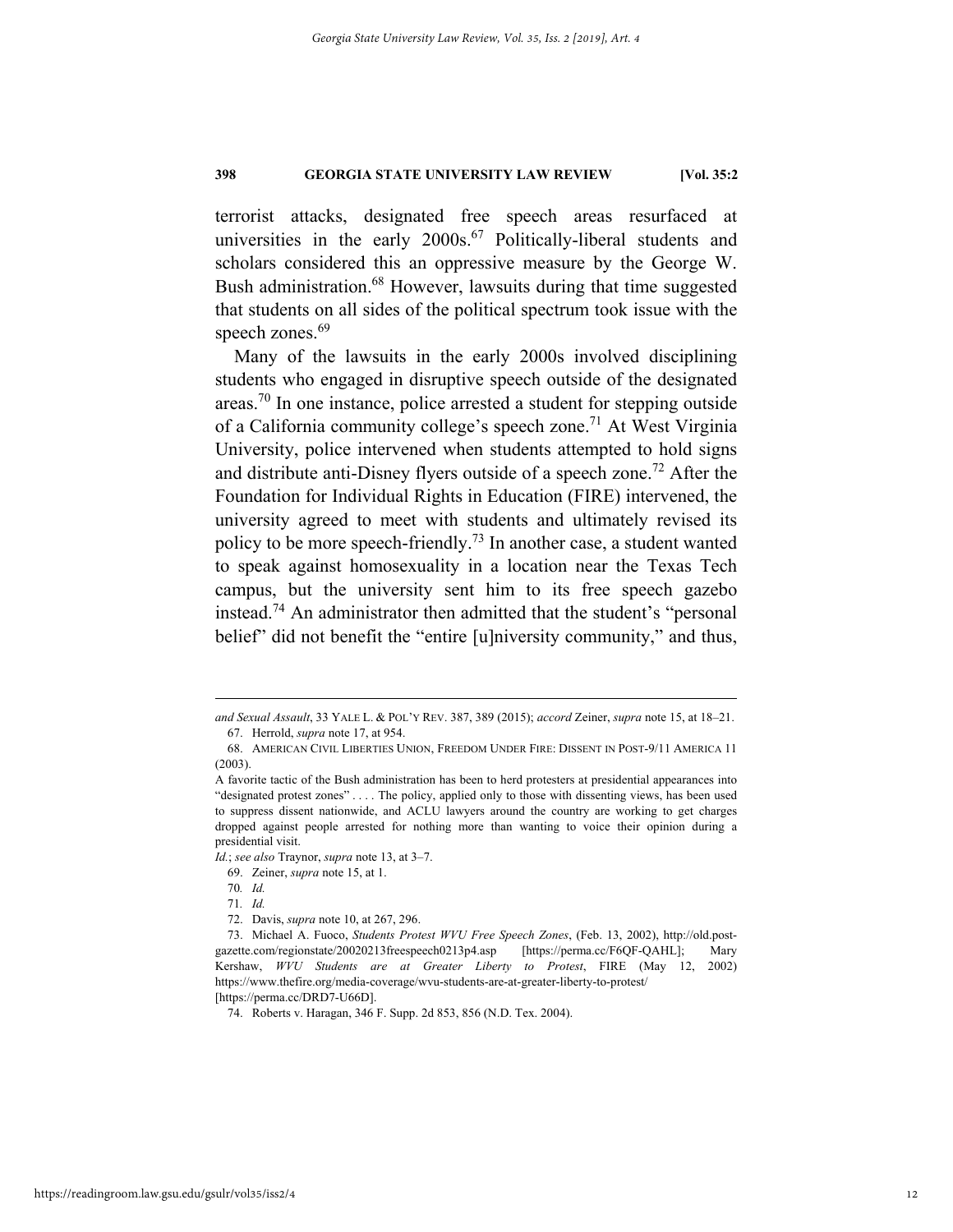terrorist attacks, designated free speech areas resurfaced at universities in the early 2000s.[67] Politically-liberal students and scholars considered this an oppressive measure by the George W. Bush administration.[68] However, lawsuits during that time suggested that students on all sides of the political spectrum took issue with the speech zones.[69]

Many of the lawsuits in the early 2000s involved disciplining students who engaged in disruptive speech outside of the designated areas.[70] In one instance, police arrested a student for stepping outside of a California community college's speech zone.[71] At West Virginia University, police intervened when students attempted to hold signs and distribute anti-Disney flyers outside of a speech zone.[72] After the Foundation for Individual Rights in Education (FIRE) intervened, the university agreed to meet with students and ultimately revised its policy to be more speech-friendly.[73] In another case, a student wanted to speak against homosexuality in a location near the Texas Tech campus, but the university sent him to its free speech gazebo instead.[74] An administrator then admitted that the student's "personal belief" did not benefit the "entire [u]niversity community," and thus,

---

*and Sexual Assault*, 33 YALE L. & POL'Y REV. 387, 389 (2015); *accord* Zeiner, *supra* note 15, at 18–21.

67. Herrold, *supra* note 17, at 954.

68. AMERICAN CIVIL LIBERTIES UNION, FREEDOM UNDER FIRE: DISSENT IN POST-9/11 AMERICA 11 (2003).

A favorite tactic of the Bush administration has been to herd protesters at presidential appearances into "designated protest zones" . . . . The policy, applied only to those with dissenting views, has been used to suppress dissent nationwide, and ACLU lawyers around the country are working to get charges dropped against people arrested for nothing more than wanting to voice their opinion during a presidential visit.

*Id.*; *see also* Traynor, *supra* note 13, at 3–7.

69. Zeiner, *supra* note 15, at 1.

70. *Id.*

71. *Id.*

72. Davis, *supra* note 10, at 267, 296.

73. Michael A. Fuoco, *Students Protest WVU Free Speech Zones*, (Feb. 13, 2002), http://old.post-gazette.com/regionstate/20020213freespeech0213p4.asp [https://perma.cc/F6QF-QAHL]; Mary Kershaw, *WVU Students are at Greater Liberty to Protest*, FIRE (May 12, 2002) https://www.thefire.org/media-coverage/wvu-students-are-at-greater-liberty-to-protest/ [https://perma.cc/DRD7-U66D].

74. Roberts v. Haragan, 346 F. Supp. 2d 853, 856 (N.D. Tex. 2004).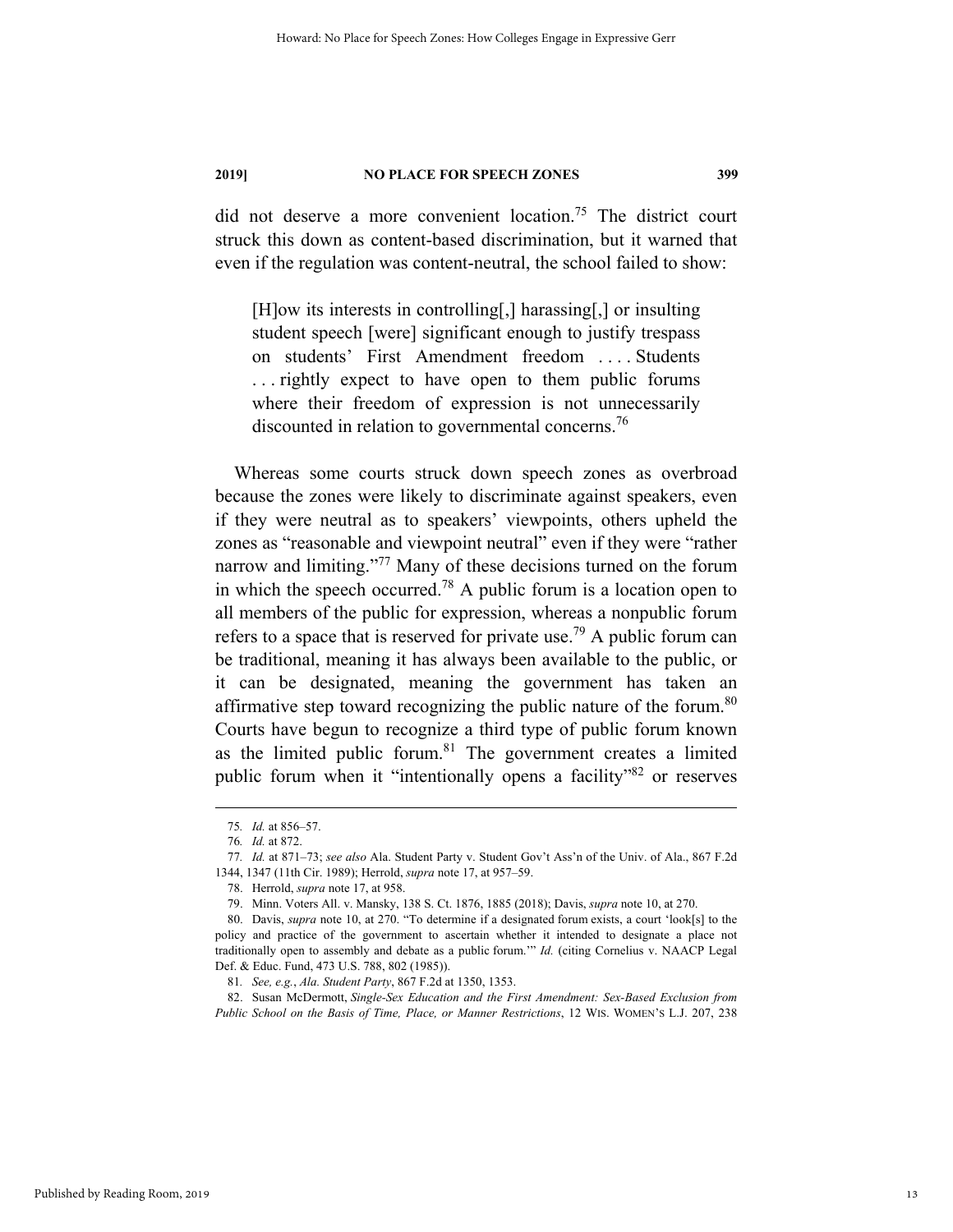did not deserve a more convenient location.[75] The district court struck this down as content-based discrimination, but it warned that even if the regulation was content-neutral, the school failed to show:

> [H]ow its interests in controlling[,] harassing[,] or insulting student speech [were] significant enough to justify trespass on students' First Amendment freedom . . . . Students . . . rightly expect to have open to them public forums where their freedom of expression is not unnecessarily discounted in relation to governmental concerns.[76]

Whereas some courts struck down speech zones as overbroad because the zones were likely to discriminate against speakers, even if they were neutral as to speakers' viewpoints, others upheld the zones as "reasonable and viewpoint neutral" even if they were "rather narrow and limiting."[77] Many of these decisions turned on the forum in which the speech occurred.[78] A public forum is a location open to all members of the public for expression, whereas a nonpublic forum refers to a space that is reserved for private use.[79] A public forum can be traditional, meaning it has always been available to the public, or it can be designated, meaning the government has taken an affirmative step toward recognizing the public nature of the forum.[80] Courts have begun to recognize a third type of public forum known as the limited public forum.[81] The government creates a limited public forum when it "intentionally opens a facility"[82] or reserves

---

75. *Id.* at 856–57.

76. *Id.* at 872.

77. *Id.* at 871–73; *see also* Ala. Student Party v. Student Gov't Ass'n of the Univ. of Ala., 867 F.2d 1344, 1347 (11th Cir. 1989); Herrold, *supra* note 17, at 957–59.

78. Herrold, *supra* note 17, at 958.

79. Minn. Voters All. v. Mansky, 138 S. Ct. 1876, 1885 (2018); Davis, *supra* note 10, at 270.

80. Davis, *supra* note 10, at 270. "To determine if a designated forum exists, a court 'look[s] to the policy and practice of the government to ascertain whether it intended to designate a place not traditionally open to assembly and debate as a public forum.'" *Id.* (citing Cornelius v. NAACP Legal Def. & Educ. Fund, 473 U.S. 788, 802 (1985)).

81. *See, e.g.*, *Ala. Student Party*, 867 F.2d at 1350, 1353.

82. Susan McDermott, *Single-Sex Education and the First Amendment: Sex-Based Exclusion from Public School on the Basis of Time, Place, or Manner Restrictions*, 12 WIS. WOMEN'S L.J. 207, 238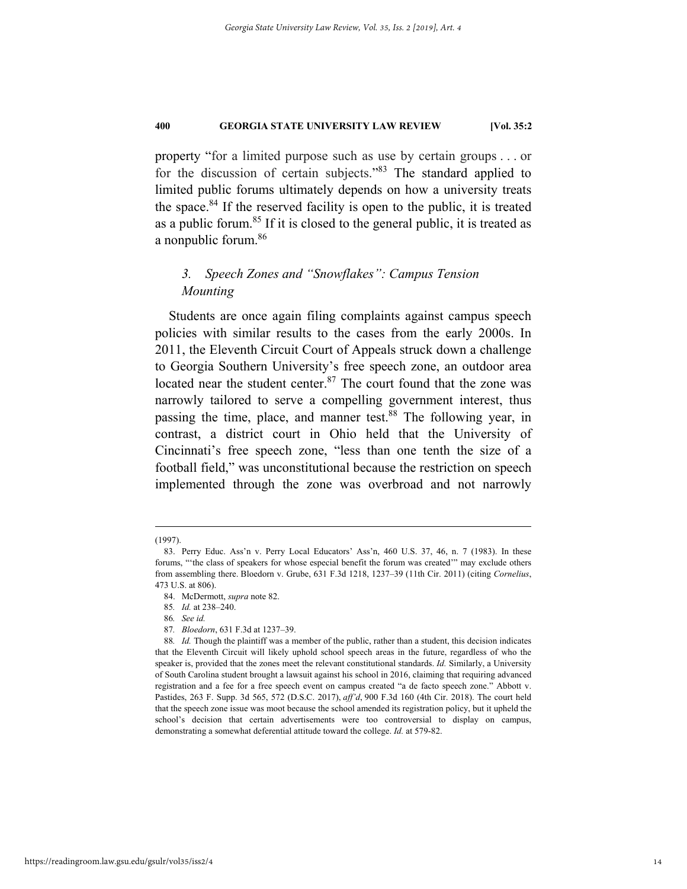property "for a limited purpose such as use by certain groups . . . or for the discussion of certain subjects."[83] The standard applied to limited public forums ultimately depends on how a university treats the space.[84] If the reserved facility is open to the public, it is treated as a public forum.[85] If it is closed to the general public, it is treated as a nonpublic forum.[86]

### 3. *Speech Zones and "Snowflakes": Campus Tension Mounting*

Students are once again filing complaints against campus speech policies with similar results to the cases from the early 2000s. In 2011, the Eleventh Circuit Court of Appeals struck down a challenge to Georgia Southern University's free speech zone, an outdoor area located near the student center.[87] The court found that the zone was narrowly tailored to serve a compelling government interest, thus passing the time, place, and manner test.[88] The following year, in contrast, a district court in Ohio held that the University of Cincinnati's free speech zone, "less than one tenth the size of a football field," was unconstitutional because the restriction on speech implemented through the zone was overbroad and not narrowly

---

(1997).

83. Perry Educ. Ass'n v. Perry Local Educators' Ass'n, 460 U.S. 37, 46, n. 7 (1983). In these forums, "'the class of speakers for whose especial benefit the forum was created'" may exclude others from assembling there. Bloedorn v. Grube, 631 F.3d 1218, 1237–39 (11th Cir. 2011) (citing *Cornelius*, 473 U.S. at 806).

84. McDermott, *supra* note 82.

85. *Id.* at 238–240.

86. *See id.*

87. *Bloedorn*, 631 F.3d at 1237–39.

88. *Id.* Though the plaintiff was a member of the public, rather than a student, this decision indicates that the Eleventh Circuit will likely uphold school speech areas in the future, regardless of who the speaker is, provided that the zones meet the relevant constitutional standards. *Id.* Similarly, a University of South Carolina student brought a lawsuit against his school in 2016, claiming that requiring advanced registration and a fee for a free speech event on campus created "a de facto speech zone." Abbott v. Pastides, 263 F. Supp. 3d 565, 572 (D.S.C. 2017), *aff'd*, 900 F.3d 160 (4th Cir. 2018). The court held that the speech zone issue was moot because the school amended its registration policy, but it upheld the school's decision that certain advertisements were too controversial to display on campus, demonstrating a somewhat deferential attitude toward the college. *Id.* at 579-82.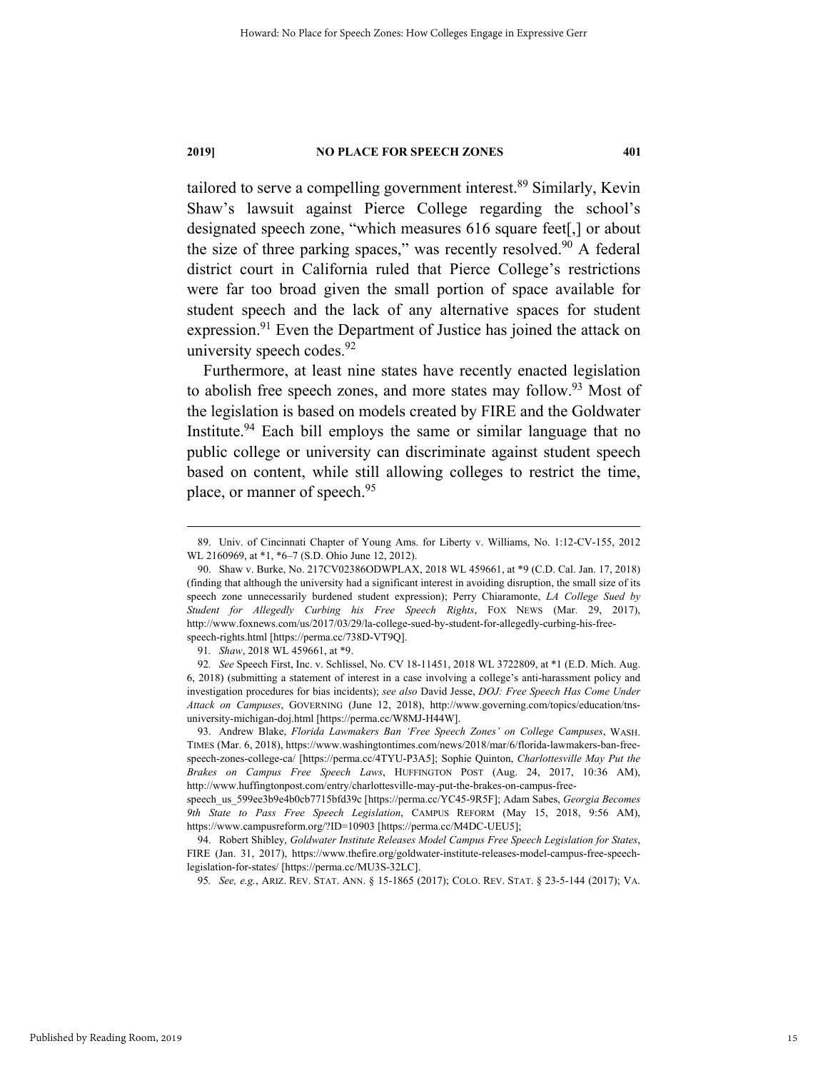tailored to serve a compelling government interest.[89] Similarly, Kevin Shaw's lawsuit against Pierce College regarding the school's designated speech zone, "which measures 616 square feet[,] or about the size of three parking spaces," was recently resolved.[90] A federal district court in California ruled that Pierce College's restrictions were far too broad given the small portion of space available for student speech and the lack of any alternative spaces for student expression.[91] Even the Department of Justice has joined the attack on university speech codes.[92]

Furthermore, at least nine states have recently enacted legislation to abolish free speech zones, and more states may follow.[93] Most of the legislation is based on models created by FIRE and the Goldwater Institute.[94] Each bill employs the same or similar language that no public college or university can discriminate against student speech based on content, while still allowing colleges to restrict the time, place, or manner of speech.[95]

---

89. Univ. of Cincinnati Chapter of Young Ams. for Liberty v. Williams, No. 1:12-CV-155, 2012 WL 2160969, at *1, *6–7 (S.D. Ohio June 12, 2012).

90. Shaw v. Burke, No. 217CV02386ODWPLAX, 2018 WL 459661, at *9 (C.D. Cal. Jan. 17, 2018) (finding that although the university had a significant interest in avoiding disruption, the small size of its speech zone unnecessarily burdened student expression); Perry Chiaramonte, *LA College Sued by Student for Allegedly Curbing his Free Speech Rights*, FOX NEWS (Mar. 29, 2017), http://www.foxnews.com/us/2017/03/29/la-college-sued-by-student-for-allegedly-curbing-his-free-speech-rights.html [https://perma.cc/738D-VT9Q].

91. *Shaw*, 2018 WL 459661, at *9.

92. *See* Speech First, Inc. v. Schlissel, No. CV 18-11451, 2018 WL 3722809, at *1 (E.D. Mich. Aug. 6, 2018) (submitting a statement of interest in a case involving a college's anti-harassment policy and investigation procedures for bias incidents); *see also* David Jesse, *DOJ: Free Speech Has Come Under Attack on Campuses*, GOVERNING (June 12, 2018), http://www.governing.com/topics/education/tns-university-michigan-doj.html [https://perma.cc/W8MJ-H44W].

93. Andrew Blake, *Florida Lawmakers Ban 'Free Speech Zones' on College Campuses*, WASH. TIMES (Mar. 6, 2018), https://www.washingtontimes.com/news/2018/mar/6/florida-lawmakers-ban-free-speech-zones-college-ca/ [https://perma.cc/4TYU-P3A5]; Sophie Quinton, *Charlottesville May Put the Brakes on Campus Free Speech Laws*, HUFFINGTON POST (Aug. 24, 2017, 10:36 AM), http://www.huffingtonpost.com/entry/charlottesville-may-put-the-brakes-on-campus-free-speech_us_599ee3b9e4b0cb7715bfd39c [https://perma.cc/YC45-9R5F]; Adam Sabes, *Georgia Becomes 9th State to Pass Free Speech Legislation*, CAMPUS REFORM (May 15, 2018, 9:56 AM), https://www.campusreform.org/?ID=10903 [https://perma.cc/M4DC-UEU5];

94. Robert Shibley, *Goldwater Institute Releases Model Campus Free Speech Legislation for States*, FIRE (Jan. 31, 2017), https://www.thefire.org/goldwater-institute-releases-model-campus-free-speech-legislation-for-states/ [https://perma.cc/MU3S-32LC].

95. *See, e.g.*, ARIZ. REV. STAT. ANN. § 15-1865 (2017); COLO. REV. STAT. § 23-5-144 (2017); VA.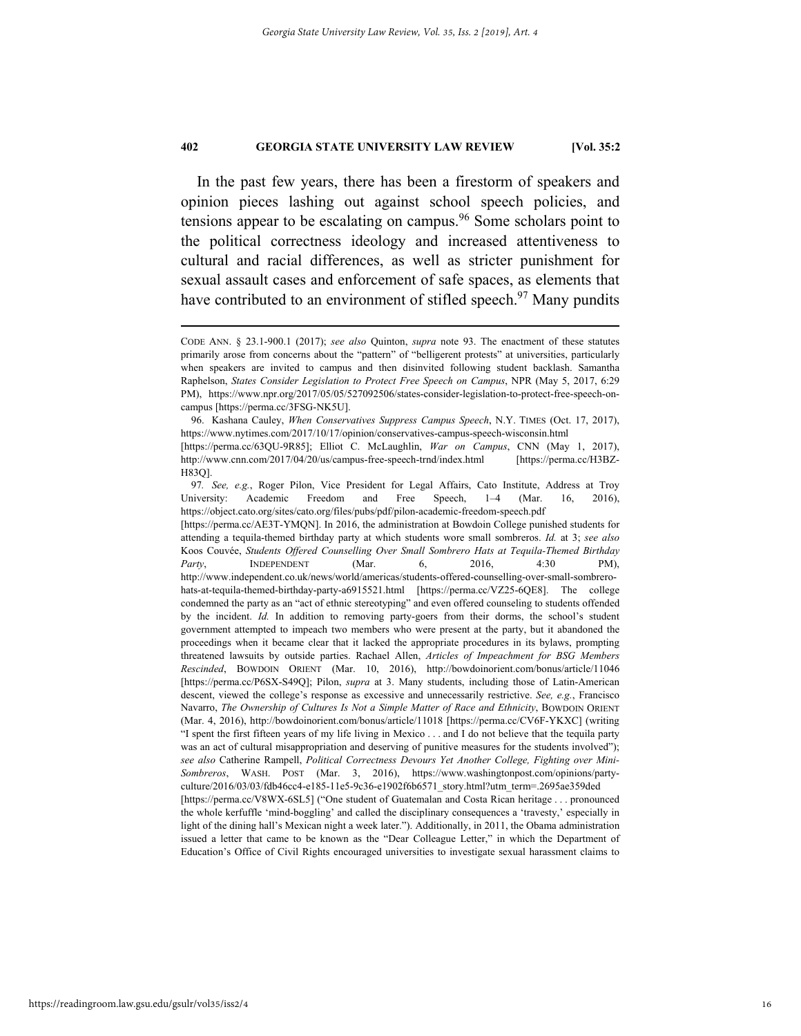In the past few years, there has been a firestorm of speakers and opinion pieces lashing out against school speech policies, and tensions appear to be escalating on campus.[96] Some scholars point to the political correctness ideology and increased attentiveness to cultural and racial differences, as well as stricter punishment for sexual assault cases and enforcement of safe spaces, as elements that have contributed to an environment of stifled speech.[97] Many pundits

---

CODE ANN. § 23.1-900.1 (2017); *see also* Quinton, *supra* note 93. The enactment of these statutes primarily arose from concerns about the "pattern" of "belligerent protests" at universities, particularly when speakers are invited to campus and then disinvited following student backlash. Samantha Raphelson, *States Consider Legislation to Protect Free Speech on Campus*, NPR (May 5, 2017, 6:29 PM), https://www.npr.org/2017/05/05/527092506/states-consider-legislation-to-protect-free-speech-on-campus [https://perma.cc/3FSG-NK5U].

96. Kashana Cauley, *When Conservatives Suppress Campus Speech*, N.Y. TIMES (Oct. 17, 2017), https://www.nytimes.com/2017/10/17/opinion/conservatives-campus-speech-wisconsin.html [https://perma.cc/63QU-9R85]; Elliot C. McLaughlin, *War on Campus*, CNN (May 1, 2017), http://www.cnn.com/2017/04/20/us/campus-free-speech-trnd/index.html [https://perma.cc/H3BZ-H83Q].

97. *See, e.g.*, Roger Pilon, Vice President for Legal Affairs, Cato Institute, Address at Troy University: Academic Freedom and Free Speech, 1–4 (Mar. 16, 2016), https://object.cato.org/sites/cato.org/files/pubs/pdf/pilon-academic-freedom-speech.pdf [https://perma.cc/AE3T-YMQN]. In 2016, the administration at Bowdoin College punished students for attending a tequila-themed birthday party at which students wore small sombreros. *Id.* at 3; *see also* Koos Couvée, *Students Offered Counselling Over Small Sombrero Hats at Tequila-Themed Birthday Party*, INDEPENDENT (Mar. 6, 2016, 4:30 PM), http://www.independent.co.uk/news/world/americas/students-offered-counselling-over-small-sombrero-hats-at-tequila-themed-birthday-party-a6915521.html [https://perma.cc/VZ25-6QE8]. The college condemned the party as an "act of ethnic stereotyping" and even offered counseling to students offended by the incident. *Id.* In addition to removing party-goers from their dorms, the school's student government attempted to impeach two members who were present at the party, but it abandoned the proceedings when it became clear that it lacked the appropriate procedures in its bylaws, prompting threatened lawsuits by outside parties. Rachael Allen, *Articles of Impeachment for BSG Members Rescinded*, BOWDOIN ORIENT (Mar. 10, 2016), http://bowdoinorient.com/bonus/article/11046 [https://perma.cc/P6SX-S49Q]; Pilon, *supra* at 3. Many students, including those of Latin-American descent, viewed the college's response as excessive and unnecessarily restrictive. *See, e.g.*, Francisco Navarro, *The Ownership of Cultures Is Not a Simple Matter of Race and Ethnicity*, BOWDOIN ORIENT (Mar. 4, 2016), http://bowdoinorient.com/bonus/article/11018 [https://perma.cc/CV6F-YKXC] (writing "I spent the first fifteen years of my life living in Mexico . . . and I do not believe that the tequila party was an act of cultural misappropriation and deserving of punitive measures for the students involved"); *see also* Catherine Rampell, *Political Correctness Devours Yet Another College, Fighting over Mini-Sombreros*, WASH. POST (Mar. 3, 2016), https://www.washingtonpost.com/opinions/party-culture/2016/03/03/fdb46cc4-e185-11e5-9c36-e1902f6b6571_story.html?utm_term=.2695ae359ded [https://perma.cc/V8WX-6SL5] ("One student of Guatemalan and Costa Rican heritage . . . pronounced the whole kerfuffle 'mind-boggling' and called the disciplinary consequences a 'travesty,' especially in light of the dining hall's Mexican night a week later."). Additionally, in 2011, the Obama administration issued a letter that came to be known as the "Dear Colleague Letter," in which the Department of Education's Office of Civil Rights encouraged universities to investigate sexual harassment claims to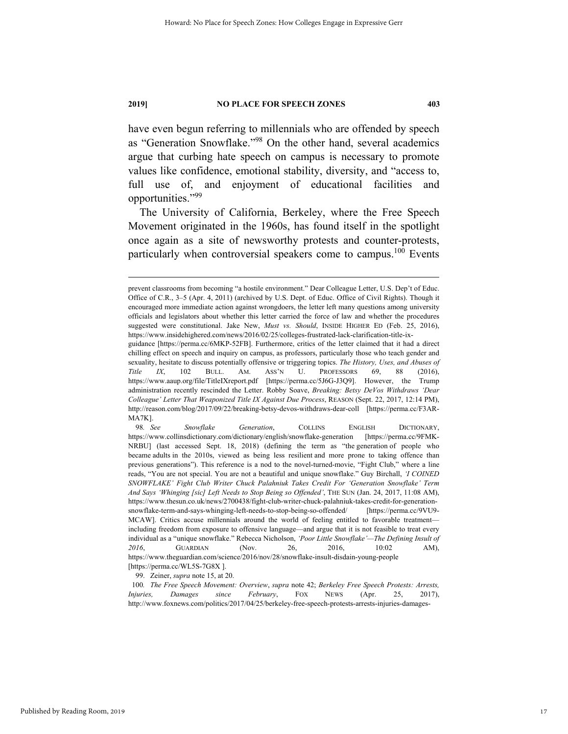have even begun referring to millennials who are offended by speech as "Generation Snowflake."[98] On the other hand, several academics argue that curbing hate speech on campus is necessary to promote values like confidence, emotional stability, diversity, and "access to, full use of, and enjoyment of educational facilities and opportunities."[99]

The University of California, Berkeley, where the Free Speech Movement originated in the 1960s, has found itself in the spotlight once again as a site of newsworthy protests and counter-protests, particularly when controversial speakers come to campus.[100] Events

---

prevent classrooms from becoming "a hostile environment." Dear Colleague Letter, U.S. Dep't of Educ. Office of C.R., 3–5 (Apr. 4, 2011) (archived by U.S. Dept. of Educ. Office of Civil Rights). Though it encouraged more immediate action against wrongdoers, the letter left many questions among university officials and legislators about whether this letter carried the force of law and whether the procedures suggested were constitutional. Jake New, *Must vs. Should*, INSIDE HIGHER ED (Feb. 25, 2016), https://www.insidehighered.com/news/2016/02/25/colleges-frustrated-lack-clarification-title-ix-guidance [https://perma.cc/6MKP-52FB]. Furthermore, critics of the letter claimed that it had a direct chilling effect on speech and inquiry on campus, as professors, particularly those who teach gender and sexuality, hesitate to discuss potentially offensive or triggering topics. *The History, Uses, and Abuses of Title IX*, 102 BULL. AM. ASS'N U. PROFESSORS 69, 88 (2016), https://www.aaup.org/file/TitleIXreport.pdf [https://perma.cc/5J6G-J3Q9]. However, the Trump administration recently rescinded the Letter. Robby Soave, *Breaking: Betsy DeVos Withdraws 'Dear Colleague' Letter That Weaponized Title IX Against Due Process*, REASON (Sept. 22, 2017, 12:14 PM), http://reason.com/blog/2017/09/22/breaking-betsy-devos-withdraws-dear-coll [https://perma.cc/F3AR-MA7K].

98. *See Snowflake Generation*, COLLINS ENGLISH DICTIONARY, https://www.collinsdictionary.com/dictionary/english/snowflake-generation [https://perma.cc/9FMK-NRBU] (last accessed Sept. 18, 2018) (defining the term as "the generation of people who became adults in the 2010s, viewed as being less resilient and more prone to taking offence than previous generations"). This reference is a nod to the novel-turned-movie, "Fight Club," where a line reads, "You are not special. You are not a beautiful and unique snowflake." Guy Birchall, *'I COINED SNOWFLAKE' Fight Club Writer Chuck Palahniuk Takes Credit For 'Generation Snowflake' Term And Says 'Whinging [sic] Left Needs to Stop Being so Offended'*, THE SUN (Jan. 24, 2017, 11:08 AM), https://www.thesun.co.uk/news/2700438/fight-club-writer-chuck-palahniuk-takes-credit-for-generation-snowflake-term-and-says-whinging-left-needs-to-stop-being-so-offended/ [https://perma.cc/9VU9-MCAW]. Critics accuse millennials around the world of feeling entitled to favorable treatment—including freedom from exposure to offensive language—and argue that it is not feasible to treat every individual as a "unique snowflake." Rebecca Nicholson, *'Poor Little Snowflake'—The Defining Insult of 2016*, GUARDIAN (Nov. 26, 2016, 10:02 AM), https://www.theguardian.com/science/2016/nov/28/snowflake-insult-disdain-young-people [https://perma.cc/WL5S-7G8X ].

99. Zeiner, *supra* note 15, at 20.

100. *The Free Speech Movement: Overview*, *supra* note 42; *Berkeley Free Speech Protests: Arrests, Injuries, Damages since February*, FOX NEWS (Apr. 25, 2017), http://www.foxnews.com/politics/2017/04/25/berkeley-free-speech-protests-arrests-injuries-damages-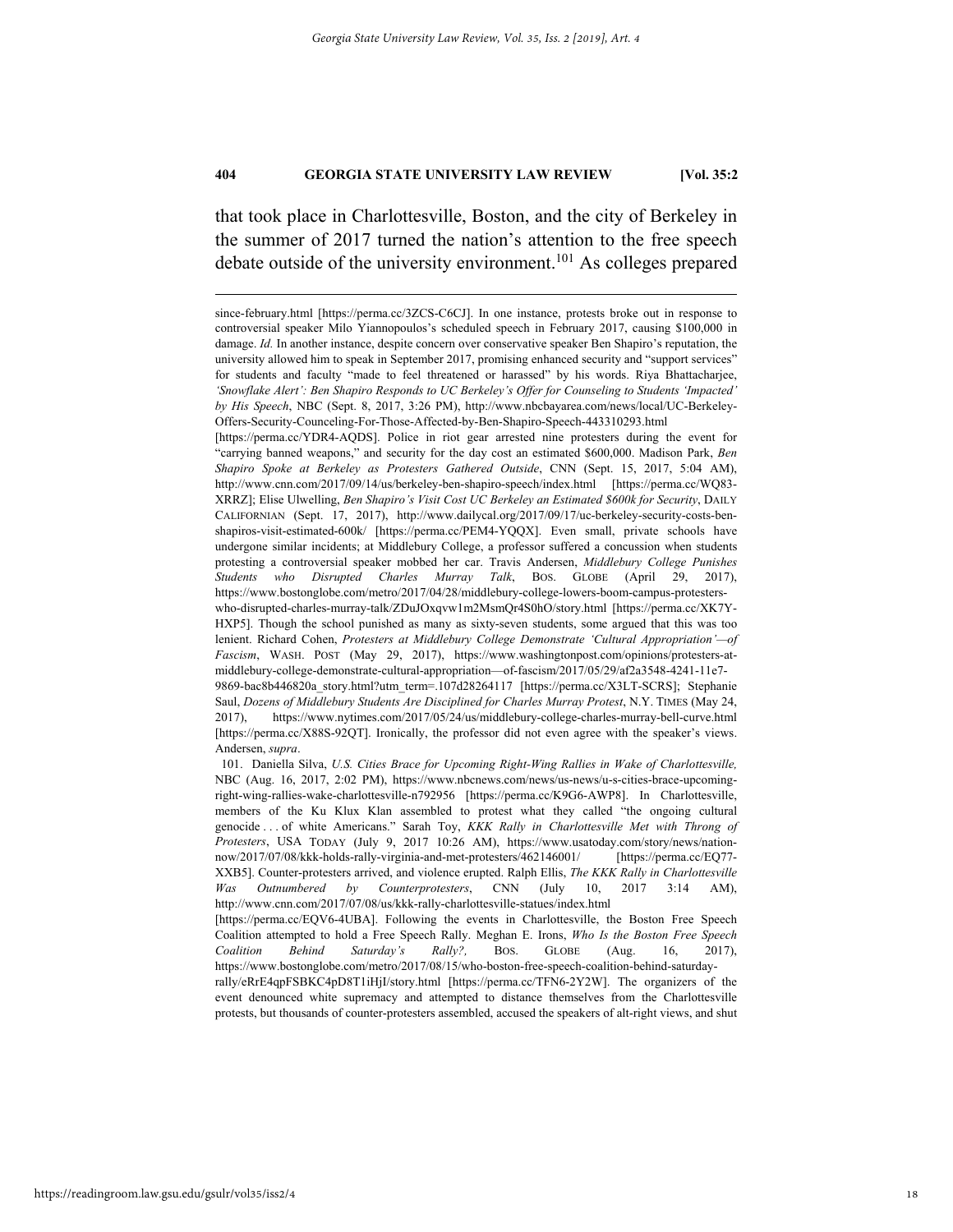that took place in Charlottesville, Boston, and the city of Berkeley in the summer of 2017 turned the nation's attention to the free speech debate outside of the university environment.[101] As colleges prepared

---

since-february.html [https://perma.cc/3ZCS-C6CJ]. In one instance, protests broke out in response to controversial speaker Milo Yiannopoulos's scheduled speech in February 2017, causing $100,000 in damage. *Id.* In another instance, despite concern over conservative speaker Ben Shapiro's reputation, the university allowed him to speak in September 2017, promising enhanced security and "support services" for students and faculty "made to feel threatened or harassed" by his words. Riya Bhattacharjee, *'Snowflake Alert': Ben Shapiro Responds to UC Berkeley's Offer for Counseling to Students 'Impacted' by His Speech*, NBC (Sept. 8, 2017, 3:26 PM), http://www.nbcbayarea.com/news/local/UC-Berkeley-Offers-Security-Counceling-For-Those-Affected-by-Ben-Shapiro-Speech-443310293.html [https://perma.cc/YDR4-AQDS]. Police in riot gear arrested nine protesters during the event for "carrying banned weapons," and security for the day cost an estimated $600,000. Madison Park, *Ben Shapiro Spoke at Berkeley as Protesters Gathered Outside*, CNN (Sept. 15, 2017, 5:04 AM), http://www.cnn.com/2017/09/14/us/berkeley-ben-shapiro-speech/index.html [https://perma.cc/WQ83-XRRZ]; Elise Ulwelling, *Ben Shapiro's Visit Cost UC Berkeley an Estimated $600k for Security*, DAILY CALIFORNIAN (Sept. 17, 2017), http://www.dailycal.org/2017/09/17/uc-berkeley-security-costs-ben-shapiros-visit-estimated-600k/ [https://perma.cc/PEM4-YQQX]. Even small, private schools have undergone similar incidents; at Middlebury College, a professor suffered a concussion when students protesting a controversial speaker mobbed her car. Travis Andersen, *Middlebury College Punishes Students who Disrupted Charles Murray Talk*, BOS. GLOBE (April 29, 2017), https://www.bostonglobe.com/metro/2017/04/28/middlebury-college-lowers-boom-campus-protesters-who-disrupted-charles-murray-talk/ZDuJOxqvw1m2MsmQr4S0hO/story.html [https://perma.cc/XK7Y-HXP5]. Though the school punished as many as sixty-seven students, some argued that this was too lenient. Richard Cohen, *Protesters at Middlebury College Demonstrate 'Cultural Appropriation'—of Fascism*, WASH. POST (May 29, 2017), https://www.washingtonpost.com/opinions/protesters-at-middlebury-college-demonstrate-cultural-appropriation—of-fascism/2017/05/29/af2a3548-4241-11e7-9869-bac8b446820a_story.html?utm_term=.107d28264117 [https://perma.cc/X3LT-SCRS]; Stephanie Saul, *Dozens of Middlebury Students Are Disciplined for Charles Murray Protest*, N.Y. TIMES (May 24, 2017), https://www.nytimes.com/2017/05/24/us/middlebury-college-charles-murray-bell-curve.html [https://perma.cc/X88S-92QT]. Ironically, the professor did not even agree with the speaker's views. Andersen, *supra*.

101. Daniella Silva, *U.S. Cities Brace for Upcoming Right-Wing Rallies in Wake of Charlottesville,* NBC (Aug. 16, 2017, 2:02 PM), https://www.nbcnews.com/news/us-news/u-s-cities-brace-upcoming-right-wing-rallies-wake-charlottesville-n792956 [https://perma.cc/K9G6-AWP8]. In Charlottesville, members of the Ku Klux Klan assembled to protest what they called "the ongoing cultural genocide . . . of white Americans." Sarah Toy, *KKK Rally in Charlottesville Met with Throng of Protesters*, USA TODAY (July 9, 2017 10:26 AM), https://www.usatoday.com/story/news/nation-now/2017/07/08/kkk-holds-rally-virginia-and-met-protesters/462146001/ [https://perma.cc/EQ77-XXB5]. Counter-protesters arrived, and violence erupted. Ralph Ellis, *The KKK Rally in Charlottesville Was Outnumbered by Counterprotesters*, CNN (July 10, 2017 3:14 AM), http://www.cnn.com/2017/07/08/us/kkk-rally-charlottesville-statues/index.html [https://perma.cc/EQV6-4UBA]. Following the events in Charlottesville, the Boston Free Speech Coalition attempted to hold a Free Speech Rally. Meghan E. Irons, *Who Is the Boston Free Speech Coalition Behind Saturday's Rally?,* BOS. GLOBE (Aug. 16, 2017), https://www.bostonglobe.com/metro/2017/08/15/who-boston-free-speech-coalition-behind-saturday-rally/eRrE4qpFSBKC4pD8T1iHjI/story.html [https://perma.cc/TFN6-2Y2W]. The organizers of the event denounced white supremacy and attempted to distance themselves from the Charlottesville protests, but thousands of counter-protesters assembled, accused the speakers of alt-right views, and shut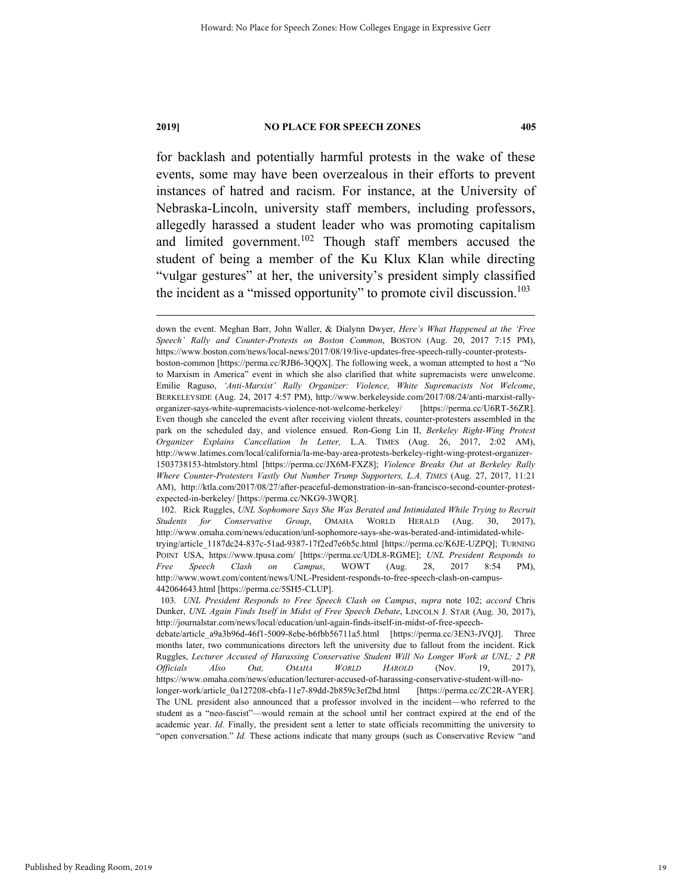for backlash and potentially harmful protests in the wake of these events, some may have been overzealous in their efforts to prevent instances of hatred and racism. For instance, at the University of Nebraska-Lincoln, university staff members, including professors, allegedly harassed a student leader who was promoting capitalism and limited government.[102] Though staff members accused the student of being a member of the Ku Klux Klan while directing "vulgar gestures" at her, the university's president simply classified the incident as a "missed opportunity" to promote civil discussion.[103]

---

down the event. Meghan Barr, John Waller, & Dialynn Dwyer, *Here's What Happened at the 'Free Speech' Rally and Counter-Protests on Boston Common*, BOSTON (Aug. 20, 2017 7:15 PM), https://www.boston.com/news/local-news/2017/08/19/live-updates-free-speech-rally-counter-protests-boston-common [https://perma.cc/RJB6-3QQX]. The following week, a woman attempted to host a "No to Marxism in America" event in which she also clarified that white supremacists were unwelcome. Emilie Raguso, *'Anti-Marxist' Rally Organizer: Violence, White Supremacists Not Welcome*, BERKELEYSIDE (Aug. 24, 2017 4:57 PM), http://www.berkeleyside.com/2017/08/24/anti-marxist-rally-organizer-says-white-supremacists-violence-not-welcome-berkeley/ [https://perma.cc/U6RT-56ZR]. Even though she canceled the event after receiving violent threats, counter-protesters assembled in the park on the scheduled day, and violence ensued. Ron-Gong Lin II, *Berkeley Right-Wing Protest Organizer Explains Cancellation In Letter,* L.A. TIMES (Aug. 26, 2017, 2:02 AM), http://www.latimes.com/local/california/la-me-bay-area-protests-berkeley-right-wing-protest-organizer-1503738153-htmlstory.html [https://perma.cc/JX6M-FXZ8]; *Violence Breaks Out at Berkeley Rally Where Counter-Protesters Vastly Out Number Trump Supporters, L.A. TIMES* (Aug. 27, 2017, 11:21 AM), http://ktla.com/2017/08/27/after-peaceful-demonstration-in-san-francisco-second-counter-protest-expected-in-berkeley/ [https://perma.cc/NKG9-3WQR].

102. Rick Ruggles, *UNL Sophomore Says She Was Berated and Intimidated While Trying to Recruit Students for Conservative Group*, OMAHA WORLD HERALD (Aug. 30, 2017), http://www.omaha.com/news/education/unl-sophomore-says-she-was-berated-and-intimidated-while-trying/article_1187dc24-837c-51ad-9387-17f2ed7e6b5c.html [https://perma.cc/K6JE-UZPQ]; TURNING POINT USA, https://www.tpusa.com/ [https://perma.cc/UDL8-RGME]; *UNL President Responds to Free Speech Clash on Campus*, WOWT (Aug. 28, 2017 8:54 PM), http://www.wowt.com/content/news/UNL-President-responds-to-free-speech-clash-on-campus-442064643.html [https://perma.cc/5SH5-CLUP].

103. *UNL President Responds to Free Speech Clash on Campus*, *supra* note 102; *accord* Chris Dunker, *UNL Again Finds Itself in Midst of Free Speech Debate*, LINCOLN J. STAR (Aug. 30, 2017), http://journalstar.com/news/local/education/unl-again-finds-itself-in-midst-of-free-speech-debate/article_a9a3b96d-46f1-5009-8ebe-b6fbb56711a5.html [https://perma.cc/3EN3-JVQJ]. Three months later, two communications directors left the university due to fallout from the incident. Rick Ruggles, *Lecturer Accused of Harassing Conservative Student Will No Longer Work at UNL; 2 PR Officials Also Out, OMAHA WORLD HAROLD* (Nov. 19, 2017), https://www.omaha.com/news/education/lecturer-accused-of-harassing-conservative-student-will-no-longer-work/article_0a127208-cbfa-11e7-89dd-2b859c3ef2bd.html [https://perma.cc/ZC2R-AYER]. The UNL president also announced that a professor involved in the incident—who referred to the student as a "neo-fascist"—would remain at the school until her contract expired at the end of the academic year. *Id.* Finally, the president sent a letter to state officials recommitting the university to "open conversation." *Id.* These actions indicate that many groups (such as Conservative Review "and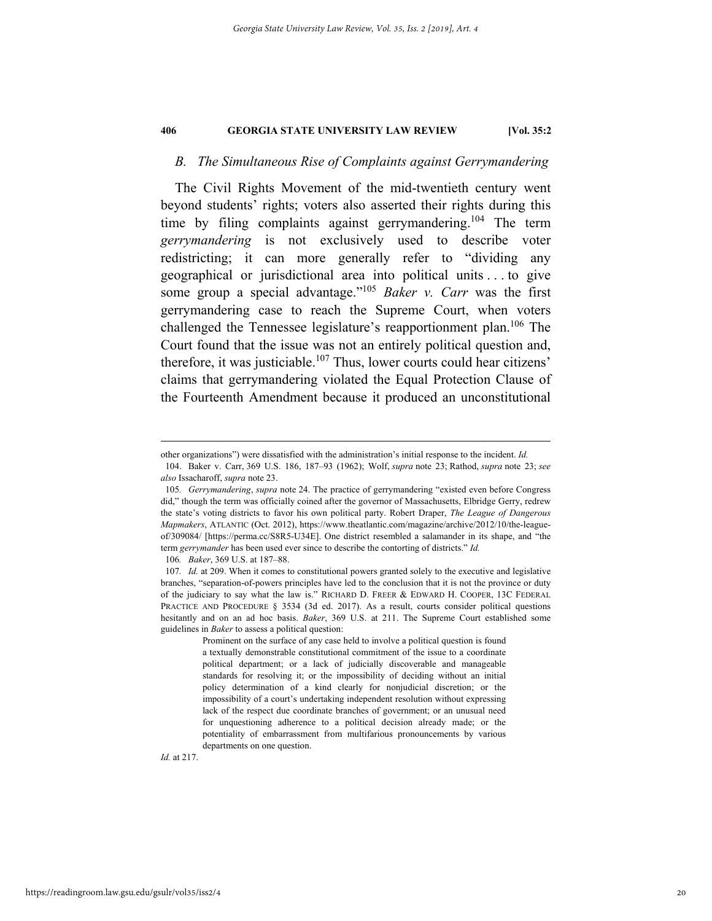### *B. The Simultaneous Rise of Complaints against Gerrymandering*

The Civil Rights Movement of the mid-twentieth century went beyond students' rights; voters also asserted their rights during this time by filing complaints against gerrymandering.[104] The term *gerrymandering* is not exclusively used to describe voter redistricting; it can more generally refer to "dividing any geographical or jurisdictional area into political units . . . to give some group a special advantage."[105] *Baker v. Carr* was the first gerrymandering case to reach the Supreme Court, when voters challenged the Tennessee legislature's reapportionment plan.[106] The Court found that the issue was not an entirely political question and, therefore, it was justiciable.[107] Thus, lower courts could hear citizens' claims that gerrymandering violated the Equal Protection Clause of the Fourteenth Amendment because it produced an unconstitutional

---

other organizations") were dissatisfied with the administration's initial response to the incident. *Id.*

104. Baker v. Carr, 369 U.S. 186, 187–93 (1962); Wolf, *supra* note 23; Rathod, *supra* note 23; *see also* Issacharoff, *supra* note 23.

105. *Gerrymandering*, *supra* note 24. The practice of gerrymandering "existed even before Congress did," though the term was officially coined after the governor of Massachusetts, Elbridge Gerry, redrew the state's voting districts to favor his own political party. Robert Draper, *The League of Dangerous Mapmakers*, ATLANTIC (Oct. 2012), https://www.theatlantic.com/magazine/archive/2012/10/the-league-of/309084/ [https://perma.cc/S8R5-U34E]. One district resembled a salamander in its shape, and "the term *gerrymander* has been used ever since to describe the contorting of districts." *Id.*

106. *Baker*, 369 U.S. at 187–88.

107. *Id.* at 209. When it comes to constitutional powers granted solely to the executive and legislative branches, "separation-of-powers principles have led to the conclusion that it is not the province or duty of the judiciary to say what the law is." RICHARD D. FREER & EDWARD H. COOPER, 13C FEDERAL PRACTICE AND PROCEDURE § 3534 (3d ed. 2017). As a result, courts consider political questions hesitantly and on an ad hoc basis. *Baker*, 369 U.S. at 211. The Supreme Court established some guidelines in *Baker* to assess a political question:

> Prominent on the surface of any case held to involve a political question is found a textually demonstrable constitutional commitment of the issue to a coordinate political department; or a lack of judicially discoverable and manageable standards for resolving it; or the impossibility of deciding without an initial policy determination of a kind clearly for nonjudicial discretion; or the impossibility of a court's undertaking independent resolution without expressing lack of the respect due coordinate branches of government; or an unusual need for unquestioning adherence to a political decision already made; or the potentiality of embarrassment from multifarious pronouncements by various departments on one question.

*Id.* at 217.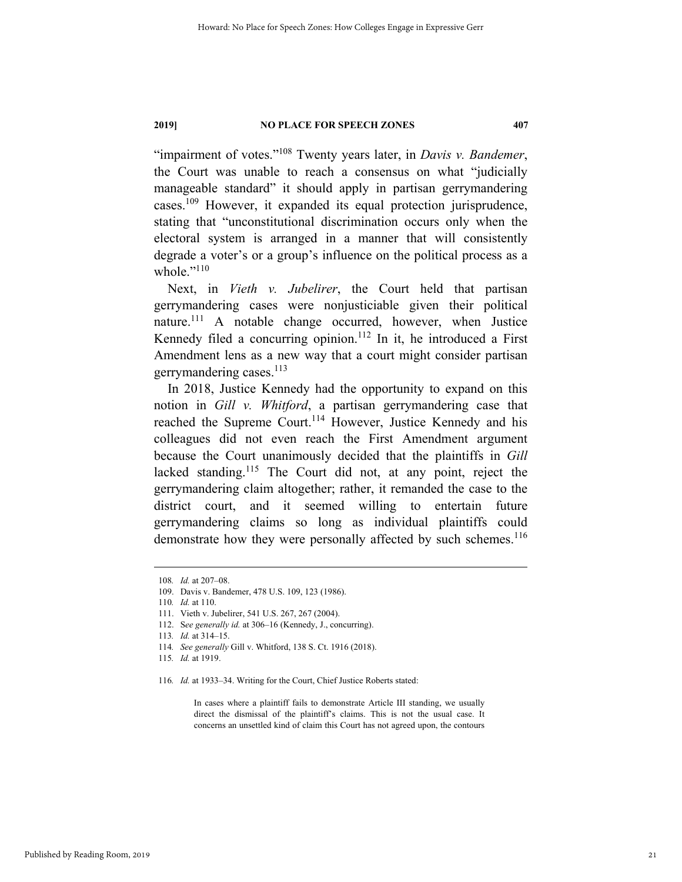"impairment of votes."[108] Twenty years later, in *Davis v. Bandemer*, the Court was unable to reach a consensus on what "judicially manageable standard" it should apply in partisan gerrymandering cases.[109] However, it expanded its equal protection jurisprudence, stating that "unconstitutional discrimination occurs only when the electoral system is arranged in a manner that will consistently degrade a voter's or a group's influence on the political process as a whole."[110]

Next, in *Vieth v. Jubelirer*, the Court held that partisan gerrymandering cases were nonjusticiable given their political nature.[111] A notable change occurred, however, when Justice Kennedy filed a concurring opinion.[112] In it, he introduced a First Amendment lens as a new way that a court might consider partisan gerrymandering cases.[113]

In 2018, Justice Kennedy had the opportunity to expand on this notion in *Gill v. Whitford*, a partisan gerrymandering case that reached the Supreme Court.[114] However, Justice Kennedy and his colleagues did not even reach the First Amendment argument because the Court unanimously decided that the plaintiffs in *Gill* lacked standing.[115] The Court did not, at any point, reject the gerrymandering claim altogether; rather, it remanded the case to the district court, and it seemed willing to entertain future gerrymandering claims so long as individual plaintiffs could demonstrate how they were personally affected by such schemes.[116]

---

108. *Id.* at 207–08.

109. Davis v. Bandemer, 478 U.S. 109, 123 (1986).

110. *Id.* at 110.

111. Vieth v. Jubelirer, 541 U.S. 267, 267 (2004).

112. S*ee generally id.* at 306–16 (Kennedy, J., concurring).

113. *Id.* at 314–15.

114. *See generally* Gill v. Whitford, 138 S. Ct. 1916 (2018).

115. *Id.* at 1919.

116. *Id.* at 1933–34. Writing for the Court, Chief Justice Roberts stated:

> In cases where a plaintiff fails to demonstrate Article III standing, we usually direct the dismissal of the plaintiff's claims. This is not the usual case. It concerns an unsettled kind of claim this Court has not agreed upon, the contours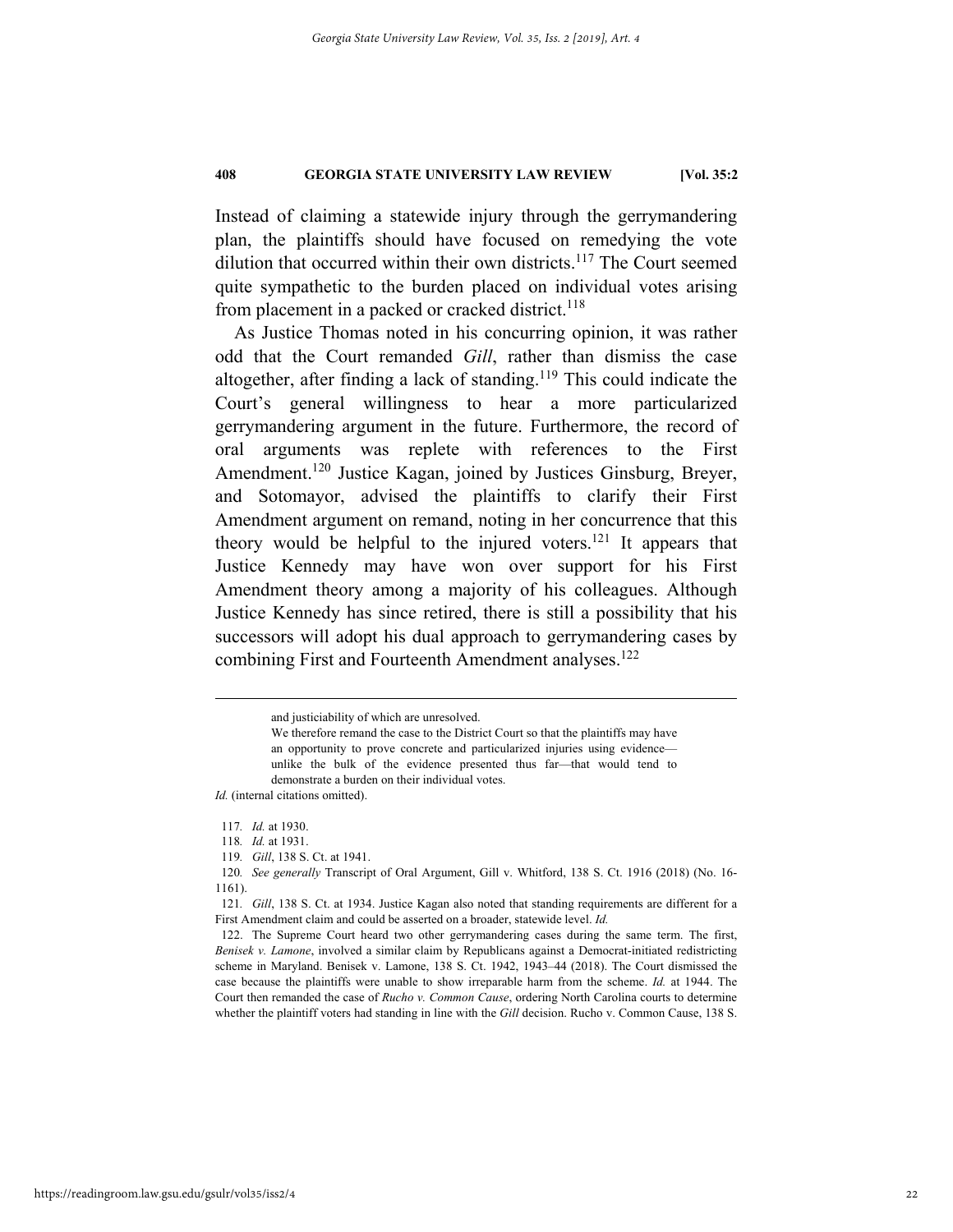Instead of claiming a statewide injury through the gerrymandering plan, the plaintiffs should have focused on remedying the vote dilution that occurred within their own districts.[117] The Court seemed quite sympathetic to the burden placed on individual votes arising from placement in a packed or cracked district.[118]

As Justice Thomas noted in his concurring opinion, it was rather odd that the Court remanded *Gill*, rather than dismiss the case altogether, after finding a lack of standing.[119] This could indicate the Court's general willingness to hear a more particularized gerrymandering argument in the future. Furthermore, the record of oral arguments was replete with references to the First Amendment.[120] Justice Kagan, joined by Justices Ginsburg, Breyer, and Sotomayor, advised the plaintiffs to clarify their First Amendment argument on remand, noting in her concurrence that this theory would be helpful to the injured voters.[121] It appears that Justice Kennedy may have won over support for his First Amendment theory among a majority of his colleagues. Although Justice Kennedy has since retired, there is still a possibility that his successors will adopt his dual approach to gerrymandering cases by combining First and Fourteenth Amendment analyses.[122]

---

> and justiciability of which are unresolved.
>
> We therefore remand the case to the District Court so that the plaintiffs may have an opportunity to prove concrete and particularized injuries using evidence—unlike the bulk of the evidence presented thus far—that would tend to demonstrate a burden on their individual votes.

*Id.* (internal citations omitted).

117. *Id.* at 1930.

118. *Id.* at 1931.

119. *Gill*, 138 S. Ct. at 1941.

120. *See generally* Transcript of Oral Argument, Gill v. Whitford, 138 S. Ct. 1916 (2018) (No. 16-1161).

121. *Gill*, 138 S. Ct. at 1934. Justice Kagan also noted that standing requirements are different for a First Amendment claim and could be asserted on a broader, statewide level. *Id.*

122. The Supreme Court heard two other gerrymandering cases during the same term. The first, *Benisek v. Lamone*, involved a similar claim by Republicans against a Democrat-initiated redistricting scheme in Maryland. Benisek v. Lamone, 138 S. Ct. 1942, 1943–44 (2018). The Court dismissed the case because the plaintiffs were unable to show irreparable harm from the scheme. *Id.* at 1944. The Court then remanded the case of *Rucho v. Common Cause*, ordering North Carolina courts to determine whether the plaintiff voters had standing in line with the *Gill* decision. Rucho v. Common Cause, 138 S.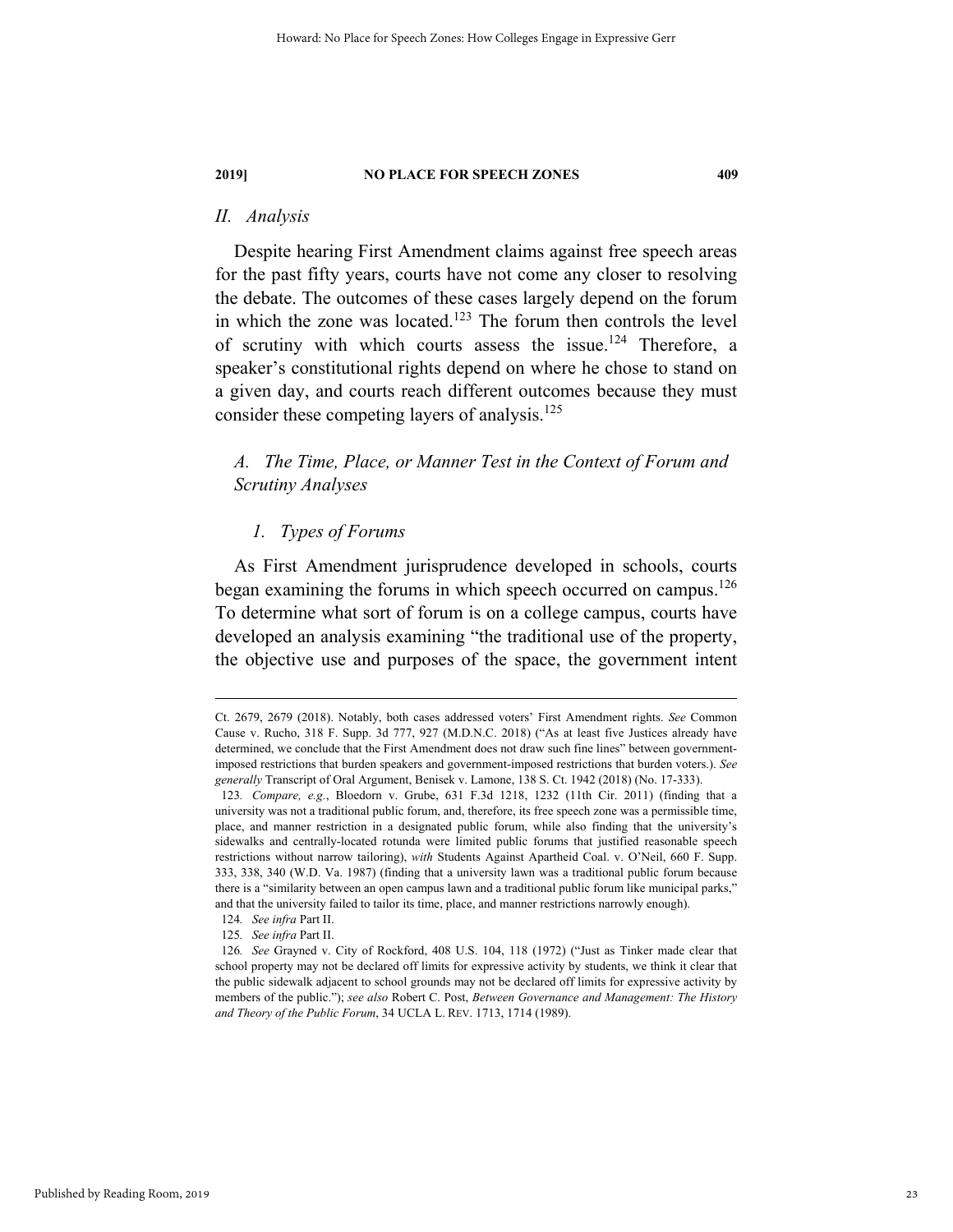## II. Analysis

Despite hearing First Amendment claims against free speech areas for the past fifty years, courts have not come any closer to resolving the debate. The outcomes of these cases largely depend on the forum in which the zone was located.[123] The forum then controls the level of scrutiny with which courts assess the issue.[124] Therefore, a speaker's constitutional rights depend on where he chose to stand on a given day, and courts reach different outcomes because they must consider these competing layers of analysis.[125]

### A. The Time, Place, or Manner Test in the Context of Forum and Scrutiny Analyses

#### 1. Types of Forums

As First Amendment jurisprudence developed in schools, courts began examining the forums in which speech occurred on campus.[126] To determine what sort of forum is on a college campus, courts have developed an analysis examining "the traditional use of the property, the objective use and purposes of the space, the government intent

---

Ct. 2679, 2679 (2018). Notably, both cases addressed voters' First Amendment rights. *See* Common Cause v. Rucho, 318 F. Supp. 3d 777, 927 (M.D.N.C. 2018) ("As at least five Justices already have determined, we conclude that the First Amendment does not draw such fine lines" between government-imposed restrictions that burden speakers and government-imposed restrictions that burden voters.). *See generally* Transcript of Oral Argument, Benisek v. Lamone, 138 S. Ct. 1942 (2018) (No. 17-333).

123. *Compare, e.g.*, Bloedorn v. Grube, 631 F.3d 1218, 1232 (11th Cir. 2011) (finding that a university was not a traditional public forum, and, therefore, its free speech zone was a permissible time, place, and manner restriction in a designated public forum, while also finding that the university's sidewalks and centrally-located rotunda were limited public forums that justified reasonable speech restrictions without narrow tailoring), *with* Students Against Apartheid Coal. v. O'Neil, 660 F. Supp. 333, 338, 340 (W.D. Va. 1987) (finding that a university lawn was a traditional public forum because there is a "similarity between an open campus lawn and a traditional public forum like municipal parks," and that the university failed to tailor its time, place, and manner restrictions narrowly enough).

124. *See infra* Part II.

125. *See infra* Part II.

126. *See* Grayned v. City of Rockford, 408 U.S. 104, 118 (1972) ("Just as Tinker made clear that school property may not be declared off limits for expressive activity by students, we think it clear that the public sidewalk adjacent to school grounds may not be declared off limits for expressive activity by members of the public."); *see also* Robert C. Post, *Between Governance and Management: The History and Theory of the Public Forum*, 34 UCLA L. REV. 1713, 1714 (1989).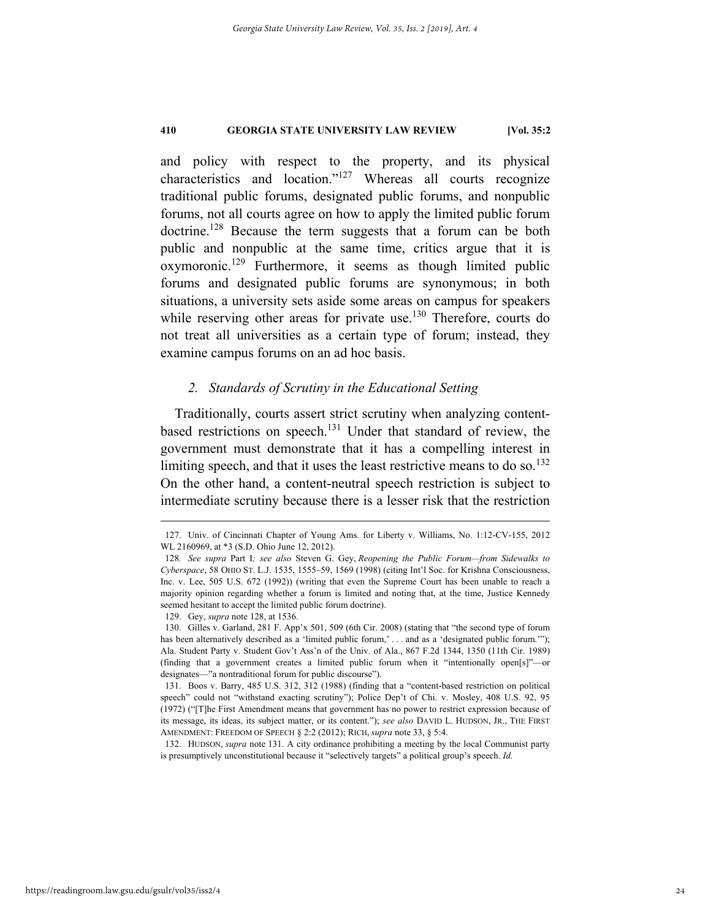and policy with respect to the property, and its physical characteristics and location."[127] Whereas all courts recognize traditional public forums, designated public forums, and nonpublic forums, not all courts agree on how to apply the limited public forum doctrine.[128] Because the term suggests that a forum can be both public and nonpublic at the same time, critics argue that it is oxymoronic.[129] Furthermore, it seems as though limited public forums and designated public forums are synonymous; in both situations, a university sets aside some areas on campus for speakers while reserving other areas for private use.[130] Therefore, courts do not treat all universities as a certain type of forum; instead, they examine campus forums on an ad hoc basis.

### *2. Standards of Scrutiny in the Educational Setting*

Traditionally, courts assert strict scrutiny when analyzing content-based restrictions on speech.[131] Under that standard of review, the government must demonstrate that it has a compelling interest in limiting speech, and that it uses the least restrictive means to do so.[132] On the other hand, a content-neutral speech restriction is subject to intermediate scrutiny because there is a lesser risk that the restriction

---

127. Univ. of Cincinnati Chapter of Young Ams. for Liberty v. Williams, No. 1:12-CV-155, 2012 WL 2160969, at *3 (S.D. Ohio June 12, 2012).

128. *See supra* Part I*; see also* Steven G. Gey, *Reopening the Public Forum—from Sidewalks to Cyberspace*, 58 OHIO ST. L.J. 1535, 1555–59, 1569 (1998) (citing Int'l Soc. for Krishna Consciousness, Inc. v. Lee, 505 U.S. 672 (1992)) (writing that even the Supreme Court has been unable to reach a majority opinion regarding whether a forum is limited and noting that, at the time, Justice Kennedy seemed hesitant to accept the limited public forum doctrine).

129. Gey, *supra* note 128, at 1536.

130. Gilles v. Garland, 281 F. App'x 501, 509 (6th Cir. 2008) (stating that "the second type of forum has been alternatively described as a 'limited public forum,' . . . and as a 'designated public forum.'"); Ala. Student Party v. Student Gov't Ass'n of the Univ. of Ala., 867 F.2d 1344, 1350 (11th Cir. 1989) (finding that a government creates a limited public forum when it "intentionally open[s]"—or designates—"a nontraditional forum for public discourse").

131. Boos v. Barry, 485 U.S. 312, 312 (1988) (finding that a "content-based restriction on political speech" could not "withstand exacting scrutiny"); Police Dep't of Chi. v. Mosley, 408 U.S. 92, 95 (1972) ("[T]he First Amendment means that government has no power to restrict expression because of its message, its ideas, its subject matter, or its content."); *see also* DAVID L. HUDSON, JR., THE FIRST AMENDMENT: FREEDOM OF SPEECH § 2:2 (2012); RICH, *supra* note 33, § 5:4.

132. HUDSON, *supra* note 131. A city ordinance prohibiting a meeting by the local Communist party is presumptively unconstitutional because it "selectively targets" a political group's speech. *Id.*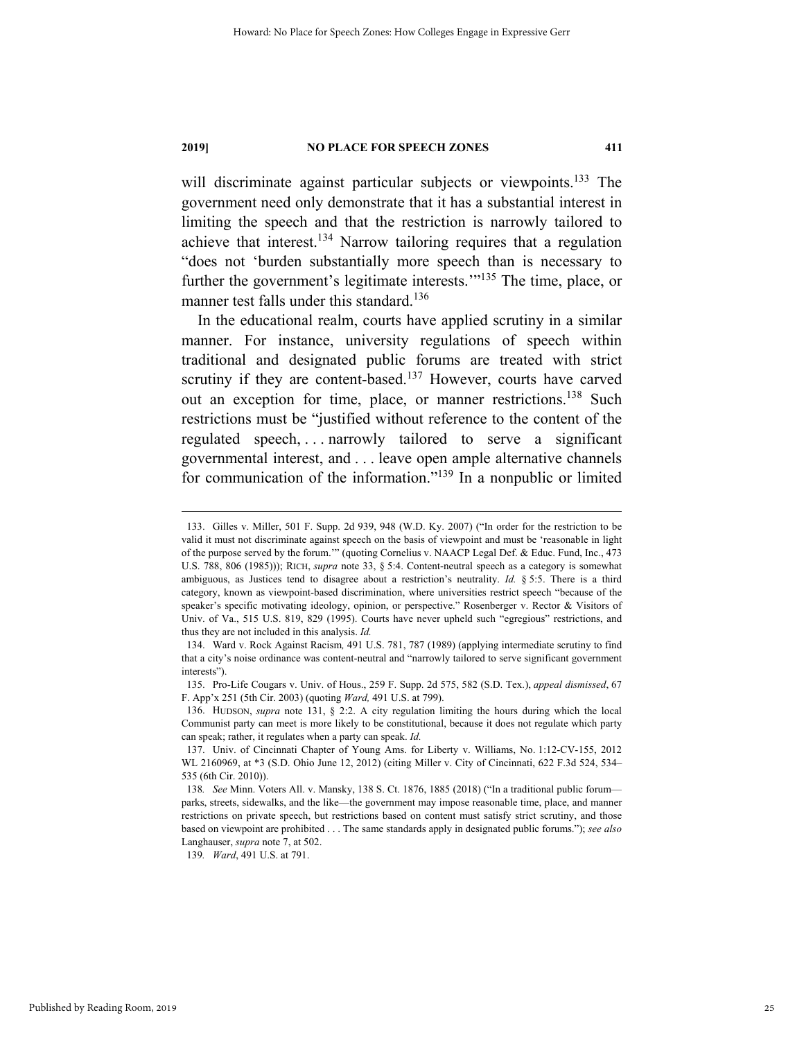will discriminate against particular subjects or viewpoints.[133] The government need only demonstrate that it has a substantial interest in limiting the speech and that the restriction is narrowly tailored to achieve that interest.[134] Narrow tailoring requires that a regulation "does not 'burden substantially more speech than is necessary to further the government's legitimate interests.'"[135] The time, place, or manner test falls under this standard.[136]

In the educational realm, courts have applied scrutiny in a similar manner. For instance, university regulations of speech within traditional and designated public forums are treated with strict scrutiny if they are content-based.[137] However, courts have carved out an exception for time, place, or manner restrictions.[138] Such restrictions must be "justified without reference to the content of the regulated speech, . . . narrowly tailored to serve a significant governmental interest, and . . . leave open ample alternative channels for communication of the information."[139] In a nonpublic or limited

---

133. Gilles v. Miller, 501 F. Supp. 2d 939, 948 (W.D. Ky. 2007) ("In order for the restriction to be valid it must not discriminate against speech on the basis of viewpoint and must be 'reasonable in light of the purpose served by the forum.'" (quoting Cornelius v. NAACP Legal Def. & Educ. Fund, Inc., 473 U.S. 788, 806 (1985))); RICH, *supra* note 33, § 5:4. Content-neutral speech as a category is somewhat ambiguous, as Justices tend to disagree about a restriction's neutrality. *Id.* § 5:5. There is a third category, known as viewpoint-based discrimination, where universities restrict speech "because of the speaker's specific motivating ideology, opinion, or perspective." Rosenberger v. Rector & Visitors of Univ. of Va., 515 U.S. 819, 829 (1995). Courts have never upheld such "egregious" restrictions, and thus they are not included in this analysis. *Id.*

134. Ward v. Rock Against Racism*,* 491 U.S. 781, 787 (1989) (applying intermediate scrutiny to find that a city's noise ordinance was content-neutral and "narrowly tailored to serve significant government interests").

135. Pro-Life Cougars v. Univ. of Hous., 259 F. Supp. 2d 575, 582 (S.D. Tex.), *appeal dismissed*, 67 F. App'x 251 (5th Cir. 2003) (quoting *Ward,* 491 U.S. at 799).

136. HUDSON, *supra* note 131, § 2:2. A city regulation limiting the hours during which the local Communist party can meet is more likely to be constitutional, because it does not regulate which party can speak; rather, it regulates when a party can speak. *Id.*

137. Univ. of Cincinnati Chapter of Young Ams. for Liberty v. Williams, No. 1:12-CV-155, 2012 WL 2160969, at *3 (S.D. Ohio June 12, 2012) (citing Miller v. City of Cincinnati, 622 F.3d 524, 534–535 (6th Cir. 2010)).

138*. See* Minn. Voters All. v. Mansky, 138 S. Ct. 1876, 1885 (2018) ("In a traditional public forum—parks, streets, sidewalks, and the like—the government may impose reasonable time, place, and manner restrictions on private speech, but restrictions based on content must satisfy strict scrutiny, and those based on viewpoint are prohibited . . . The same standards apply in designated public forums."); *see also* Langhauser, *supra* note 7, at 502.

139*. Ward*, 491 U.S. at 791.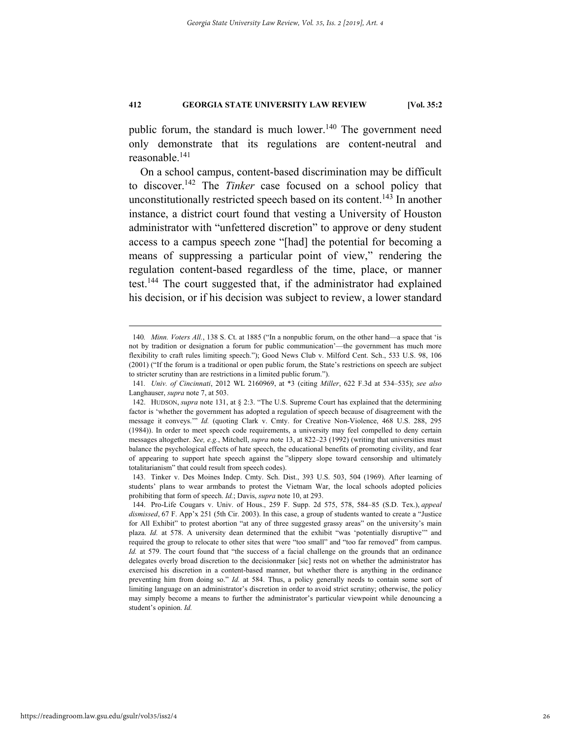public forum, the standard is much lower.[140] The government need only demonstrate that its regulations are content-neutral and reasonable.[141]

On a school campus, content-based discrimination may be difficult to discover.[142] The *Tinker* case focused on a school policy that unconstitutionally restricted speech based on its content.[143] In another instance, a district court found that vesting a University of Houston administrator with "unfettered discretion" to approve or deny student access to a campus speech zone "[had] the potential for becoming a means of suppressing a particular point of view," rendering the regulation content-based regardless of the time, place, or manner test.[144] The court suggested that, if the administrator had explained his decision, or if his decision was subject to review, a lower standard

---

140. *Minn. Voters All.*, 138 S. Ct. at 1885 ("In a nonpublic forum, on the other hand—a space that 'is not by tradition or designation a forum for public communication'—the government has much more flexibility to craft rules limiting speech."); Good News Club v. Milford Cent. Sch., 533 U.S. 98, 106 (2001) ("If the forum is a traditional or open public forum, the State's restrictions on speech are subject to stricter scrutiny than are restrictions in a limited public forum.").

141. *Univ. of Cincinnati*, 2012 WL 2160969, at *3 (citing *Miller*, 622 F.3d at 534–535); *see also* Langhauser, *supra* note 7, at 503.

142. HUDSON, *supra* note 131, at § 2:3. "The U.S. Supreme Court has explained that the determining factor is 'whether the government has adopted a regulation of speech because of disagreement with the message it conveys.'" *Id.* (quoting Clark v. Cmty. for Creative Non-Violence, 468 U.S. 288, 295 (1984)). In order to meet speech code requirements, a university may feel compelled to deny certain messages altogether. *See, e.g.*, Mitchell, *supra* note 13, at 822–23 (1992) (writing that universities must balance the psychological effects of hate speech, the educational benefits of promoting civility, and fear of appearing to support hate speech against the "slippery slope toward censorship and ultimately totalitarianism" that could result from speech codes).

143. Tinker v. Des Moines Indep. Cmty. Sch. Dist., 393 U.S. 503, 504 (1969). After learning of students' plans to wear armbands to protest the Vietnam War, the local schools adopted policies prohibiting that form of speech. *Id.*; Davis, *supra* note 10, at 293.

144. Pro-Life Cougars v. Univ. of Hous., 259 F. Supp. 2d 575, 578, 584–85 (S.D. Tex.), *appeal dismissed*, 67 F. App'x 251 (5th Cir. 2003). In this case, a group of students wanted to create a "Justice for All Exhibit" to protest abortion "at any of three suggested grassy areas" on the university's main plaza. *Id.* at 578. A university dean determined that the exhibit "was 'potentially disruptive'" and required the group to relocate to other sites that were "too small" and "too far removed" from campus. *Id.* at 579. The court found that "the success of a facial challenge on the grounds that an ordinance delegates overly broad discretion to the decisionmaker [sic] rests not on whether the administrator has exercised his discretion in a content-based manner, but whether there is anything in the ordinance preventing him from doing so." *Id.* at 584. Thus, a policy generally needs to contain some sort of limiting language on an administrator's discretion in order to avoid strict scrutiny; otherwise, the policy may simply become a means to further the administrator's particular viewpoint while denouncing a student's opinion. *Id.*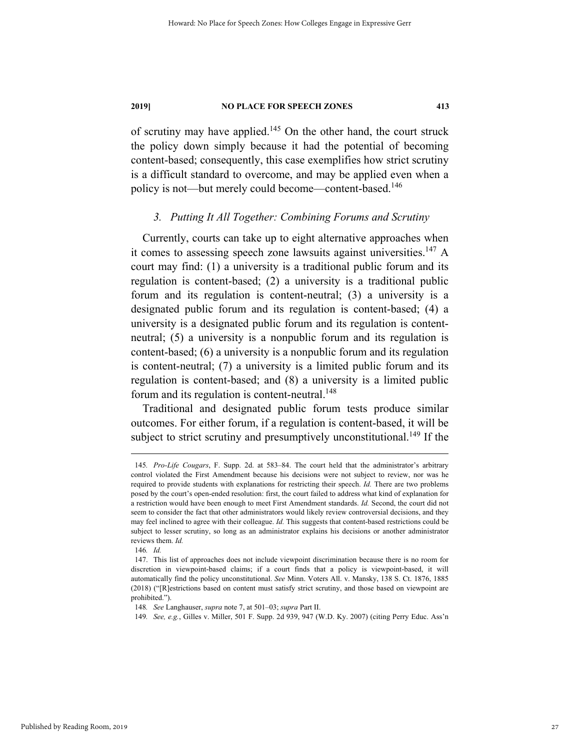of scrutiny may have applied.[145] On the other hand, the court struck the policy down simply because it had the potential of becoming content-based; consequently, this case exemplifies how strict scrutiny is a difficult standard to overcome, and may be applied even when a policy is not—but merely could become—content-based.[146]

### *3. Putting It All Together: Combining Forums and Scrutiny*

Currently, courts can take up to eight alternative approaches when it comes to assessing speech zone lawsuits against universities.[147] A court may find: (1) a university is a traditional public forum and its regulation is content-based; (2) a university is a traditional public forum and its regulation is content-neutral; (3) a university is a designated public forum and its regulation is content-based; (4) a university is a designated public forum and its regulation is content-neutral; (5) a university is a nonpublic forum and its regulation is content-based; (6) a university is a nonpublic forum and its regulation is content-neutral; (7) a university is a limited public forum and its regulation is content-based; and (8) a university is a limited public forum and its regulation is content-neutral.[148]

Traditional and designated public forum tests produce similar outcomes. For either forum, if a regulation is content-based, it will be subject to strict scrutiny and presumptively unconstitutional.[149] If the

---

145. *Pro-Life Cougars*, F. Supp. 2d. at 583–84. The court held that the administrator's arbitrary control violated the First Amendment because his decisions were not subject to review, nor was he required to provide students with explanations for restricting their speech. *Id.* There are two problems posed by the court's open-ended resolution: first, the court failed to address what kind of explanation for a restriction would have been enough to meet First Amendment standards. *Id.* Second, the court did not seem to consider the fact that other administrators would likely review controversial decisions, and they may feel inclined to agree with their colleague. *Id.* This suggests that content-based restrictions could be subject to lesser scrutiny, so long as an administrator explains his decisions or another administrator reviews them. *Id.*

146. *Id.*

147. This list of approaches does not include viewpoint discrimination because there is no room for discretion in viewpoint-based claims; if a court finds that a policy is viewpoint-based, it will automatically find the policy unconstitutional. *See* Minn. Voters All. v. Mansky, 138 S. Ct. 1876, 1885 (2018) ("[R]estrictions based on content must satisfy strict scrutiny, and those based on viewpoint are prohibited.").

148. *See* Langhauser, *supra* note 7, at 501–03; *supra* Part II.

149. *See, e.g.*, Gilles v. Miller, 501 F. Supp. 2d 939, 947 (W.D. Ky. 2007) (citing Perry Educ. Ass'n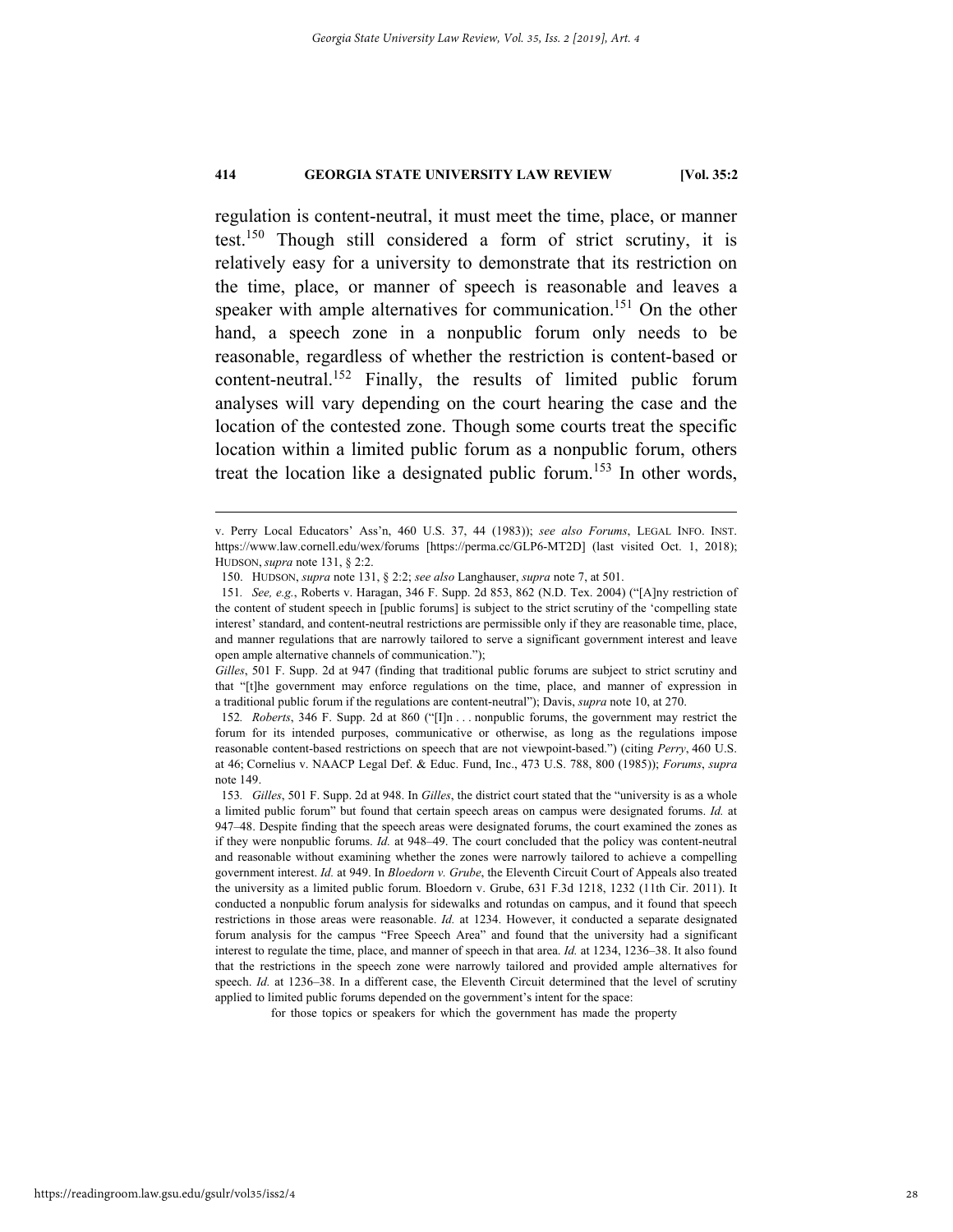regulation is content-neutral, it must meet the time, place, or manner test.[150] Though still considered a form of strict scrutiny, it is relatively easy for a university to demonstrate that its restriction on the time, place, or manner of speech is reasonable and leaves a speaker with ample alternatives for communication.[151] On the other hand, a speech zone in a nonpublic forum only needs to be reasonable, regardless of whether the restriction is content-based or content-neutral.[152] Finally, the results of limited public forum analyses will vary depending on the court hearing the case and the location of the contested zone. Though some courts treat the specific location within a limited public forum as a nonpublic forum, others treat the location like a designated public forum.[153] In other words,

---

v. Perry Local Educators' Ass'n, 460 U.S. 37, 44 (1983)); *see also Forums*, LEGAL INFO. INST. https://www.law.cornell.edu/wex/forums [https://perma.cc/GLP6-MT2D] (last visited Oct. 1, 2018); HUDSON, *supra* note 131, § 2:2.

150. HUDSON, *supra* note 131, § 2:2; *see also* Langhauser, *supra* note 7, at 501.

151. *See, e.g.*, Roberts v. Haragan, 346 F. Supp. 2d 853, 862 (N.D. Tex. 2004) ("[A]ny restriction of the content of student speech in [public forums] is subject to the strict scrutiny of the 'compelling state interest' standard, and content-neutral restrictions are permissible only if they are reasonable time, place, and manner regulations that are narrowly tailored to serve a significant government interest and leave open ample alternative channels of communication."); *Gilles*, 501 F. Supp. 2d at 947 (finding that traditional public forums are subject to strict scrutiny and that "[t]he government may enforce regulations on the time, place, and manner of expression in a traditional public forum if the regulations are content-neutral"); Davis, *supra* note 10, at 270.

152. *Roberts*, 346 F. Supp. 2d at 860 ("[I]n . . . nonpublic forums, the government may restrict the forum for its intended purposes, communicative or otherwise, as long as the regulations impose reasonable content-based restrictions on speech that are not viewpoint-based.") (citing *Perry*, 460 U.S. at 46; Cornelius v. NAACP Legal Def. & Educ. Fund, Inc., 473 U.S. 788, 800 (1985)); *Forums*, *supra* note 149.

153. *Gilles*, 501 F. Supp. 2d at 948. In *Gilles*, the district court stated that the "university is as a whole a limited public forum" but found that certain speech areas on campus were designated forums. *Id.* at 947–48. Despite finding that the speech areas were designated forums, the court examined the zones as if they were nonpublic forums. *Id.* at 948–49. The court concluded that the policy was content-neutral and reasonable without examining whether the zones were narrowly tailored to achieve a compelling government interest. *Id.* at 949. In *Bloedorn v. Grube*, the Eleventh Circuit Court of Appeals also treated the university as a limited public forum. Bloedorn v. Grube, 631 F.3d 1218, 1232 (11th Cir. 2011). It conducted a nonpublic forum analysis for sidewalks and rotundas on campus, and it found that speech restrictions in those areas were reasonable. *Id.* at 1234. However, it conducted a separate designated forum analysis for the campus "Free Speech Area" and found that the university had a significant interest to regulate the time, place, and manner of speech in that area. *Id.* at 1234, 1236–38. It also found that the restrictions in the speech zone were narrowly tailored and provided ample alternatives for speech. *Id.* at 1236–38. In a different case, the Eleventh Circuit determined that the level of scrutiny applied to limited public forums depended on the government's intent for the space:

> for those topics or speakers for which the government has made the property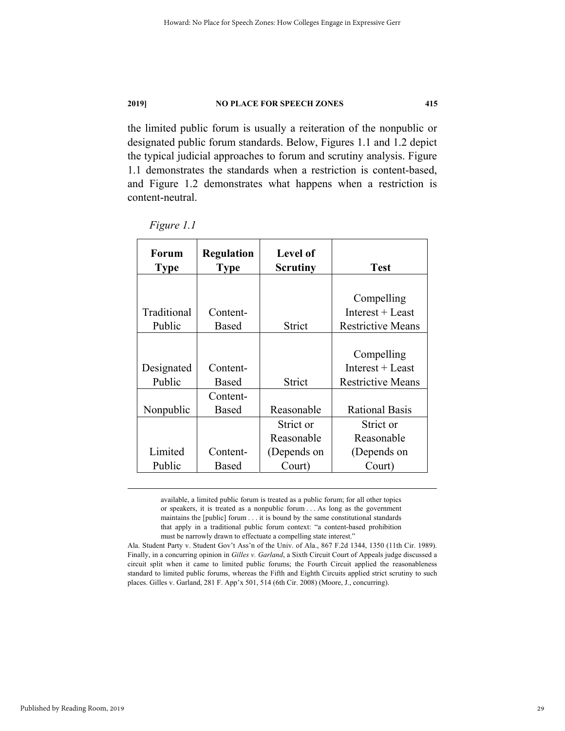the limited public forum is usually a reiteration of the nonpublic or designated public forum standards. Below, Figures 1.1 and 1.2 depict the typical judicial approaches to forum and scrutiny analysis. Figure 1.1 demonstrates the standards when a restriction is content-based, and Figure 1.2 demonstrates what happens when a restriction is content-neutral.

*Figure 1.1*

| Forum Type | Regulation Type | Level of Scrutiny | Test |
|---|---|---|---|
| Traditional Public | Content-Based | Strict | Compelling Interest + Least Restrictive Means |
| Designated Public | Content-Based | Strict | Compelling Interest + Least Restrictive Means |
| Nonpublic | Content-Based | Reasonable | Rational Basis |
| Limited Public | Content-Based | Strict or Reasonable (Depends on Court) | Strict or Reasonable (Depends on Court) |

> available, a limited public forum is treated as a public forum; for all other topics or speakers, it is treated as a nonpublic forum . . . As long as the government maintains the [public] forum . . . it is bound by the same constitutional standards that apply in a traditional public forum context: "a content-based prohibition must be narrowly drawn to effectuate a compelling state interest."

Ala. Student Party v. Student Gov't Ass'n of the Univ. of Ala., 867 F.2d 1344, 1350 (11th Cir. 1989). Finally, in a concurring opinion in *Gilles v. Garland*, a Sixth Circuit Court of Appeals judge discussed a circuit split when it came to limited public forums; the Fourth Circuit applied the reasonableness standard to limited public forums, whereas the Fifth and Eighth Circuits applied strict scrutiny to such places. Gilles v. Garland, 281 F. App'x 501, 514 (6th Cir. 2008) (Moore, J., concurring).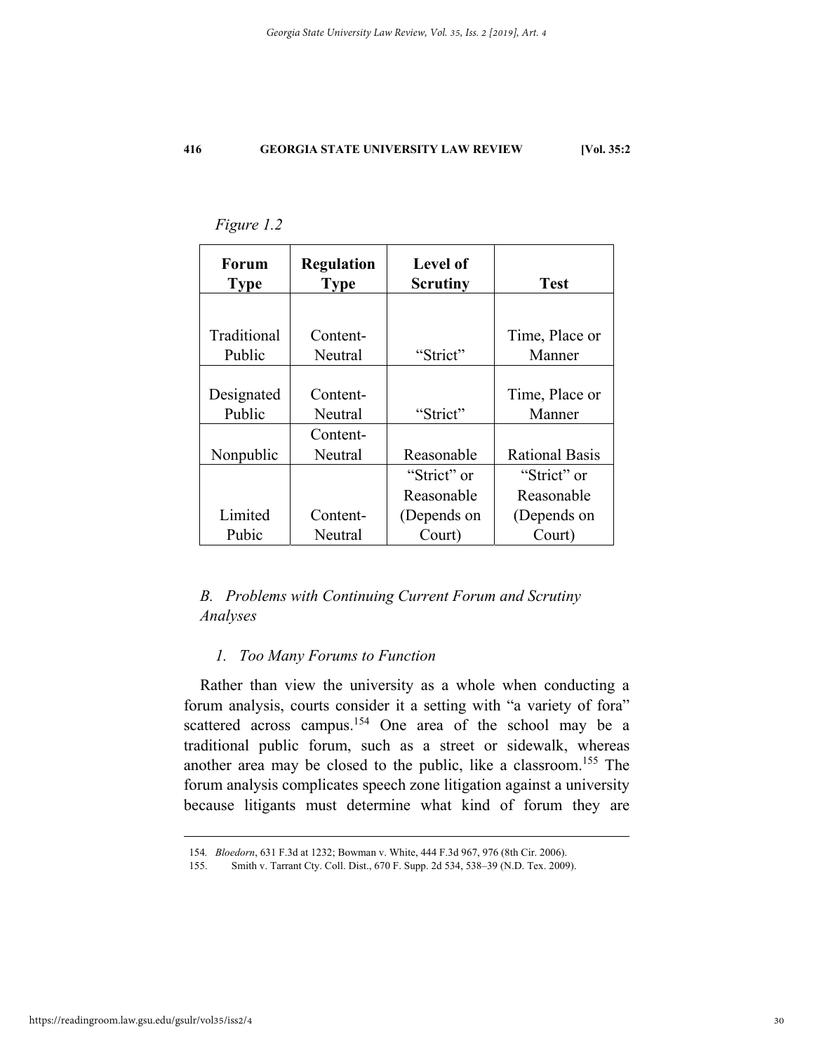*Figure 1.2*

| Forum Type | Regulation Type | Level of Scrutiny | Test |
|---|---|---|---|
| Traditional Public | Content-Neutral | "Strict" | Time, Place or Manner |
| Designated Public | Content-Neutral | "Strict" | Time, Place or Manner |
| Nonpublic | Content-Neutral | Reasonable | Rational Basis |
| Limited Pubic | Content-Neutral | "Strict" or Reasonable (Depends on Court) | "Strict" or Reasonable (Depends on Court) |

### *B. Problems with Continuing Current Forum and Scrutiny Analyses*

#### *1. Too Many Forums to Function*

Rather than view the university as a whole when conducting a forum analysis, courts consider it a setting with "a variety of fora" scattered across campus.[154] One area of the school may be a traditional public forum, such as a street or sidewalk, whereas another area may be closed to the public, like a classroom.[155] The forum analysis complicates speech zone litigation against a university because litigants must determine what kind of forum they are

---

154. *Bloedorn*, 631 F.3d at 1232; Bowman v. White, 444 F.3d 967, 976 (8th Cir. 2006).

155. Smith v. Tarrant Cty. Coll. Dist., 670 F. Supp. 2d 534, 538–39 (N.D. Tex. 2009).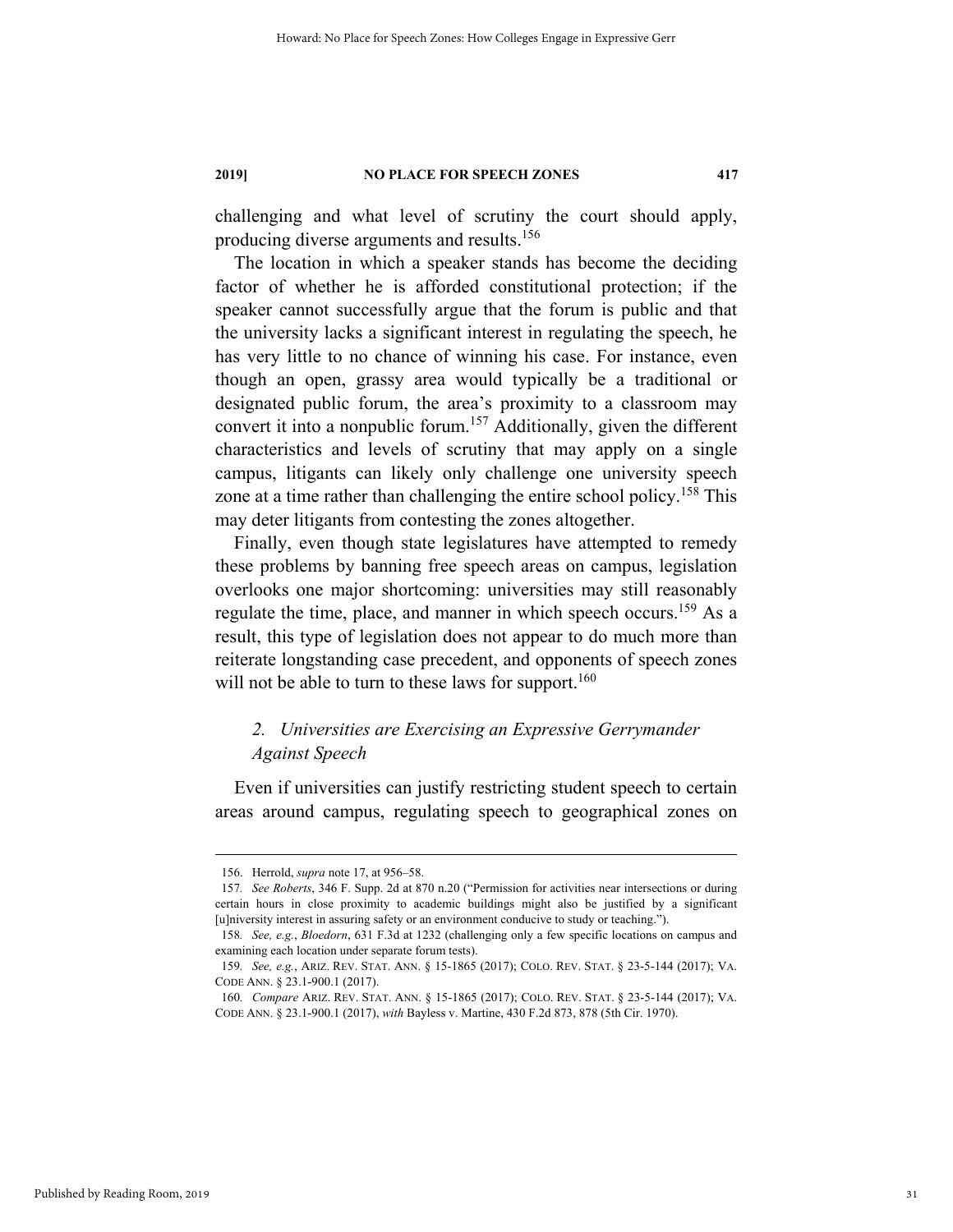challenging and what level of scrutiny the court should apply, producing diverse arguments and results.[156]

The location in which a speaker stands has become the deciding factor of whether he is afforded constitutional protection; if the speaker cannot successfully argue that the forum is public and that the university lacks a significant interest in regulating the speech, he has very little to no chance of winning his case. For instance, even though an open, grassy area would typically be a traditional or designated public forum, the area's proximity to a classroom may convert it into a nonpublic forum.[157] Additionally, given the different characteristics and levels of scrutiny that may apply on a single campus, litigants can likely only challenge one university speech zone at a time rather than challenging the entire school policy.[158] This may deter litigants from contesting the zones altogether.

Finally, even though state legislatures have attempted to remedy these problems by banning free speech areas on campus, legislation overlooks one major shortcoming: universities may still reasonably regulate the time, place, and manner in which speech occurs.[159] As a result, this type of legislation does not appear to do much more than reiterate longstanding case precedent, and opponents of speech zones will not be able to turn to these laws for support.[160]

### *2. Universities are Exercising an Expressive Gerrymander Against Speech*

Even if universities can justify restricting student speech to certain areas around campus, regulating speech to geographical zones on

---

156. Herrold, *supra* note 17, at 956–58.

157. *See Roberts*, 346 F. Supp. 2d at 870 n.20 ("Permission for activities near intersections or during certain hours in close proximity to academic buildings might also be justified by a significant [u]niversity interest in assuring safety or an environment conducive to study or teaching.").

158. *See, e.g.*, *Bloedorn*, 631 F.3d at 1232 (challenging only a few specific locations on campus and examining each location under separate forum tests).

159. *See, e.g.*, ARIZ. REV. STAT. ANN. § 15-1865 (2017); COLO. REV. STAT. § 23-5-144 (2017); VA. CODE ANN. § 23.1-900.1 (2017).

160. *Compare* ARIZ. REV. STAT. ANN. § 15-1865 (2017); COLO. REV. STAT. § 23-5-144 (2017); VA. CODE ANN. § 23.1-900.1 (2017), *with* Bayless v. Martine, 430 F.2d 873, 878 (5th Cir. 1970).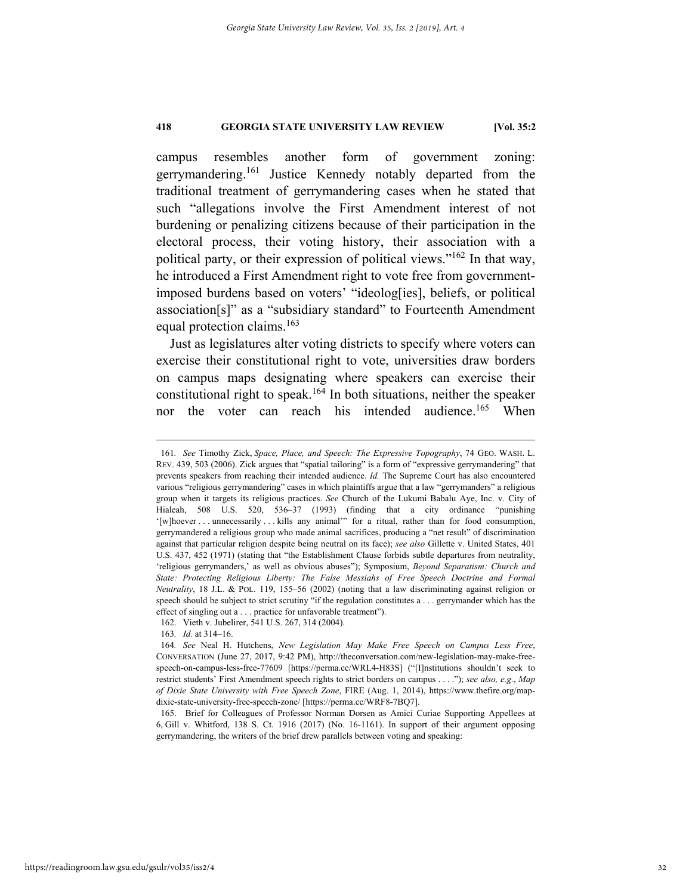campus resembles another form of government zoning: gerrymandering.[161] Justice Kennedy notably departed from the traditional treatment of gerrymandering cases when he stated that such "allegations involve the First Amendment interest of not burdening or penalizing citizens because of their participation in the electoral process, their voting history, their association with a political party, or their expression of political views."[162] In that way, he introduced a First Amendment right to vote free from government-imposed burdens based on voters' "ideolog[ies], beliefs, or political association[s]" as a "subsidiary standard" to Fourteenth Amendment equal protection claims.[163]

Just as legislatures alter voting districts to specify where voters can exercise their constitutional right to vote, universities draw borders on campus maps designating where speakers can exercise their constitutional right to speak.[164] In both situations, neither the speaker nor the voter can reach his intended audience.[165] When

---

161. *See* Timothy Zick, *Space, Place, and Speech: The Expressive Topography*, 74 GEO. WASH. L. REV. 439, 503 (2006). Zick argues that "spatial tailoring" is a form of "expressive gerrymandering" that prevents speakers from reaching their intended audience. *Id.* The Supreme Court has also encountered various "religious gerrymandering" cases in which plaintiffs argue that a law "gerrymanders" a religious group when it targets its religious practices. *See* Church of the Lukumi Babalu Aye, Inc. v. City of Hialeah, 508 U.S. 520, 536–37 (1993) (finding that a city ordinance "punishing '[w]hoever . . . unnecessarily . . . kills any animal'" for a ritual, rather than for food consumption, gerrymandered a religious group who made animal sacrifices, producing a "net result" of discrimination against that particular religion despite being neutral on its face); *see also* Gillette v. United States, 401 U.S. 437, 452 (1971) (stating that "the Establishment Clause forbids subtle departures from neutrality, 'religious gerrymanders,' as well as obvious abuses"); Symposium, *Beyond Separatism: Church and State: Protecting Religious Liberty: The False Messiahs of Free Speech Doctrine and Formal Neutrality*, 18 J.L. & POL. 119, 155–56 (2002) (noting that a law discriminating against religion or speech should be subject to strict scrutiny "if the regulation constitutes a . . . gerrymander which has the effect of singling out a . . . practice for unfavorable treatment").

162. Vieth v. Jubelirer, 541 U.S. 267, 314 (2004).

163. *Id.* at 314–16.

164. *See* Neal H. Hutchens, *New Legislation May Make Free Speech on Campus Less Free*, CONVERSATION (June 27, 2017, 9:42 PM), http://theconversation.com/new-legislation-may-make-free-speech-on-campus-less-free-77609 [https://perma.cc/WRL4-H83S] ("[I]nstitutions shouldn't seek to restrict students' First Amendment speech rights to strict borders on campus . . . ."); *see also, e.g.*, *Map of Dixie State University with Free Speech Zone*, FIRE (Aug. 1, 2014), https://www.thefire.org/map-dixie-state-university-free-speech-zone/ [https://perma.cc/WRF8-7BQ7].

165. Brief for Colleagues of Professor Norman Dorsen as Amici Curiae Supporting Appellees at 6, Gill v. Whitford, 138 S. Ct. 1916 (2017) (No. 16-1161). In support of their argument opposing gerrymandering, the writers of the brief drew parallels between voting and speaking: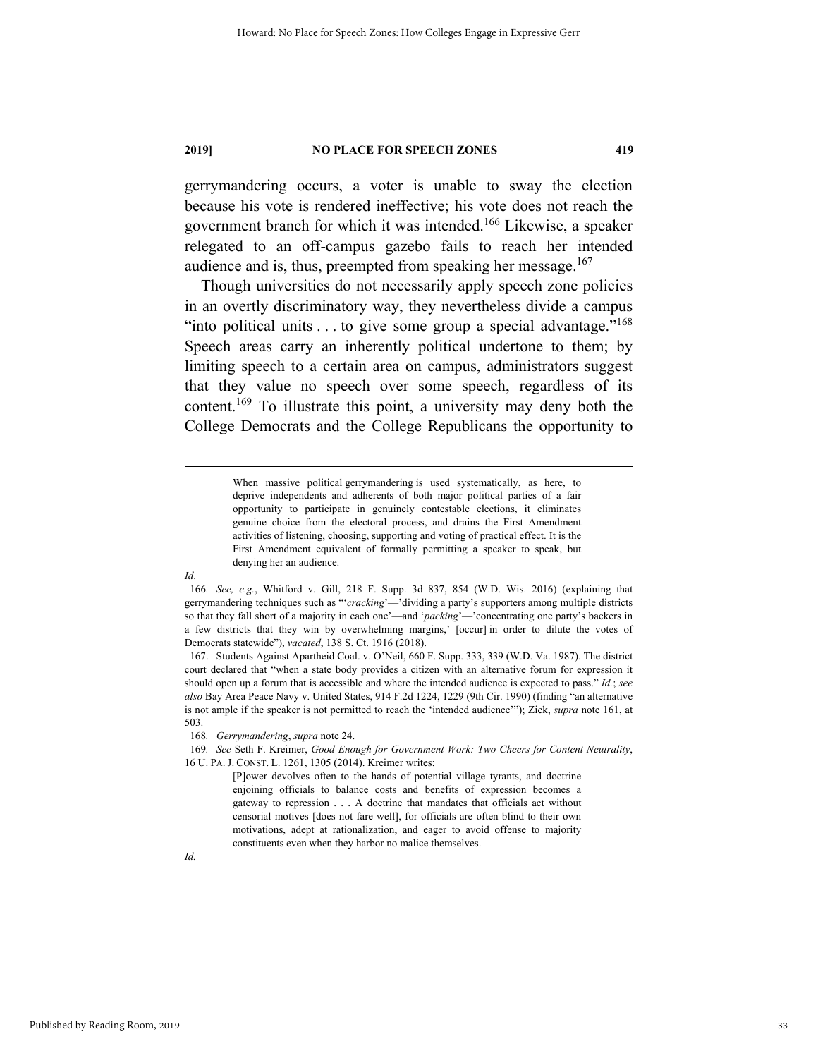gerrymandering occurs, a voter is unable to sway the election because his vote is rendered ineffective; his vote does not reach the government branch for which it was intended.[166] Likewise, a speaker relegated to an off-campus gazebo fails to reach her intended audience and is, thus, preempted from speaking her message.[167]

Though universities do not necessarily apply speech zone policies in an overtly discriminatory way, they nevertheless divide a campus "into political units . . . to give some group a special advantage."[168] Speech areas carry an inherently political undertone to them; by limiting speech to a certain area on campus, administrators suggest that they value no speech over some speech, regardless of its content.[169] To illustrate this point, a university may deny both the College Democrats and the College Republicans the opportunity to

---

> When massive political gerrymandering is used systematically, as here, to deprive independents and adherents of both major political parties of a fair opportunity to participate in genuinely contestable elections, it eliminates genuine choice from the electoral process, and drains the First Amendment activities of listening, choosing, supporting and voting of practical effect. It is the First Amendment equivalent of formally permitting a speaker to speak, but denying her an audience.

*Id*.

166. *See, e.g.*, Whitford v. Gill, 218 F. Supp. 3d 837, 854 (W.D. Wis. 2016) (explaining that gerrymandering techniques such as "'*cracking*'—'dividing a party's supporters among multiple districts so that they fall short of a majority in each one'—and '*packing*'—'concentrating one party's backers in a few districts that they win by overwhelming margins,' [occur] in order to dilute the votes of Democrats statewide"), *vacated*, 138 S. Ct. 1916 (2018).

167. Students Against Apartheid Coal. v. O'Neil, 660 F. Supp. 333, 339 (W.D. Va. 1987). The district court declared that "when a state body provides a citizen with an alternative forum for expression it should open up a forum that is accessible and where the intended audience is expected to pass." *Id.*; *see also* Bay Area Peace Navy v. United States, 914 F.2d 1224, 1229 (9th Cir. 1990) (finding "an alternative is not ample if the speaker is not permitted to reach the 'intended audience'"); Zick, *supra* note 161, at 503.

168. *Gerrymandering*, *supra* note 24.

169. *See* Seth F. Kreimer, *Good Enough for Government Work: Two Cheers for Content Neutrality*, 16 U. PA. J. CONST. L. 1261, 1305 (2014). Kreimer writes:

> [P]ower devolves often to the hands of potential village tyrants, and doctrine enjoining officials to balance costs and benefits of expression becomes a gateway to repression . . . A doctrine that mandates that officials act without censorial motives [does not fare well], for officials are often blind to their own motivations, adept at rationalization, and eager to avoid offense to majority constituents even when they harbor no malice themselves.

*Id.*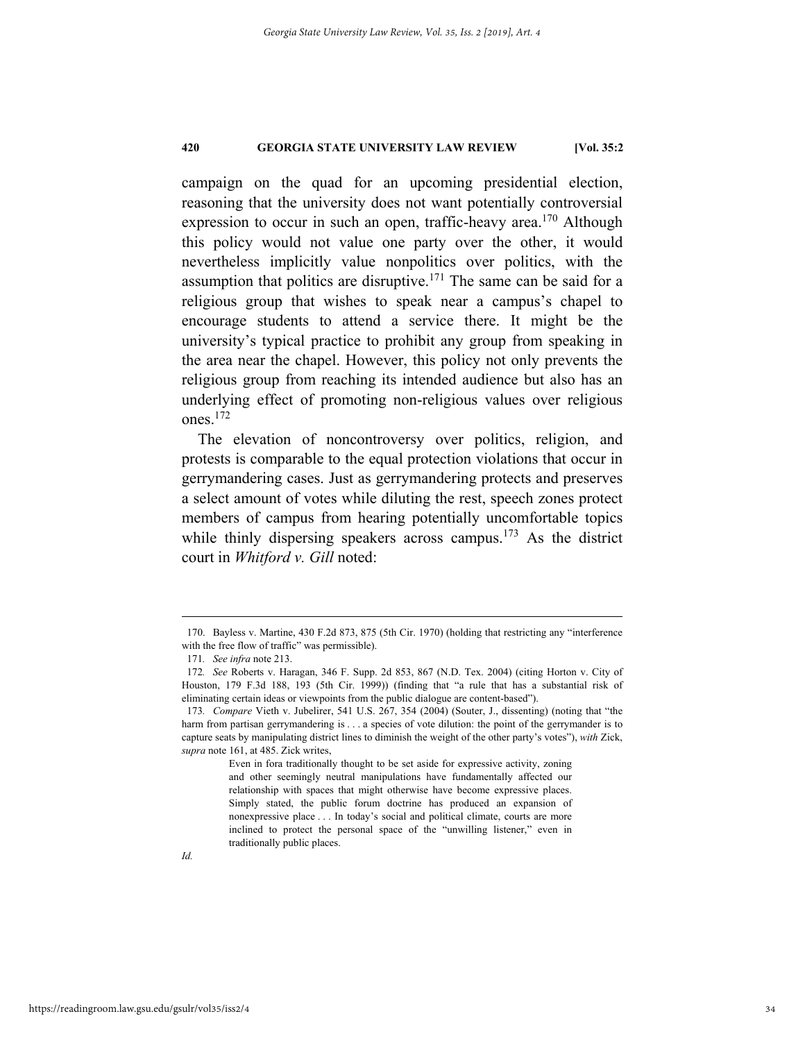campaign on the quad for an upcoming presidential election, reasoning that the university does not want potentially controversial expression to occur in such an open, traffic-heavy area.[170] Although this policy would not value one party over the other, it would nevertheless implicitly value nonpolitics over politics, with the assumption that politics are disruptive.[171] The same can be said for a religious group that wishes to speak near a campus's chapel to encourage students to attend a service there. It might be the university's typical practice to prohibit any group from speaking in the area near the chapel. However, this policy not only prevents the religious group from reaching its intended audience but also has an underlying effect of promoting non-religious values over religious ones.[172]

The elevation of noncontroversy over politics, religion, and protests is comparable to the equal protection violations that occur in gerrymandering cases. Just as gerrymandering protects and preserves a select amount of votes while diluting the rest, speech zones protect members of campus from hearing potentially uncomfortable topics while thinly dispersing speakers across campus.[173] As the district court in *Whitford v. Gill* noted:

---

170. Bayless v. Martine, 430 F.2d 873, 875 (5th Cir. 1970) (holding that restricting any "interference with the free flow of traffic" was permissible).

171. *See infra* note 213.

172. *See* Roberts v. Haragan, 346 F. Supp. 2d 853, 867 (N.D. Tex. 2004) (citing Horton v. City of Houston, 179 F.3d 188, 193 (5th Cir. 1999)) (finding that "a rule that has a substantial risk of eliminating certain ideas or viewpoints from the public dialogue are content-based").

173. *Compare* Vieth v. Jubelirer, 541 U.S. 267, 354 (2004) (Souter, J., dissenting) (noting that "the harm from partisan gerrymandering is . . . a species of vote dilution: the point of the gerrymander is to capture seats by manipulating district lines to diminish the weight of the other party's votes"), *with* Zick, *supra* note 161, at 485. Zick writes,

> Even in fora traditionally thought to be set aside for expressive activity, zoning and other seemingly neutral manipulations have fundamentally affected our relationship with spaces that might otherwise have become expressive places. Simply stated, the public forum doctrine has produced an expansion of nonexpressive place . . . In today's social and political climate, courts are more inclined to protect the personal space of the "unwilling listener," even in traditionally public places.

*Id.*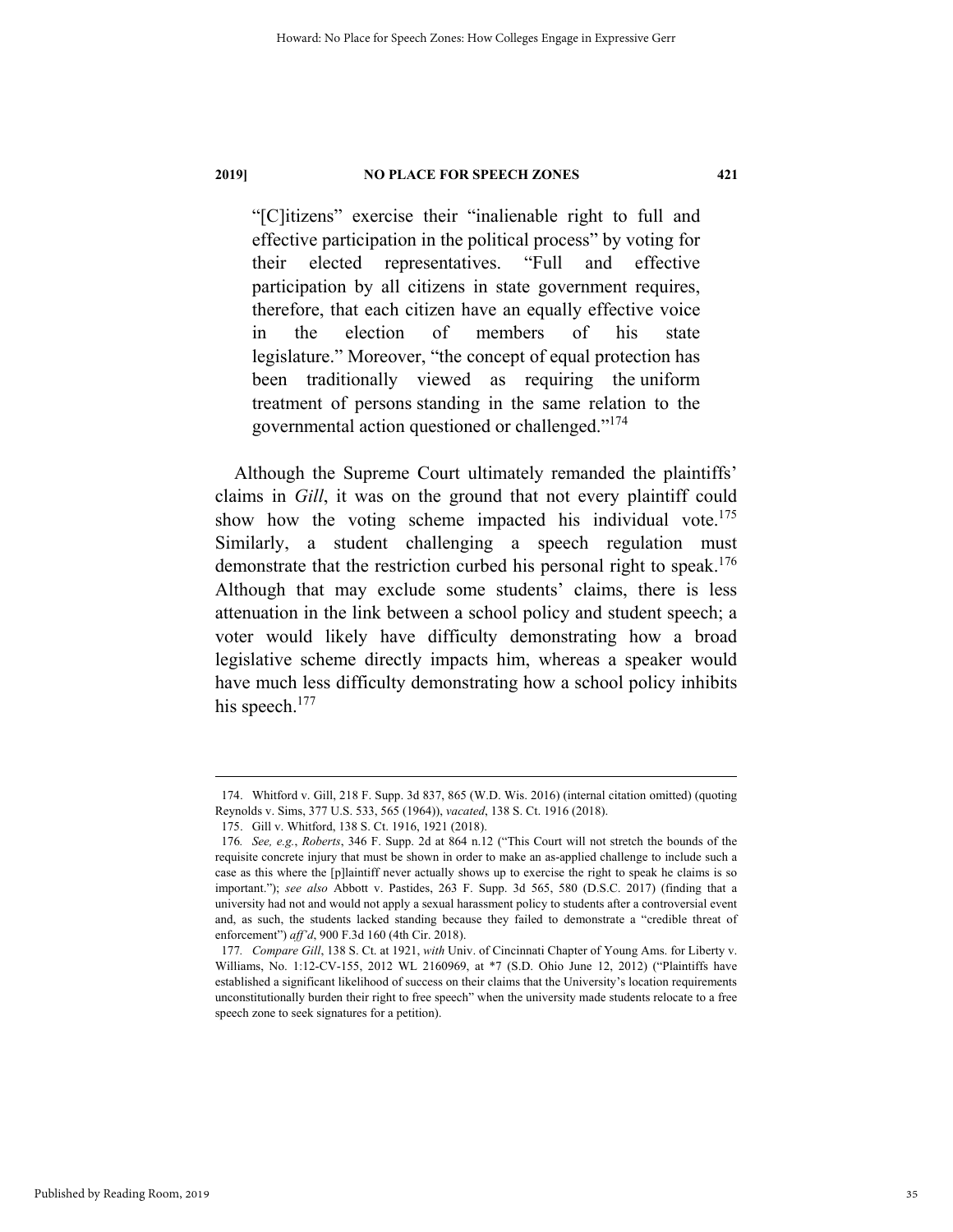> “[C]itizens” exercise their “inalienable right to full and effective participation in the political process” by voting for their elected representatives. “Full and effective participation by all citizens in state government requires, therefore, that each citizen have an equally effective voice in the election of members of his state legislature.” Moreover, “the concept of equal protection has been traditionally viewed as requiring the uniform treatment of persons standing in the same relation to the governmental action questioned or challenged.”[174]

Although the Supreme Court ultimately remanded the plaintiffs’ claims in *Gill*, it was on the ground that not every plaintiff could show how the voting scheme impacted his individual vote.[175] Similarly, a student challenging a speech regulation must demonstrate that the restriction curbed his personal right to speak.[176] Although that may exclude some students’ claims, there is less attenuation in the link between a school policy and student speech; a voter would likely have difficulty demonstrating how a broad legislative scheme directly impacts him, whereas a speaker would have much less difficulty demonstrating how a school policy inhibits his speech.[177]

---

174. Whitford v. Gill, 218 F. Supp. 3d 837, 865 (W.D. Wis. 2016) (internal citation omitted) (quoting Reynolds v. Sims, 377 U.S. 533, 565 (1964)), *vacated*, 138 S. Ct. 1916 (2018).

175. Gill v. Whitford, 138 S. Ct. 1916, 1921 (2018).

176. *See, e.g.*, *Roberts*, 346 F. Supp. 2d at 864 n.12 (“This Court will not stretch the bounds of the requisite concrete injury that must be shown in order to make an as-applied challenge to include such a case as this where the [p]laintiff never actually shows up to exercise the right to speak he claims is so important.”); *see also* Abbott v. Pastides, 263 F. Supp. 3d 565, 580 (D.S.C. 2017) (finding that a university had not and would not apply a sexual harassment policy to students after a controversial event and, as such, the students lacked standing because they failed to demonstrate a “credible threat of enforcement”) *aff’d*, 900 F.3d 160 (4th Cir. 2018).

177. *Compare Gill*, 138 S. Ct. at 1921, *with* Univ. of Cincinnati Chapter of Young Ams. for Liberty v. Williams, No. 1:12-CV-155, 2012 WL 2160969, at *7 (S.D. Ohio June 12, 2012) (“Plaintiffs have established a significant likelihood of success on their claims that the University’s location requirements unconstitutionally burden their right to free speech” when the university made students relocate to a free speech zone to seek signatures for a petition).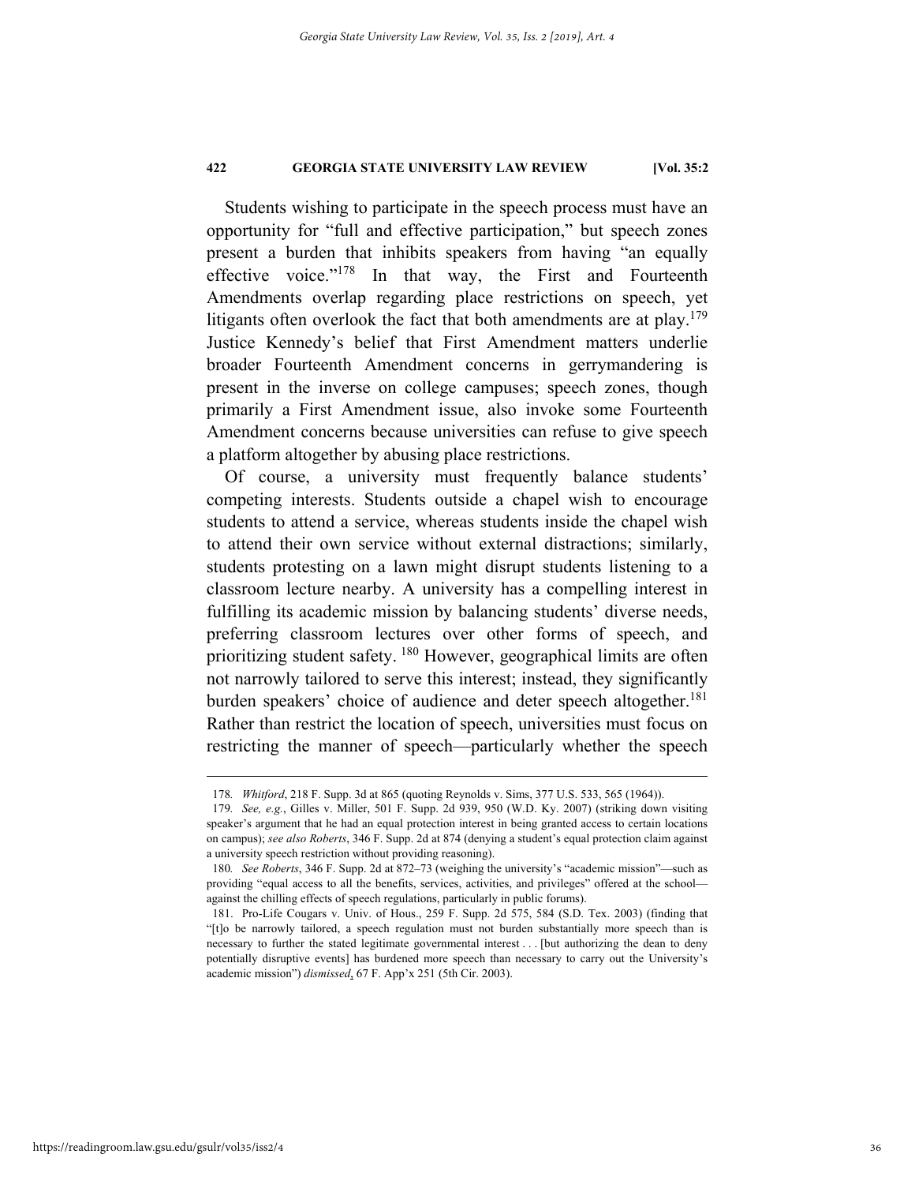Students wishing to participate in the speech process must have an opportunity for "full and effective participation," but speech zones present a burden that inhibits speakers from having "an equally effective voice."[178] In that way, the First and Fourteenth Amendments overlap regarding place restrictions on speech, yet litigants often overlook the fact that both amendments are at play.[179] Justice Kennedy's belief that First Amendment matters underlie broader Fourteenth Amendment concerns in gerrymandering is present in the inverse on college campuses; speech zones, though primarily a First Amendment issue, also invoke some Fourteenth Amendment concerns because universities can refuse to give speech a platform altogether by abusing place restrictions.

Of course, a university must frequently balance students' competing interests. Students outside a chapel wish to encourage students to attend a service, whereas students inside the chapel wish to attend their own service without external distractions; similarly, students protesting on a lawn might disrupt students listening to a classroom lecture nearby. A university has a compelling interest in fulfilling its academic mission by balancing students' diverse needs, preferring classroom lectures over other forms of speech, and prioritizing student safety. [180] However, geographical limits are often not narrowly tailored to serve this interest; instead, they significantly burden speakers' choice of audience and deter speech altogether.[181] Rather than restrict the location of speech, universities must focus on restricting the manner of speech—particularly whether the speech

---

178. *Whitford*, 218 F. Supp. 3d at 865 (quoting Reynolds v. Sims, 377 U.S. 533, 565 (1964)).

179. *See, e.g.*, Gilles v. Miller, 501 F. Supp. 2d 939, 950 (W.D. Ky. 2007) (striking down visiting speaker's argument that he had an equal protection interest in being granted access to certain locations on campus); *see also Roberts*, 346 F. Supp. 2d at 874 (denying a student's equal protection claim against a university speech restriction without providing reasoning).

180. *See Roberts*, 346 F. Supp. 2d at 872–73 (weighing the university's "academic mission"—such as providing "equal access to all the benefits, services, activities, and privileges" offered at the school—against the chilling effects of speech regulations, particularly in public forums).

181. Pro-Life Cougars v. Univ. of Hous., 259 F. Supp. 2d 575, 584 (S.D. Tex. 2003) (finding that "[t]o be narrowly tailored, a speech regulation must not burden substantially more speech than is necessary to further the stated legitimate governmental interest . . . [but authorizing the dean to deny potentially disruptive events] has burdened more speech than necessary to carry out the University's academic mission") *dismissed*, 67 F. App'x 251 (5th Cir. 2003).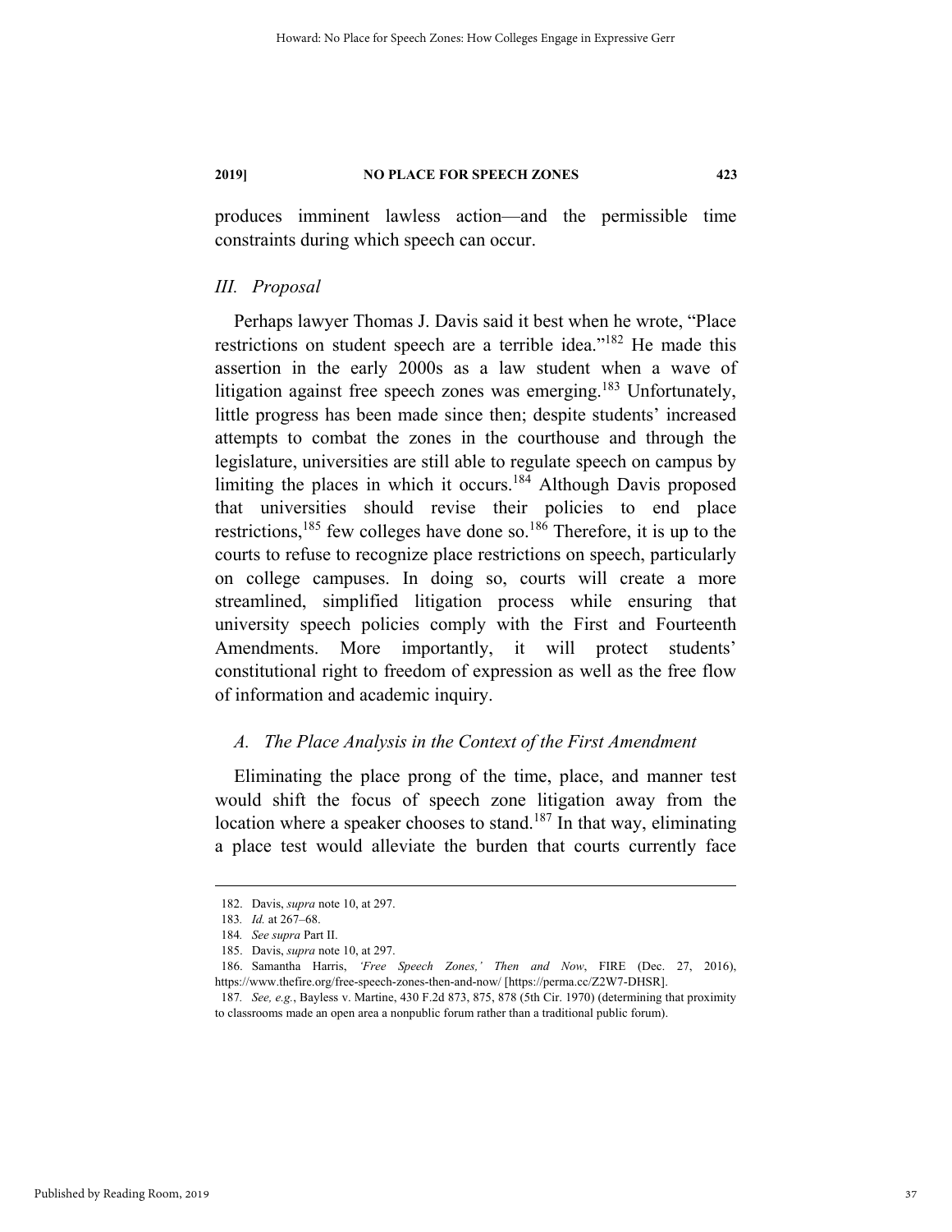produces imminent lawless action—and the permissible time constraints during which speech can occur.

## *III. Proposal*

Perhaps lawyer Thomas J. Davis said it best when he wrote, "Place restrictions on student speech are a terrible idea."[182] He made this assertion in the early 2000s as a law student when a wave of litigation against free speech zones was emerging.[183] Unfortunately, little progress has been made since then; despite students' increased attempts to combat the zones in the courthouse and through the legislature, universities are still able to regulate speech on campus by limiting the places in which it occurs.[184] Although Davis proposed that universities should revise their policies to end place restrictions,[185] few colleges have done so.[186] Therefore, it is up to the courts to refuse to recognize place restrictions on speech, particularly on college campuses. In doing so, courts will create a more streamlined, simplified litigation process while ensuring that university speech policies comply with the First and Fourteenth Amendments. More importantly, it will protect students' constitutional right to freedom of expression as well as the free flow of information and academic inquiry.

### *A. The Place Analysis in the Context of the First Amendment*

Eliminating the place prong of the time, place, and manner test would shift the focus of speech zone litigation away from the location where a speaker chooses to stand.[187] In that way, eliminating a place test would alleviate the burden that courts currently face

---

182. Davis, *supra* note 10, at 297.

183. *Id.* at 267–68.

184. *See supra* Part II.

185. Davis, *supra* note 10, at 297.

186. Samantha Harris, *'Free Speech Zones,' Then and Now*, FIRE (Dec. 27, 2016), https://www.thefire.org/free-speech-zones-then-and-now/ [https://perma.cc/Z2W7-DHSR].

187. *See, e.g.*, Bayless v. Martine, 430 F.2d 873, 875, 878 (5th Cir. 1970) (determining that proximity to classrooms made an open area a nonpublic forum rather than a traditional public forum).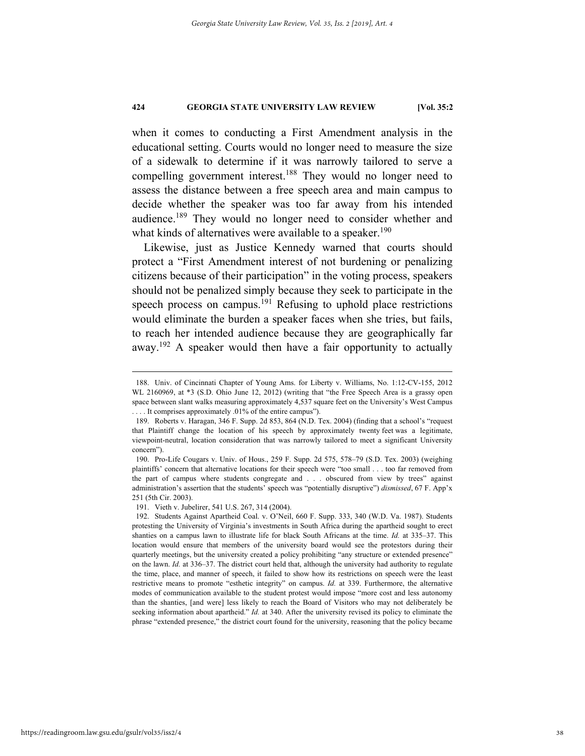when it comes to conducting a First Amendment analysis in the educational setting. Courts would no longer need to measure the size of a sidewalk to determine if it was narrowly tailored to serve a compelling government interest.[188] They would no longer need to assess the distance between a free speech area and main campus to decide whether the speaker was too far away from his intended audience.[189] They would no longer need to consider whether and what kinds of alternatives were available to a speaker.[190]

Likewise, just as Justice Kennedy warned that courts should protect a "First Amendment interest of not burdening or penalizing citizens because of their participation" in the voting process, speakers should not be penalized simply because they seek to participate in the speech process on campus.[191] Refusing to uphold place restrictions would eliminate the burden a speaker faces when she tries, but fails, to reach her intended audience because they are geographically far away.[192] A speaker would then have a fair opportunity to actually

---

188. Univ. of Cincinnati Chapter of Young Ams. for Liberty v. Williams, No. 1:12-CV-155, 2012 WL 2160969, at *3 (S.D. Ohio June 12, 2012) (writing that "the Free Speech Area is a grassy open space between slant walks measuring approximately 4,537 square feet on the University's West Campus . . . . It comprises approximately .01% of the entire campus").

189. Roberts v. Haragan, 346 F. Supp. 2d 853, 864 (N.D. Tex. 2004) (finding that a school's "request that Plaintiff change the location of his speech by approximately twenty feet was a legitimate, viewpoint-neutral, location consideration that was narrowly tailored to meet a significant University concern").

190. Pro-Life Cougars v. Univ. of Hous., 259 F. Supp. 2d 575, 578–79 (S.D. Tex. 2003) (weighing plaintiffs' concern that alternative locations for their speech were "too small . . . too far removed from the part of campus where students congregate and . . . obscured from view by trees" against administration's assertion that the students' speech was "potentially disruptive") *dismissed*, 67 F. App'x 251 (5th Cir. 2003).

191. Vieth v. Jubelirer, 541 U.S. 267, 314 (2004).

192. Students Against Apartheid Coal. v. O'Neil, 660 F. Supp. 333, 340 (W.D. Va. 1987). Students protesting the University of Virginia's investments in South Africa during the apartheid sought to erect shanties on a campus lawn to illustrate life for black South Africans at the time. *Id.* at 335–37. This location would ensure that members of the university board would see the protestors during their quarterly meetings, but the university created a policy prohibiting "any structure or extended presence" on the lawn. *Id.* at 336–37. The district court held that, although the university had authority to regulate the time, place, and manner of speech, it failed to show how its restrictions on speech were the least restrictive means to promote "esthetic integrity" on campus. *Id.* at 339. Furthermore, the alternative modes of communication available to the student protest would impose "more cost and less autonomy than the shanties, [and were] less likely to reach the Board of Visitors who may not deliberately be seeking information about apartheid." *Id.* at 340. After the university revised its policy to eliminate the phrase "extended presence," the district court found for the university, reasoning that the policy became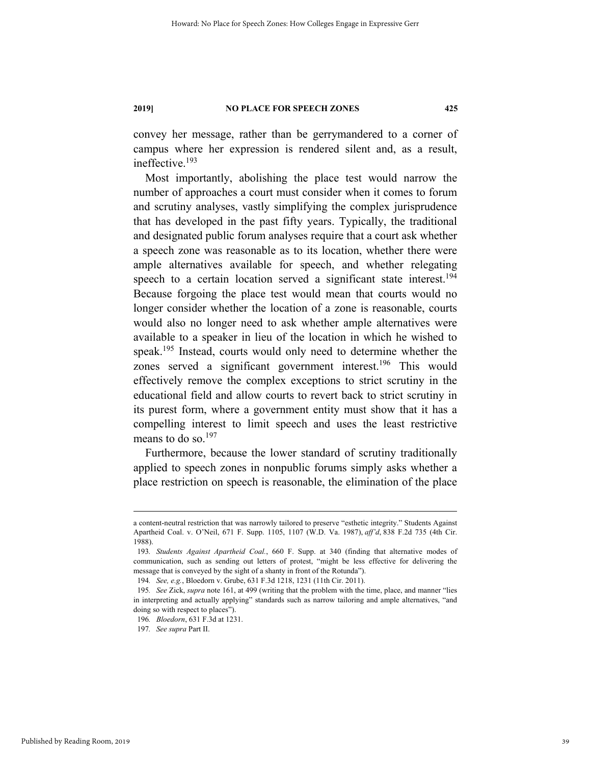convey her message, rather than be gerrymandered to a corner of campus where her expression is rendered silent and, as a result, ineffective.[193]

Most importantly, abolishing the place test would narrow the number of approaches a court must consider when it comes to forum and scrutiny analyses, vastly simplifying the complex jurisprudence that has developed in the past fifty years. Typically, the traditional and designated public forum analyses require that a court ask whether a speech zone was reasonable as to its location, whether there were ample alternatives available for speech, and whether relegating speech to a certain location served a significant state interest.[194] Because forgoing the place test would mean that courts would no longer consider whether the location of a zone is reasonable, courts would also no longer need to ask whether ample alternatives were available to a speaker in lieu of the location in which he wished to speak.[195] Instead, courts would only need to determine whether the zones served a significant government interest.[196] This would effectively remove the complex exceptions to strict scrutiny in the educational field and allow courts to revert back to strict scrutiny in its purest form, where a government entity must show that it has a compelling interest to limit speech and uses the least restrictive means to do so.[197]

Furthermore, because the lower standard of scrutiny traditionally applied to speech zones in nonpublic forums simply asks whether a place restriction on speech is reasonable, the elimination of the place

---

a content-neutral restriction that was narrowly tailored to preserve "esthetic integrity." Students Against Apartheid Coal. v. O'Neil, 671 F. Supp. 1105, 1107 (W.D. Va. 1987), *aff'd*, 838 F.2d 735 (4th Cir. 1988).

193. *Students Against Apartheid Coal.*, 660 F. Supp. at 340 (finding that alternative modes of communication, such as sending out letters of protest, "might be less effective for delivering the message that is conveyed by the sight of a shanty in front of the Rotunda").

194. *See, e.g.*, Bloedorn v. Grube, 631 F.3d 1218, 1231 (11th Cir. 2011).

195. *See* Zick, *supra* note 161, at 499 (writing that the problem with the time, place, and manner "lies in interpreting and actually applying" standards such as narrow tailoring and ample alternatives, "and doing so with respect to places").

196. *Bloedorn*, 631 F.3d at 1231.

197. *See supra* Part II.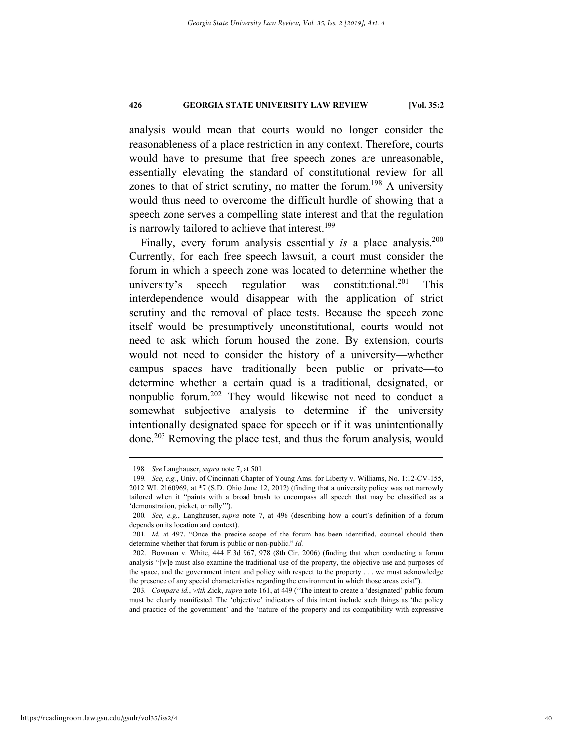analysis would mean that courts would no longer consider the reasonableness of a place restriction in any context. Therefore, courts would have to presume that free speech zones are unreasonable, essentially elevating the standard of constitutional review for all zones to that of strict scrutiny, no matter the forum.[198] A university would thus need to overcome the difficult hurdle of showing that a speech zone serves a compelling state interest and that the regulation is narrowly tailored to achieve that interest.[199]

Finally, every forum analysis essentially *is* a place analysis.[200] Currently, for each free speech lawsuit, a court must consider the forum in which a speech zone was located to determine whether the university's speech regulation was constitutional.[201] This interdependence would disappear with the application of strict scrutiny and the removal of place tests. Because the speech zone itself would be presumptively unconstitutional, courts would not need to ask which forum housed the zone. By extension, courts would not need to consider the history of a university—whether campus spaces have traditionally been public or private—to determine whether a certain quad is a traditional, designated, or nonpublic forum.[202] They would likewise not need to conduct a somewhat subjective analysis to determine if the university intentionally designated space for speech or if it was unintentionally done.[203] Removing the place test, and thus the forum analysis, would

---

198. *See* Langhauser, *supra* note 7, at 501.

199. *See, e.g.*, Univ. of Cincinnati Chapter of Young Ams. for Liberty v. Williams, No. 1:12-CV-155, 2012 WL 2160969, at *7 (S.D. Ohio June 12, 2012) (finding that a university policy was not narrowly tailored when it "paints with a broad brush to encompass all speech that may be classified as a 'demonstration, picket, or rally'").

200. *See, e.g.*, Langhauser, *supra* note 7, at 496 (describing how a court's definition of a forum depends on its location and context).

201. *Id.* at 497. "Once the precise scope of the forum has been identified, counsel should then determine whether that forum is public or non-public." *Id.*

202. Bowman v. White, 444 F.3d 967, 978 (8th Cir. 2006) (finding that when conducting a forum analysis "[w]e must also examine the traditional use of the property, the objective use and purposes of the space, and the government intent and policy with respect to the property . . . we must acknowledge the presence of any special characteristics regarding the environment in which those areas exist").

203. *Compare id.*, *with* Zick, *supra* note 161, at 449 ("The intent to create a 'designated' public forum must be clearly manifested. The 'objective' indicators of this intent include such things as 'the policy and practice of the government' and the 'nature of the property and its compatibility with expressive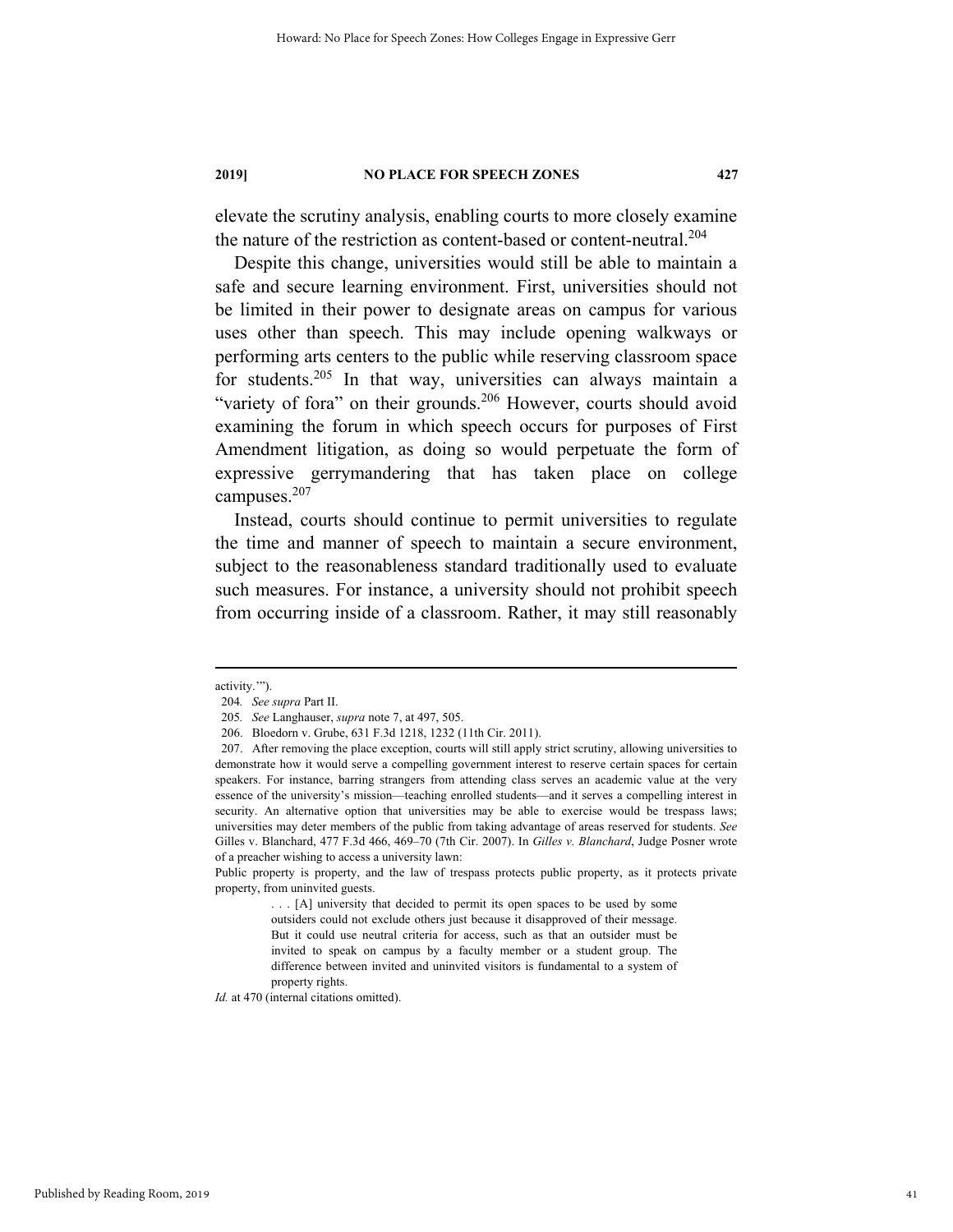elevate the scrutiny analysis, enabling courts to more closely examine the nature of the restriction as content-based or content-neutral.[204]

Despite this change, universities would still be able to maintain a safe and secure learning environment. First, universities should not be limited in their power to designate areas on campus for various uses other than speech. This may include opening walkways or performing arts centers to the public while reserving classroom space for students.[205] In that way, universities can always maintain a "variety of fora" on their grounds.[206] However, courts should avoid examining the forum in which speech occurs for purposes of First Amendment litigation, as doing so would perpetuate the form of expressive gerrymandering that has taken place on college campuses.[207]

Instead, courts should continue to permit universities to regulate the time and manner of speech to maintain a secure environment, subject to the reasonableness standard traditionally used to evaluate such measures. For instance, a university should not prohibit speech from occurring inside of a classroom. Rather, it may still reasonably

---

activity.'").

204. *See supra* Part II.

205. *See* Langhauser, *supra* note 7, at 497, 505.

206. Bloedorn v. Grube, 631 F.3d 1218, 1232 (11th Cir. 2011).

207. After removing the place exception, courts will still apply strict scrutiny, allowing universities to demonstrate how it would serve a compelling government interest to reserve certain spaces for certain speakers. For instance, barring strangers from attending class serves an academic value at the very essence of the university's mission—teaching enrolled students—and it serves a compelling interest in security. An alternative option that universities may be able to exercise would be trespass laws; universities may deter members of the public from taking advantage of areas reserved for students. *See* Gilles v. Blanchard, 477 F.3d 466, 469–70 (7th Cir. 2007). In *Gilles v. Blanchard*, Judge Posner wrote of a preacher wishing to access a university lawn:

Public property is property, and the law of trespass protects public property, as it protects private property, from uninvited guests.

> . . . [A] university that decided to permit its open spaces to be used by some outsiders could not exclude others just because it disapproved of their message. But it could use neutral criteria for access, such as that an outsider must be invited to speak on campus by a faculty member or a student group. The difference between invited and uninvited visitors is fundamental to a system of property rights.

*Id.* at 470 (internal citations omitted).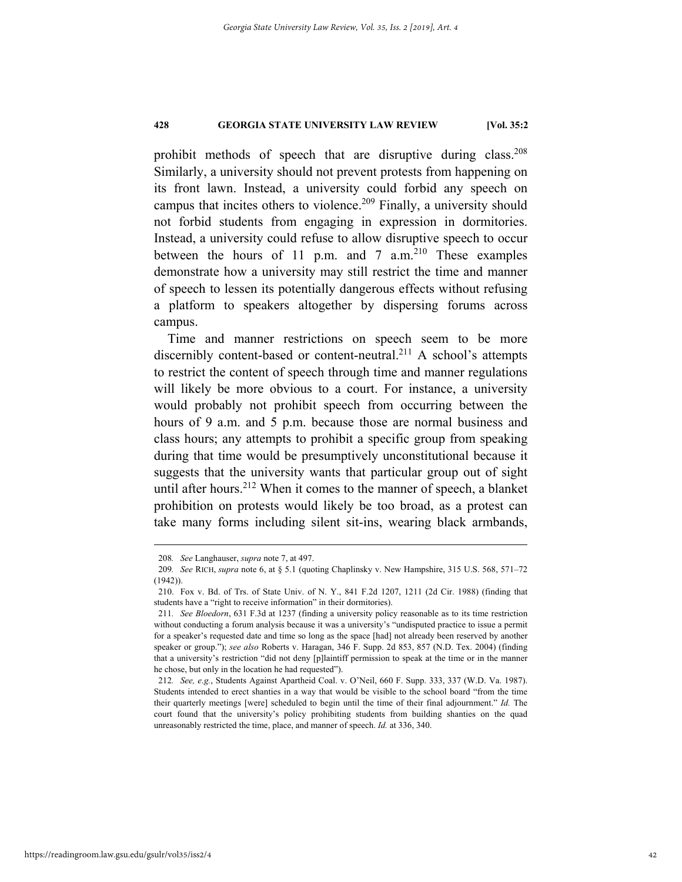prohibit methods of speech that are disruptive during class.[208] Similarly, a university should not prevent protests from happening on its front lawn. Instead, a university could forbid any speech on campus that incites others to violence.[209] Finally, a university should not forbid students from engaging in expression in dormitories. Instead, a university could refuse to allow disruptive speech to occur between the hours of 11 p.m. and 7 a.m.[210] These examples demonstrate how a university may still restrict the time and manner of speech to lessen its potentially dangerous effects without refusing a platform to speakers altogether by dispersing forums across campus.

Time and manner restrictions on speech seem to be more discernibly content-based or content-neutral.[211] A school's attempts to restrict the content of speech through time and manner regulations will likely be more obvious to a court. For instance, a university would probably not prohibit speech from occurring between the hours of 9 a.m. and 5 p.m. because those are normal business and class hours; any attempts to prohibit a specific group from speaking during that time would be presumptively unconstitutional because it suggests that the university wants that particular group out of sight until after hours.[212] When it comes to the manner of speech, a blanket prohibition on protests would likely be too broad, as a protest can take many forms including silent sit-ins, wearing black armbands,

---

208. *See* Langhauser, *supra* note 7, at 497.

209. *See* RICH, *supra* note 6, at § 5.1 (quoting Chaplinsky v. New Hampshire, 315 U.S. 568, 571–72 (1942)).

210. Fox v. Bd. of Trs. of State Univ. of N. Y., 841 F.2d 1207, 1211 (2d Cir. 1988) (finding that students have a "right to receive information" in their dormitories).

211. *See Bloedorn*, 631 F.3d at 1237 (finding a university policy reasonable as to its time restriction without conducting a forum analysis because it was a university's "undisputed practice to issue a permit for a speaker's requested date and time so long as the space [had] not already been reserved by another speaker or group."); *see also* Roberts v. Haragan, 346 F. Supp. 2d 853, 857 (N.D. Tex. 2004) (finding that a university's restriction "did not deny [p]laintiff permission to speak at the time or in the manner he chose, but only in the location he had requested").

212. *See, e.g.*, Students Against Apartheid Coal. v. O'Neil, 660 F. Supp. 333, 337 (W.D. Va. 1987). Students intended to erect shanties in a way that would be visible to the school board "from the time their quarterly meetings [were] scheduled to begin until the time of their final adjournment." *Id.* The court found that the university's policy prohibiting students from building shanties on the quad unreasonably restricted the time, place, and manner of speech. *Id.* at 336, 340.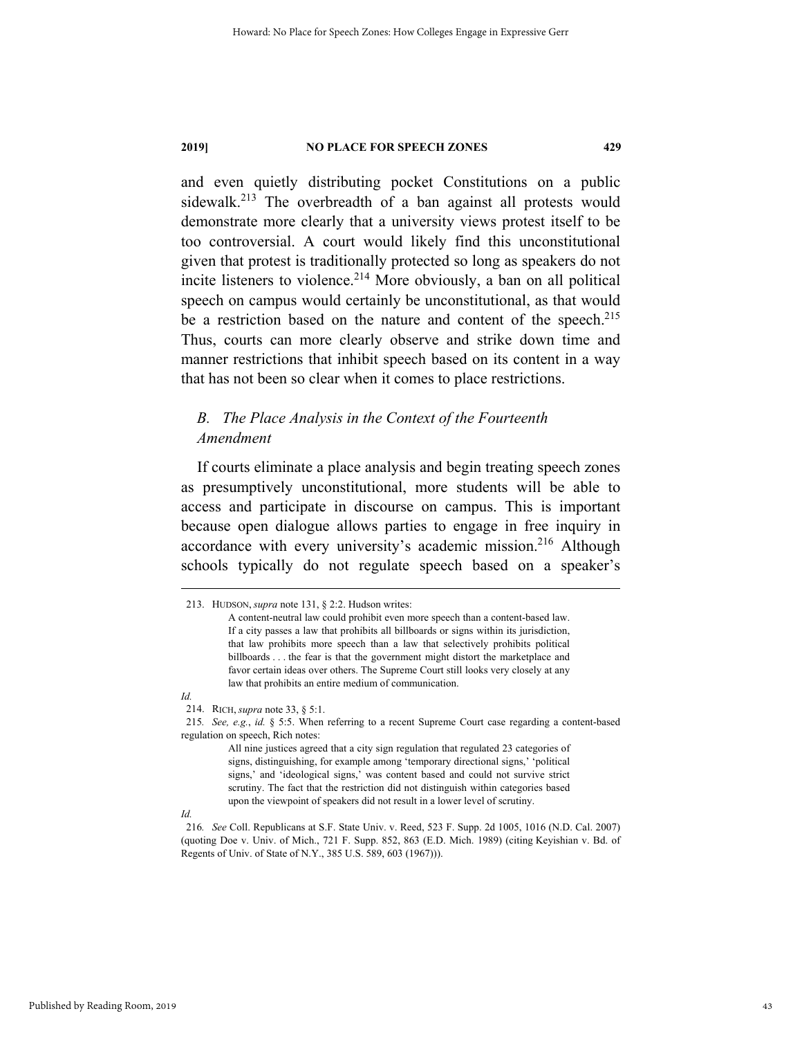and even quietly distributing pocket Constitutions on a public sidewalk.[213] The overbreadth of a ban against all protests would demonstrate more clearly that a university views protest itself to be too controversial. A court would likely find this unconstitutional given that protest is traditionally protected so long as speakers do not incite listeners to violence.[214] More obviously, a ban on all political speech on campus would certainly be unconstitutional, as that would be a restriction based on the nature and content of the speech.[215] Thus, courts can more clearly observe and strike down time and manner restrictions that inhibit speech based on its content in a way that has not been so clear when it comes to place restrictions.

## *B. The Place Analysis in the Context of the Fourteenth Amendment*

If courts eliminate a place analysis and begin treating speech zones as presumptively unconstitutional, more students will be able to access and participate in discourse on campus. This is important because open dialogue allows parties to engage in free inquiry in accordance with every university's academic mission.[216] Although schools typically do not regulate speech based on a speaker's

---

213. HUDSON, *supra* note 131, § 2:2. Hudson writes:

> A content-neutral law could prohibit even more speech than a content-based law. If a city passes a law that prohibits all billboards or signs within its jurisdiction, that law prohibits more speech than a law that selectively prohibits political billboards . . . the fear is that the government might distort the marketplace and favor certain ideas over others. The Supreme Court still looks very closely at any law that prohibits an entire medium of communication.

*Id.*

214. RICH, *supra* note 33, § 5:1.

215. *See, e.g.*, *id.* § 5:5. When referring to a recent Supreme Court case regarding a content-based regulation on speech, Rich notes:

> All nine justices agreed that a city sign regulation that regulated 23 categories of signs, distinguishing, for example among 'temporary directional signs,' 'political signs,' and 'ideological signs,' was content based and could not survive strict scrutiny. The fact that the restriction did not distinguish within categories based upon the viewpoint of speakers did not result in a lower level of scrutiny.

*Id.*

216. *See* Coll. Republicans at S.F. State Univ. v. Reed, 523 F. Supp. 2d 1005, 1016 (N.D. Cal. 2007) (quoting Doe v. Univ. of Mich., 721 F. Supp. 852, 863 (E.D. Mich. 1989) (citing Keyishian v. Bd. of Regents of Univ. of State of N.Y., 385 U.S. 589, 603 (1967))).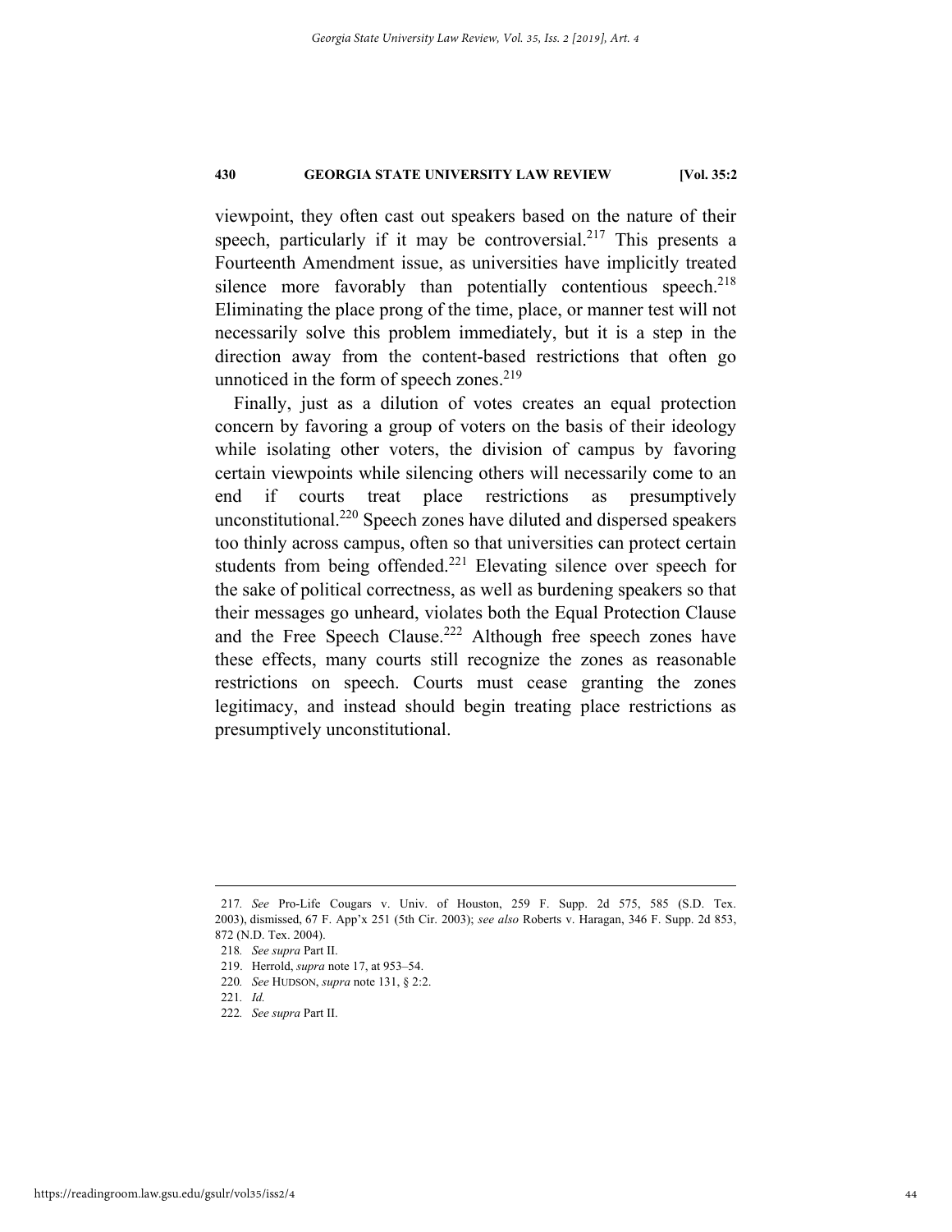viewpoint, they often cast out speakers based on the nature of their speech, particularly if it may be controversial.[217] This presents a Fourteenth Amendment issue, as universities have implicitly treated silence more favorably than potentially contentious speech.[218] Eliminating the place prong of the time, place, or manner test will not necessarily solve this problem immediately, but it is a step in the direction away from the content-based restrictions that often go unnoticed in the form of speech zones.[219]

Finally, just as a dilution of votes creates an equal protection concern by favoring a group of voters on the basis of their ideology while isolating other voters, the division of campus by favoring certain viewpoints while silencing others will necessarily come to an end if courts treat place restrictions as presumptively unconstitutional.[220] Speech zones have diluted and dispersed speakers too thinly across campus, often so that universities can protect certain students from being offended.[221] Elevating silence over speech for the sake of political correctness, as well as burdening speakers so that their messages go unheard, violates both the Equal Protection Clause and the Free Speech Clause.[222] Although free speech zones have these effects, many courts still recognize the zones as reasonable restrictions on speech. Courts must cease granting the zones legitimacy, and instead should begin treating place restrictions as presumptively unconstitutional.

---

217. *See* Pro-Life Cougars v. Univ. of Houston, 259 F. Supp. 2d 575, 585 (S.D. Tex. 2003), dismissed, 67 F. App'x 251 (5th Cir. 2003); *see also* Roberts v. Haragan, 346 F. Supp. 2d 853, 872 (N.D. Tex. 2004).

218. *See supra* Part II.

219. Herrold, *supra* note 17, at 953–54.

220. *See* HUDSON, *supra* note 131, § 2:2.

221. *Id.*

222. *See supra* Part II.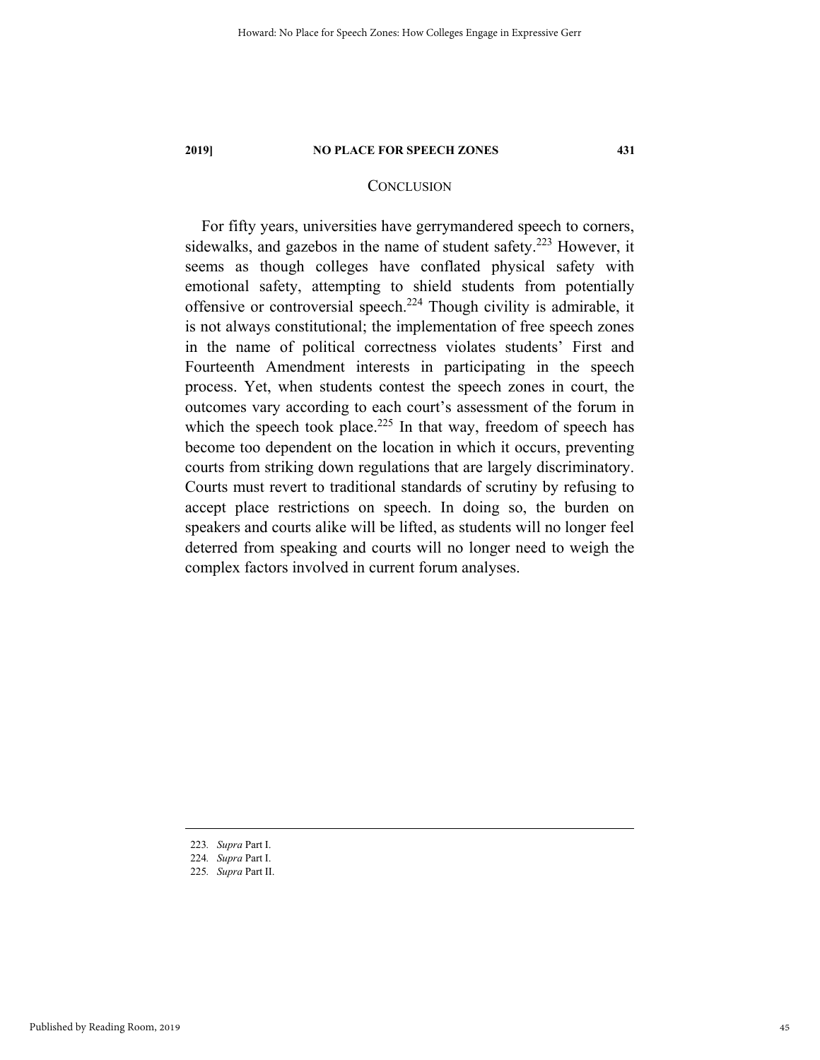## CONCLUSION

For fifty years, universities have gerrymandered speech to corners, sidewalks, and gazebos in the name of student safety.[223] However, it seems as though colleges have conflated physical safety with emotional safety, attempting to shield students from potentially offensive or controversial speech.[224] Though civility is admirable, it is not always constitutional; the implementation of free speech zones in the name of political correctness violates students' First and Fourteenth Amendment interests in participating in the speech process. Yet, when students contest the speech zones in court, the outcomes vary according to each court's assessment of the forum in which the speech took place.[225] In that way, freedom of speech has become too dependent on the location in which it occurs, preventing courts from striking down regulations that are largely discriminatory. Courts must revert to traditional standards of scrutiny by refusing to accept place restrictions on speech. In doing so, the burden on speakers and courts alike will be lifted, as students will no longer feel deterred from speaking and courts will no longer need to weigh the complex factors involved in current forum analyses.

---

223. *Supra* Part I.
224. *Supra* Part I.
225. *Supra* Part II.